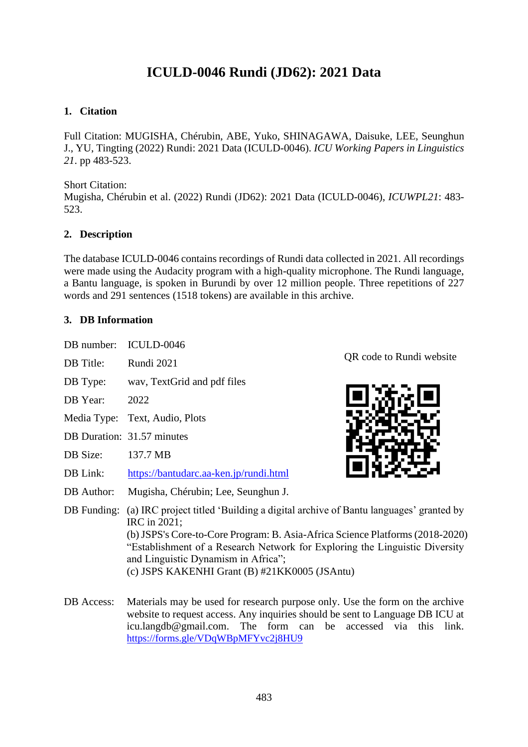# ICULD-0046 Rundi (JD62): 2021 Data

## 1. Citation

Full Citation: MUGISHA, Chérubin, ABE, Yuko, SHINAGAWA, Daisuke, LEE, Seunghun J., YU, Tingting (2022) Rundi: 2021 Data (ICULD-0046). *ICU Working Papers in Linguistics 21*. pp 483-523.

Short Citation:
Mugisha, Chérubin et al. (2022) Rundi (JD62): 2021 Data (ICULD-0046), *ICUWPL21*: 483-523.

## 2. Description

The database ICULD-0046 contains recordings of Rundi data collected in 2021. All recordings were made using the Audacity program with a high-quality microphone. The Rundi language, a Bantu language, is spoken in Burundi by over 12 million people. Three repetitions of 227 words and 291 sentences (1518 tokens) are available in this archive.

## 3. DB Information

QR code to Rundi website

DB number: ICULD-0046

DB Title: Rundi 2021

DB Type: wav, TextGrid and pdf files

DB Year: 2022

Media Type: Text, Audio, Plots

DB Duration: 31.57 minutes

DB Size: 137.7 MB

DB Link: https://bantudarc.aa-ken.jp/rundi.html

DB Author: Mugisha, Chérubin; Lee, Seunghun J.

DB Funding: (a) IRC project titled 'Building a digital archive of Bantu languages' granted by IRC in 2021;
(b) JSPS's Core-to-Core Program: B. Asia-Africa Science Platforms (2018-2020) "Establishment of a Research Network for Exploring the Linguistic Diversity and Linguistic Dynamism in Africa";
(c) JSPS KAKENHI Grant (B) #21KK0005 (JSAntu)

DB Access: Materials may be used for research purpose only. Use the form on the archive website to request access. Any inquiries should be sent to Language DB ICU at icu.langdb@gmail.com. The form can be accessed via this link. https://forms.gle/VDqWBpMFYvc2j8HU9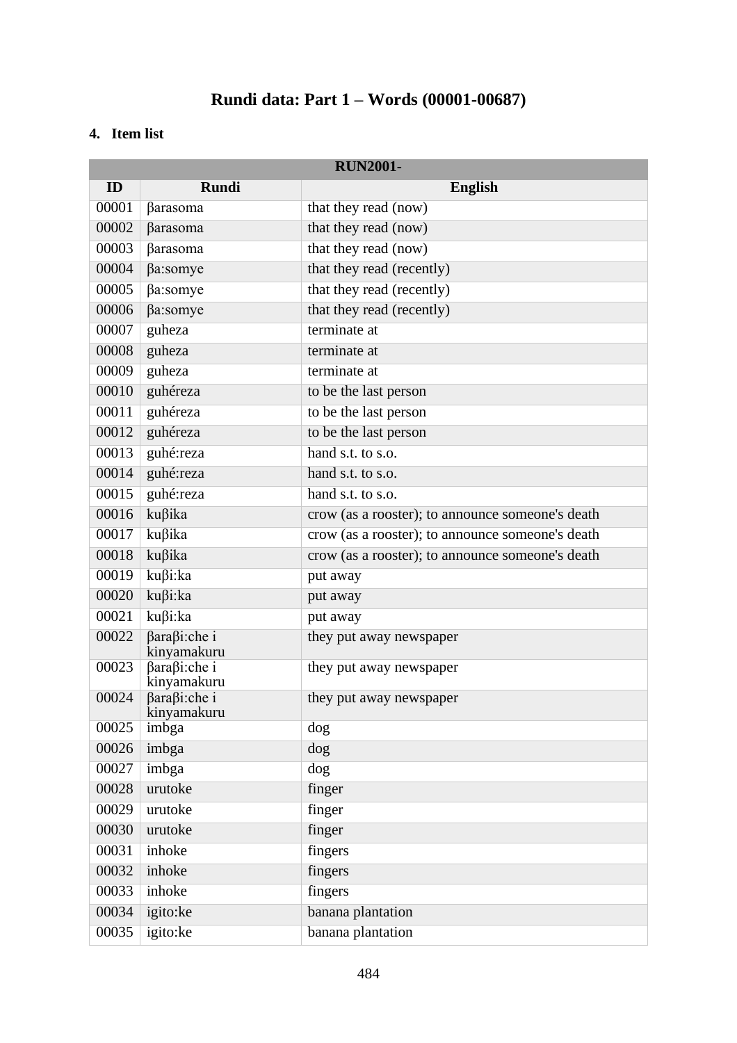# Rundi data: Part 1 – Words (00001-00687)

## 4. Item list

| RUN2001- | | |
|---|---|---|
| **ID** | **Rundi** | **English** |
| 00001 | βarasoma | that they read (now) |
| 00002 | βarasoma | that they read (now) |
| 00003 | βarasoma | that they read (now) |
| 00004 | βa:somye | that they read (recently) |
| 00005 | βa:somye | that they read (recently) |
| 00006 | βa:somye | that they read (recently) |
| 00007 | guheza | terminate at |
| 00008 | guheza | terminate at |
| 00009 | guheza | terminate at |
| 00010 | guhéreza | to be the last person |
| 00011 | guhéreza | to be the last person |
| 00012 | guhéreza | to be the last person |
| 00013 | guhé:reza | hand s.t. to s.o. |
| 00014 | guhé:reza | hand s.t. to s.o. |
| 00015 | guhé:reza | hand s.t. to s.o. |
| 00016 | kuβika | crow (as a rooster); to announce someone's death |
| 00017 | kuβika | crow (as a rooster); to announce someone's death |
| 00018 | kuβika | crow (as a rooster); to announce someone's death |
| 00019 | kuβi:ka | put away |
| 00020 | kuβi:ka | put away |
| 00021 | kuβi:ka | put away |
| 00022 | βaraβi:che i kinyamakuru | they put away newspaper |
| 00023 | βaraβi:che i kinyamakuru | they put away newspaper |
| 00024 | βaraβi:che i kinyamakuru | they put away newspaper |
| 00025 | imbga | dog |
| 00026 | imbga | dog |
| 00027 | imbga | dog |
| 00028 | urutoke | finger |
| 00029 | urutoke | finger |
| 00030 | urutoke | finger |
| 00031 | inhoke | fingers |
| 00032 | inhoke | fingers |
| 00033 | inhoke | fingers |
| 00034 | igito:ke | banana plantation |
| 00035 | igito:ke | banana plantation |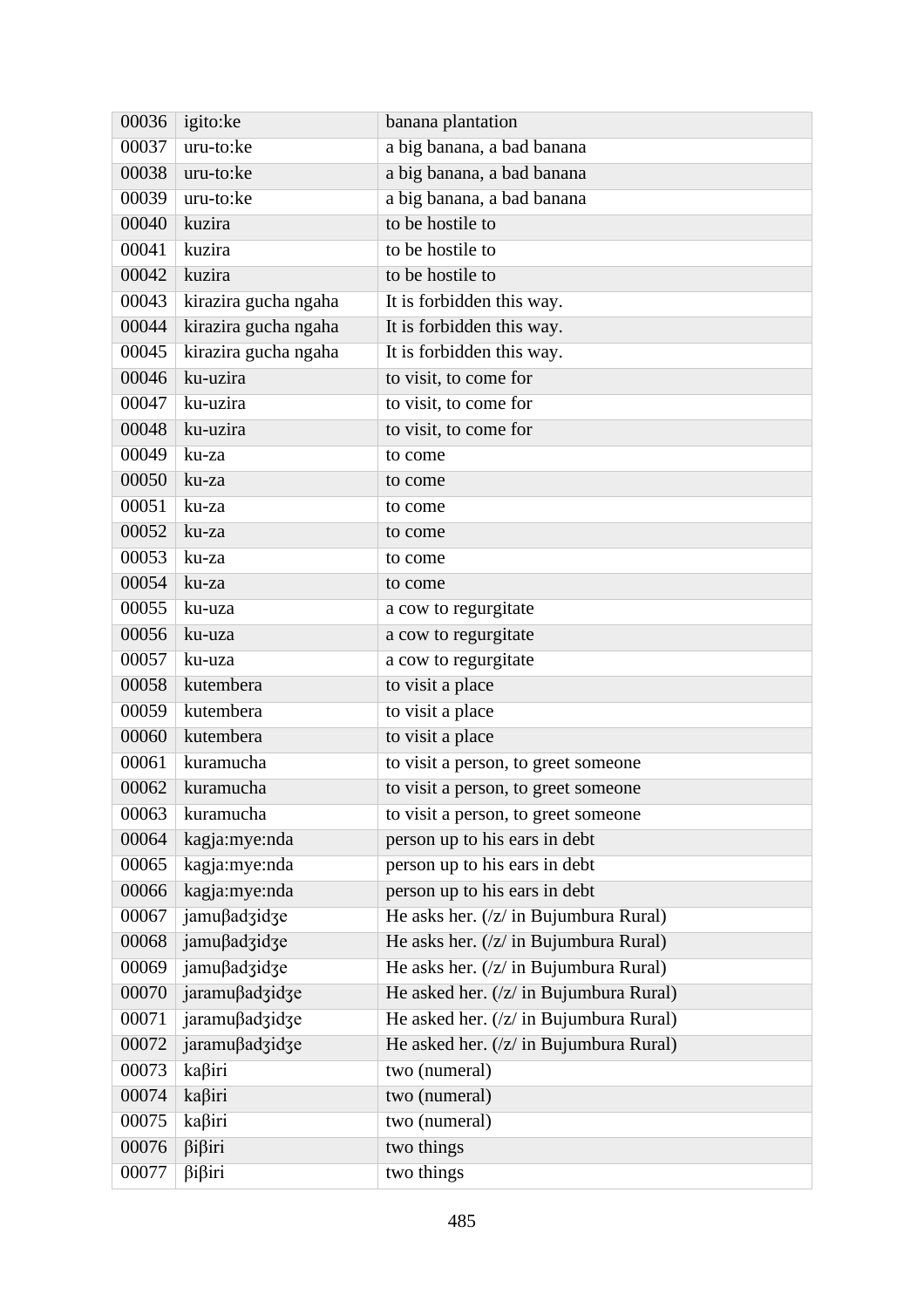| | | |
|---|---|---|
| 00036 | igito:ke | banana plantation |
| 00037 | uru-to:ke | a big banana, a bad banana |
| 00038 | uru-to:ke | a big banana, a bad banana |
| 00039 | uru-to:ke | a big banana, a bad banana |
| 00040 | kuzira | to be hostile to |
| 00041 | kuzira | to be hostile to |
| 00042 | kuzira | to be hostile to |
| 00043 | kirazira gucha ngaha | It is forbidden this way. |
| 00044 | kirazira gucha ngaha | It is forbidden this way. |
| 00045 | kirazira gucha ngaha | It is forbidden this way. |
| 00046 | ku-uzira | to visit, to come for |
| 00047 | ku-uzira | to visit, to come for |
| 00048 | ku-uzira | to visit, to come for |
| 00049 | ku-za | to come |
| 00050 | ku-za | to come |
| 00051 | ku-za | to come |
| 00052 | ku-za | to come |
| 00053 | ku-za | to come |
| 00054 | ku-za | to come |
| 00055 | ku-uza | a cow to regurgitate |
| 00056 | ku-uza | a cow to regurgitate |
| 00057 | ku-uza | a cow to regurgitate |
| 00058 | kutembera | to visit a place |
| 00059 | kutembera | to visit a place |
| 00060 | kutembera | to visit a place |
| 00061 | kuramucha | to visit a person, to greet someone |
| 00062 | kuramucha | to visit a person, to greet someone |
| 00063 | kuramucha | to visit a person, to greet someone |
| 00064 | kagja:mye:nda | person up to his ears in debt |
| 00065 | kagja:mye:nda | person up to his ears in debt |
| 00066 | kagja:mye:nda | person up to his ears in debt |
| 00067 | jamuβadʒidʒe | He asks her. (/z/ in Bujumbura Rural) |
| 00068 | jamuβadʒidʒe | He asks her. (/z/ in Bujumbura Rural) |
| 00069 | jamuβadʒidʒe | He asks her. (/z/ in Bujumbura Rural) |
| 00070 | jaramuβadʒidʒe | He asked her. (/z/ in Bujumbura Rural) |
| 00071 | jaramuβadʒidʒe | He asked her. (/z/ in Bujumbura Rural) |
| 00072 | jaramuβadʒidʒe | He asked her. (/z/ in Bujumbura Rural) |
| 00073 | kaβiri | two (numeral) |
| 00074 | kaβiri | two (numeral) |
| 00075 | kaβiri | two (numeral) |
| 00076 | βiβiri | two things |
| 00077 | βiβiri | two things |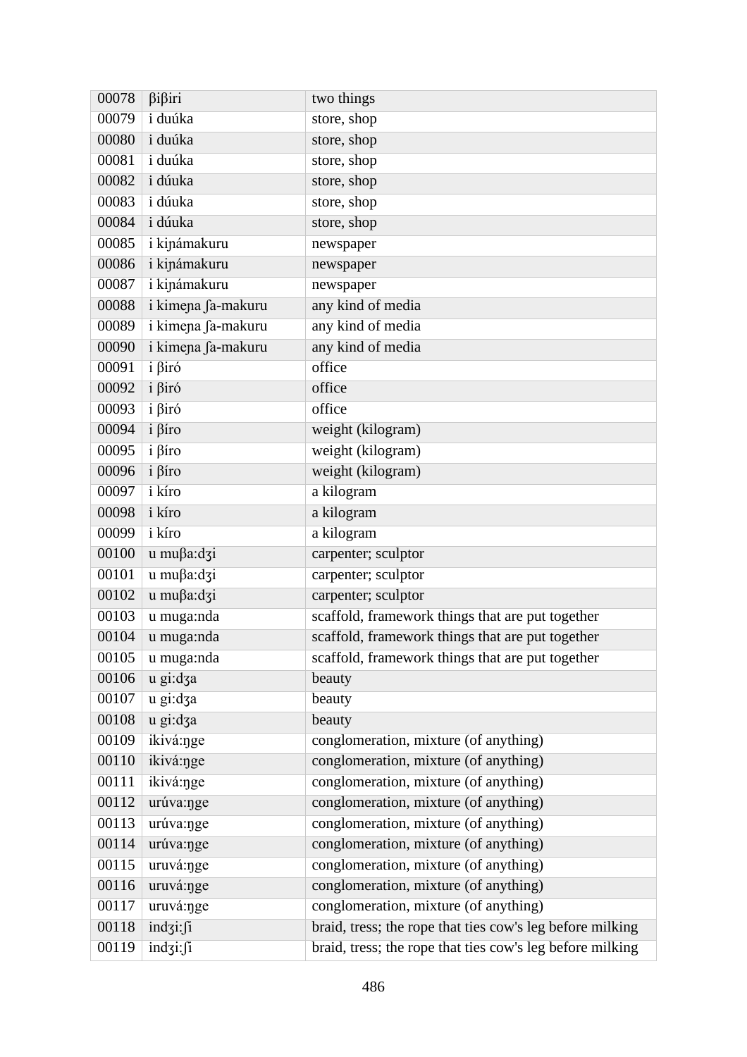| | | |
|---|---|---|
| 00078 | βiβiri | two things |
| 00079 | i duúka | store, shop |
| 00080 | i duúka | store, shop |
| 00081 | i duúka | store, shop |
| 00082 | i dúuka | store, shop |
| 00083 | i dúuka | store, shop |
| 00084 | i dúuka | store, shop |
| 00085 | i kiɲámakuru | newspaper |
| 00086 | i kiɲámakuru | newspaper |
| 00087 | i kiɲámakuru | newspaper |
| 00088 | i kimeɲa ʃa-makuru | any kind of media |
| 00089 | i kimeɲa ʃa-makuru | any kind of media |
| 00090 | i kimeɲa ʃa-makuru | any kind of media |
| 00091 | i βiró | office |
| 00092 | i βiró | office |
| 00093 | i βiró | office |
| 00094 | i βíro | weight (kilogram) |
| 00095 | i βíro | weight (kilogram) |
| 00096 | i βíro | weight (kilogram) |
| 00097 | i kíro | a kilogram |
| 00098 | i kíro | a kilogram |
| 00099 | i kíro | a kilogram |
| 00100 | u muβa:dʒi | carpenter; sculptor |
| 00101 | u muβa:dʒi | carpenter; sculptor |
| 00102 | u muβa:dʒi | carpenter; sculptor |
| 00103 | u muga:nda | scaffold, framework things that are put together |
| 00104 | u muga:nda | scaffold, framework things that are put together |
| 00105 | u muga:nda | scaffold, framework things that are put together |
| 00106 | u gi:dʒa | beauty |
| 00107 | u gi:dʒa | beauty |
| 00108 | u gi:dʒa | beauty |
| 00109 | ikivá:ŋge | conglomeration, mixture (of anything) |
| 00110 | ikivá:ŋge | conglomeration, mixture (of anything) |
| 00111 | ikivá:ŋge | conglomeration, mixture (of anything) |
| 00112 | urúva:ŋge | conglomeration, mixture (of anything) |
| 00113 | urúva:ŋge | conglomeration, mixture (of anything) |
| 00114 | urúva:ŋge | conglomeration, mixture (of anything) |
| 00115 | uruvá:ŋge | conglomeration, mixture (of anything) |
| 00116 | uruvá:ŋge | conglomeration, mixture (of anything) |
| 00117 | uruvá:ŋge | conglomeration, mixture (of anything) |
| 00118 | indʒi:ʃi | braid, tress; the rope that ties cow's leg before milking |
| 00119 | indʒi:ʃi | braid, tress; the rope that ties cow's leg before milking |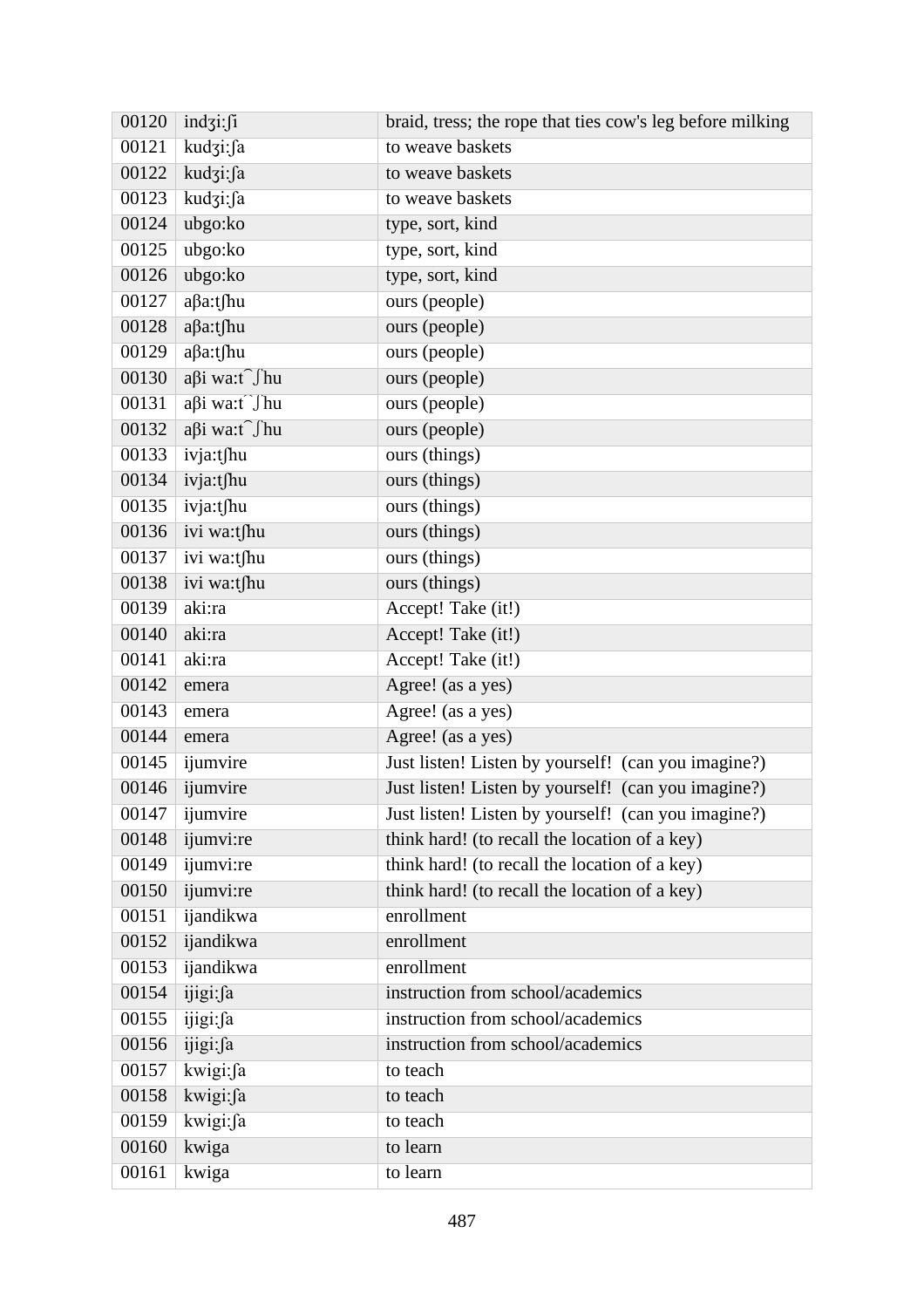| | | |
|---|---|---|
| 00120 | indʒi:ʃi | braid, tress; the rope that ties cow's leg before milking |
| 00121 | kudʒi:ʃa | to weave baskets |
| 00122 | kudʒi:ʃa | to weave baskets |
| 00123 | kudʒi:ʃa | to weave baskets |
| 00124 | ubgo:ko | type, sort, kind |
| 00125 | ubgo:ko | type, sort, kind |
| 00126 | ubgo:ko | type, sort, kind |
| 00127 | aβa:tʃhu | ours (people) |
| 00128 | aβa:tʃhu | ours (people) |
| 00129 | aβa:tʃhu | ours (people) |
| 00130 | aβi wa:t͡ʃhu | ours (people) |
| 00131 | aβi wa:t͡ʃhu | ours (people) |
| 00132 | aβi wa:t͡ʃhu | ours (people) |
| 00133 | ivja:tʃhu | ours (things) |
| 00134 | ivja:tʃhu | ours (things) |
| 00135 | ivja:tʃhu | ours (things) |
| 00136 | ivi wa:tʃhu | ours (things) |
| 00137 | ivi wa:tʃhu | ours (things) |
| 00138 | ivi wa:tʃhu | ours (things) |
| 00139 | aki:ra | Accept! Take (it!) |
| 00140 | aki:ra | Accept! Take (it!) |
| 00141 | aki:ra | Accept! Take (it!) |
| 00142 | emera | Agree! (as a yes) |
| 00143 | emera | Agree! (as a yes) |
| 00144 | emera | Agree! (as a yes) |
| 00145 | ijumvire | Just listen! Listen by yourself! (can you imagine?) |
| 00146 | ijumvire | Just listen! Listen by yourself! (can you imagine?) |
| 00147 | ijumvire | Just listen! Listen by yourself! (can you imagine?) |
| 00148 | ijumvi:re | think hard! (to recall the location of a key) |
| 00149 | ijumvi:re | think hard! (to recall the location of a key) |
| 00150 | ijumvi:re | think hard! (to recall the location of a key) |
| 00151 | ijandikwa | enrollment |
| 00152 | ijandikwa | enrollment |
| 00153 | ijandikwa | enrollment |
| 00154 | ijigi:ʃa | instruction from school/academics |
| 00155 | ijigi:ʃa | instruction from school/academics |
| 00156 | ijigi:ʃa | instruction from school/academics |
| 00157 | kwigi:ʃa | to teach |
| 00158 | kwigi:ʃa | to teach |
| 00159 | kwigi:ʃa | to teach |
| 00160 | kwiga | to learn |
| 00161 | kwiga | to learn |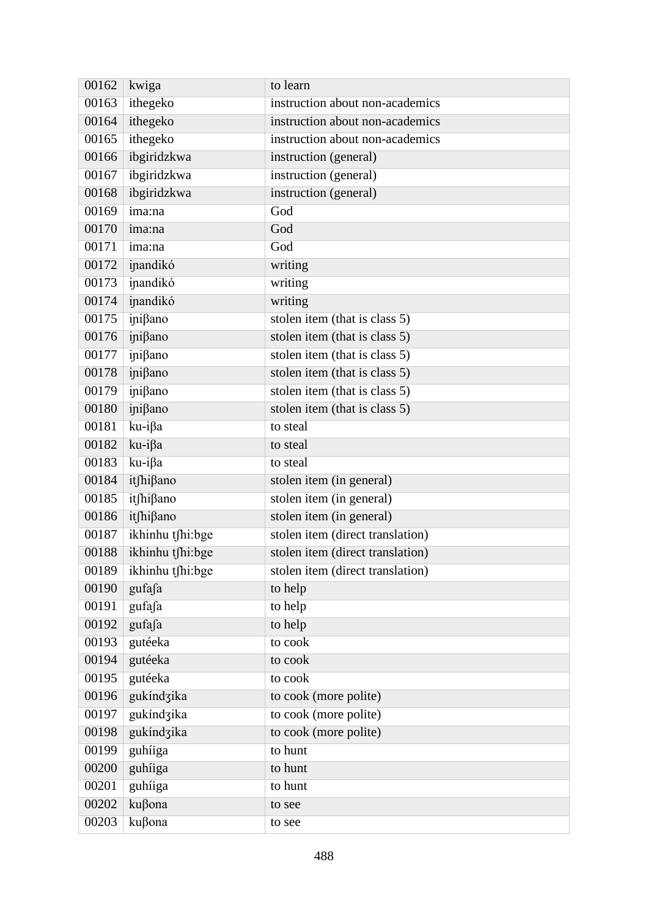| 00162 | kwiga | to learn |
|---|---|---|
| 00163 | ithegeko | instruction about non-academics |
| 00164 | ithegeko | instruction about non-academics |
| 00165 | ithegeko | instruction about non-academics |
| 00166 | ibgiridzkwa | instruction (general) |
| 00167 | ibgiridzkwa | instruction (general) |
| 00168 | ibgiridzkwa | instruction (general) |
| 00169 | ima:na | God |
| 00170 | ima:na | God |
| 00171 | ima:na | God |
| 00172 | iɲandikó | writing |
| 00173 | iɲandikó | writing |
| 00174 | iɲandikó | writing |
| 00175 | iɲiβano | stolen item (that is class 5) |
| 00176 | iɲiβano | stolen item (that is class 5) |
| 00177 | iɲiβano | stolen item (that is class 5) |
| 00178 | iɲiβano | stolen item (that is class 5) |
| 00179 | iɲiβano | stolen item (that is class 5) |
| 00180 | iɲiβano | stolen item (that is class 5) |
| 00181 | ku-iβa | to steal |
| 00182 | ku-iβa | to steal |
| 00183 | ku-iβa | to steal |
| 00184 | itʃhiβano | stolen item (in general) |
| 00185 | itʃhiβano | stolen item (in general) |
| 00186 | itʃhiβano | stolen item (in general) |
| 00187 | ikhinhu tʃhi:bge | stolen item (direct translation) |
| 00188 | ikhinhu tʃhi:bge | stolen item (direct translation) |
| 00189 | ikhinhu tʃhi:bge | stolen item (direct translation) |
| 00190 | gufaʃa | to help |
| 00191 | gufaʃa | to help |
| 00192 | gufaʃa | to help |
| 00193 | gutéeka | to cook |
| 00194 | gutéeka | to cook |
| 00195 | gutéeka | to cook |
| 00196 | gukíndʒika | to cook (more polite) |
| 00197 | gukíndʒika | to cook (more polite) |
| 00198 | gukíndʒika | to cook (more polite) |
| 00199 | guhíiga | to hunt |
| 00200 | guhíiga | to hunt |
| 00201 | guhíiga | to hunt |
| 00202 | kuβona | to see |
| 00203 | kuβona | to see |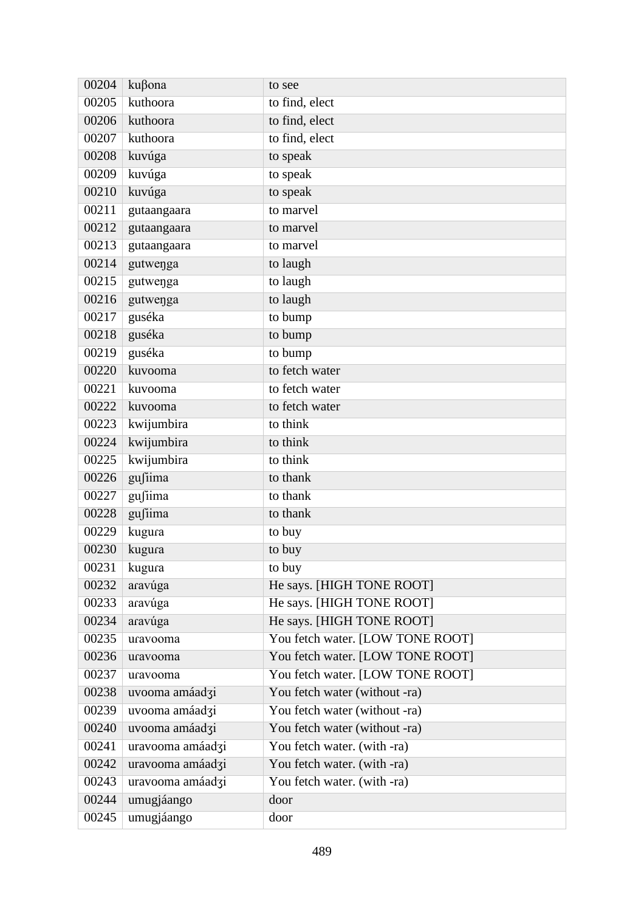| | | |
|---|---|---|
| 00204 | kuβona | to see |
| 00205 | kuthoora | to find, elect |
| 00206 | kuthoora | to find, elect |
| 00207 | kuthoora | to find, elect |
| 00208 | kuvúga | to speak |
| 00209 | kuvúga | to speak |
| 00210 | kuvúga | to speak |
| 00211 | gutaangaara | to marvel |
| 00212 | gutaangaara | to marvel |
| 00213 | gutaangaara | to marvel |
| 00214 | gutweŋga | to laugh |
| 00215 | gutweŋga | to laugh |
| 00216 | gutweŋga | to laugh |
| 00217 | guséka | to bump |
| 00218 | guséka | to bump |
| 00219 | guséka | to bump |
| 00220 | kuvooma | to fetch water |
| 00221 | kuvooma | to fetch water |
| 00222 | kuvooma | to fetch water |
| 00223 | kwijumbira | to think |
| 00224 | kwijumbira | to think |
| 00225 | kwijumbira | to think |
| 00226 | guʃiima | to thank |
| 00227 | guʃiima | to thank |
| 00228 | guʃiima | to thank |
| 00229 | kuguɾa | to buy |
| 00230 | kuguɾa | to buy |
| 00231 | kuguɾa | to buy |
| 00232 | aɾavúga | He says. [HIGH TONE ROOT] |
| 00233 | aɾavúga | He says. [HIGH TONE ROOT] |
| 00234 | aɾavúga | He says. [HIGH TONE ROOT] |
| 00235 | uɾavooma | You fetch water. [LOW TONE ROOT] |
| 00236 | uɾavooma | You fetch water. [LOW TONE ROOT] |
| 00237 | uɾavooma | You fetch water. [LOW TONE ROOT] |
| 00238 | uvooma amáadʒi | You fetch water (without -ra) |
| 00239 | uvooma amáadʒi | You fetch water (without -ra) |
| 00240 | uvooma amáadʒi | You fetch water (without -ra) |
| 00241 | uravooma amáadʒi | You fetch water. (with -ra) |
| 00242 | uravooma amáadʒi | You fetch water. (with -ra) |
| 00243 | uravooma amáadʒi | You fetch water. (with -ra) |
| 00244 | umugjáango | door |
| 00245 | umugjáango | door |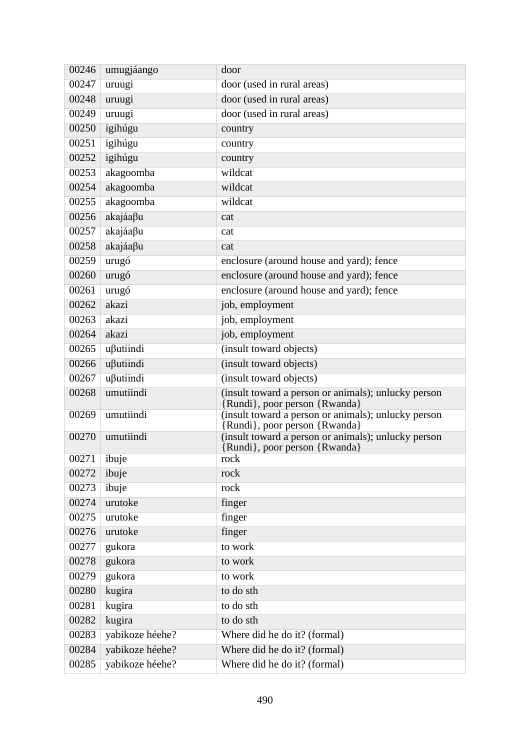| | | |
|---|---|---|
| 00246 | umugjáango | door |
| 00247 | uruugi | door (used in rural areas) |
| 00248 | uruugi | door (used in rural areas) |
| 00249 | uruugi | door (used in rural areas) |
| 00250 | igihúgu | country |
| 00251 | igihúgu | country |
| 00252 | igihúgu | country |
| 00253 | akagoomba | wildcat |
| 00254 | akagoomba | wildcat |
| 00255 | akagoomba | wildcat |
| 00256 | akajáaβu | cat |
| 00257 | akajáaβu | cat |
| 00258 | akajáaβu | cat |
| 00259 | urugó | enclosure (around house and yard); fence |
| 00260 | urugó | enclosure (around house and yard); fence |
| 00261 | urugó | enclosure (around house and yard); fence |
| 00262 | akazi | job, employment |
| 00263 | akazi | job, employment |
| 00264 | akazi | job, employment |
| 00265 | uβutiindi | (insult toward objects) |
| 00266 | uβutiindi | (insult toward objects) |
| 00267 | uβutiindi | (insult toward objects) |
| 00268 | umutiindi | (insult toward a person or animals); unlucky person {Rundi}, poor person {Rwanda} |
| 00269 | umutiindi | (insult toward a person or animals); unlucky person {Rundi}, poor person {Rwanda} |
| 00270 | umutiindi | (insult toward a person or animals); unlucky person {Rundi}, poor person {Rwanda} |
| 00271 | ibuje | rock |
| 00272 | ibuje | rock |
| 00273 | ibuje | rock |
| 00274 | urutoke | finger |
| 00275 | urutoke | finger |
| 00276 | urutoke | finger |
| 00277 | gukora | to work |
| 00278 | gukora | to work |
| 00279 | gukora | to work |
| 00280 | kugira | to do sth |
| 00281 | kugira | to do sth |
| 00282 | kugira | to do sth |
| 00283 | yabikoze héehe? | Where did he do it? (formal) |
| 00284 | yabikoze héehe? | Where did he do it? (formal) |
| 00285 | yabikoze héehe? | Where did he do it? (formal) |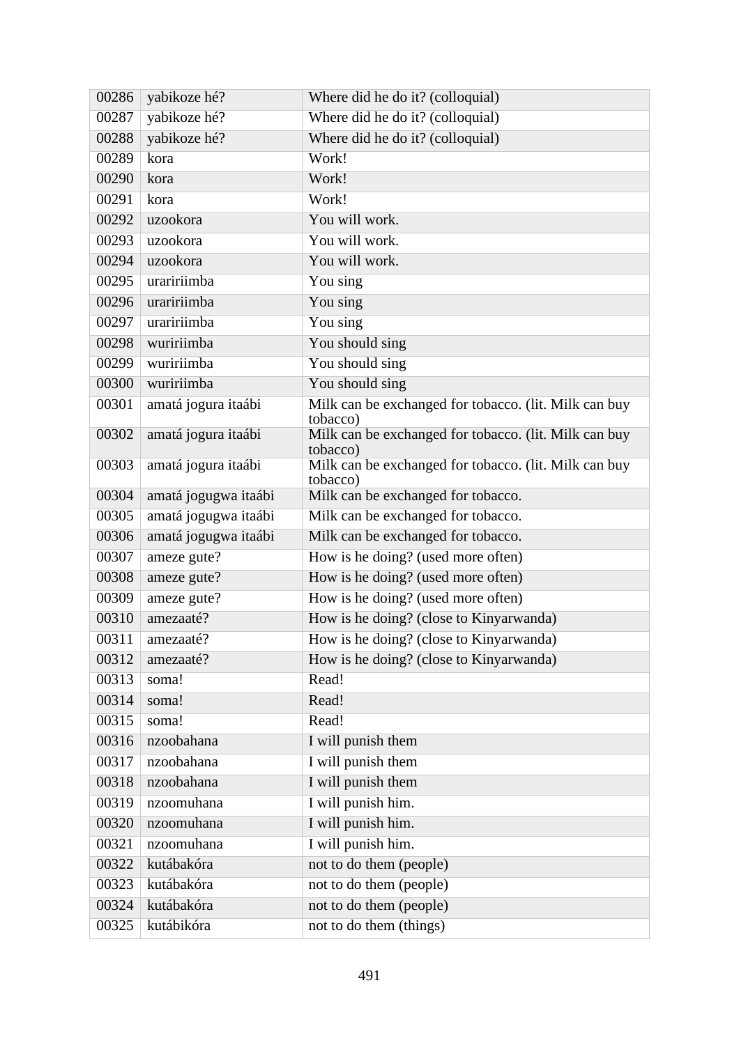| | | |
|---|---|---|
| 00286 | yabikoze hé? | Where did he do it? (colloquial) |
| 00287 | yabikoze hé? | Where did he do it? (colloquial) |
| 00288 | yabikoze hé? | Where did he do it? (colloquial) |
| 00289 | kora | Work! |
| 00290 | kora | Work! |
| 00291 | kora | Work! |
| 00292 | uzookora | You will work. |
| 00293 | uzookora | You will work. |
| 00294 | uzookora | You will work. |
| 00295 | urariri­imba | You sing |
| 00296 | urariri­imba | You sing |
| 00297 | urariri­imba | You sing |
| 00298 | wuriri­imba | You should sing |
| 00299 | wuriri­imba | You should sing |
| 00300 | wuriri­imba | You should sing |
| 00301 | amatá jogura itaábi | Milk can be exchanged for tobacco. (lit. Milk can buy tobacco) |
| 00302 | amatá jogura itaábi | Milk can be exchanged for tobacco. (lit. Milk can buy tobacco) |
| 00303 | amatá jogura itaábi | Milk can be exchanged for tobacco. (lit. Milk can buy tobacco) |
| 00304 | amatá jogugwa itaábi | Milk can be exchanged for tobacco. |
| 00305 | amatá jogugwa itaábi | Milk can be exchanged for tobacco. |
| 00306 | amatá jogugwa itaábi | Milk can be exchanged for tobacco. |
| 00307 | ameze gute? | How is he doing? (used more often) |
| 00308 | ameze gute? | How is he doing? (used more often) |
| 00309 | ameze gute? | How is he doing? (used more often) |
| 00310 | amezaaté? | How is he doing? (close to Kinyarwanda) |
| 00311 | amezaaté? | How is he doing? (close to Kinyarwanda) |
| 00312 | amezaaté? | How is he doing? (close to Kinyarwanda) |
| 00313 | soma! | Read! |
| 00314 | soma! | Read! |
| 00315 | soma! | Read! |
| 00316 | nzoobahana | I will punish them |
| 00317 | nzoobahana | I will punish them |
| 00318 | nzoobahana | I will punish them |
| 00319 | nzoomuhana | I will punish him. |
| 00320 | nzoomuhana | I will punish him. |
| 00321 | nzoomuhana | I will punish him. |
| 00322 | kutábakóra | not to do them (people) |
| 00323 | kutábakóra | not to do them (people) |
| 00324 | kutábakóra | not to do them (people) |
| 00325 | kutábikóra | not to do them (things) |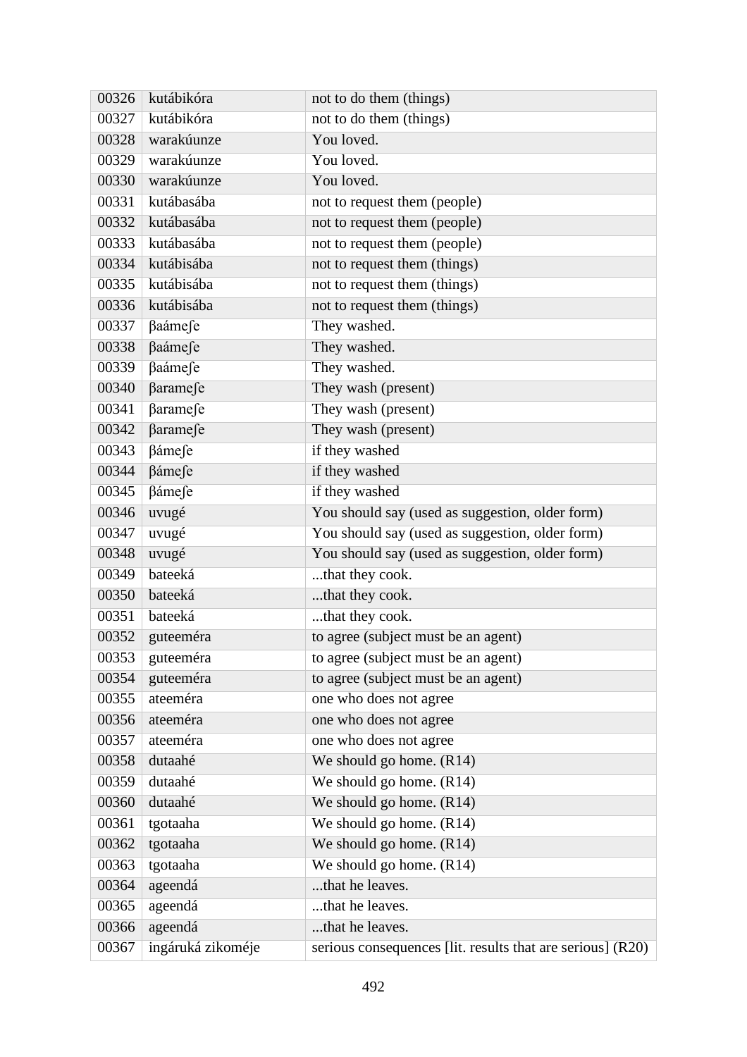| | | |
|---|---|---|
| 00326 | kutábikóra | not to do them (things) |
| 00327 | kutábikóra | not to do them (things) |
| 00328 | warakúunze | You loved. |
| 00329 | warakúunze | You loved. |
| 00330 | warakúunze | You loved. |
| 00331 | kutábasába | not to request them (people) |
| 00332 | kutábasába | not to request them (people) |
| 00333 | kutábasába | not to request them (people) |
| 00334 | kutábisába | not to request them (things) |
| 00335 | kutábisába | not to request them (things) |
| 00336 | kutábisába | not to request them (things) |
| 00337 | βaámeʃe | They washed. |
| 00338 | βaámeʃe | They washed. |
| 00339 | βaámeʃe | They washed. |
| 00340 | βarameʃe | They wash (present) |
| 00341 | βarameʃe | They wash (present) |
| 00342 | βarameʃe | They wash (present) |
| 00343 | βámeʃe | if they washed |
| 00344 | βámeʃe | if they washed |
| 00345 | βámeʃe | if they washed |
| 00346 | uvugé | You should say (used as suggestion, older form) |
| 00347 | uvugé | You should say (used as suggestion, older form) |
| 00348 | uvugé | You should say (used as suggestion, older form) |
| 00349 | bateeká | ...that they cook. |
| 00350 | bateeká | ...that they cook. |
| 00351 | bateeká | ...that they cook. |
| 00352 | guteeméra | to agree (subject must be an agent) |
| 00353 | guteeméra | to agree (subject must be an agent) |
| 00354 | guteeméra | to agree (subject must be an agent) |
| 00355 | ateeméra | one who does not agree |
| 00356 | ateeméra | one who does not agree |
| 00357 | ateeméra | one who does not agree |
| 00358 | dutaahé | We should go home. (R14) |
| 00359 | dutaahé | We should go home. (R14) |
| 00360 | dutaahé | We should go home. (R14) |
| 00361 | tgotaaha | We should go home. (R14) |
| 00362 | tgotaaha | We should go home. (R14) |
| 00363 | tgotaaha | We should go home. (R14) |
| 00364 | ageendá | ...that he leaves. |
| 00365 | ageendá | ...that he leaves. |
| 00366 | ageendá | ...that he leaves. |
| 00367 | ingáruká zikoméje | serious consequences [lit. results that are serious] (R20) |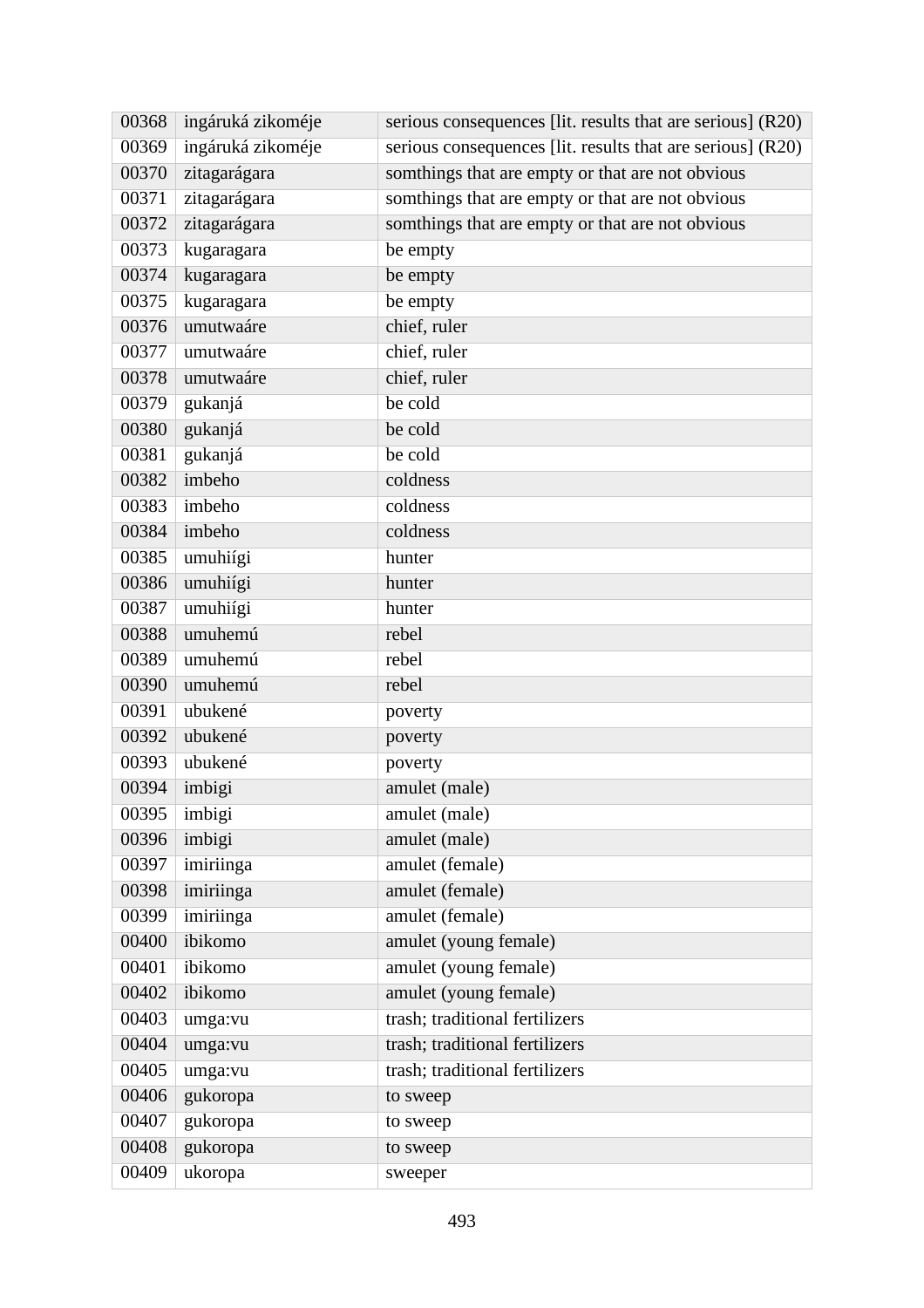| | | |
|---|---|---|
| 00368 | ingáruká zikoméje | serious consequences [lit. results that are serious] (R20) |
| 00369 | ingáruká zikoméje | serious consequences [lit. results that are serious] (R20) |
| 00370 | zitagarágara | somthings that are empty or that are not obvious |
| 00371 | zitagarágara | somthings that are empty or that are not obvious |
| 00372 | zitagarágara | somthings that are empty or that are not obvious |
| 00373 | kugaragara | be empty |
| 00374 | kugaragara | be empty |
| 00375 | kugaragara | be empty |
| 00376 | umutwaáre | chief, ruler |
| 00377 | umutwaáre | chief, ruler |
| 00378 | umutwaáre | chief, ruler |
| 00379 | gukanjá | be cold |
| 00380 | gukanjá | be cold |
| 00381 | gukanjá | be cold |
| 00382 | imbeho | coldness |
| 00383 | imbeho | coldness |
| 00384 | imbeho | coldness |
| 00385 | umuhiígi | hunter |
| 00386 | umuhiígi | hunter |
| 00387 | umuhiígi | hunter |
| 00388 | umuhemú | rebel |
| 00389 | umuhemú | rebel |
| 00390 | umuhemú | rebel |
| 00391 | ubukené | poverty |
| 00392 | ubukené | poverty |
| 00393 | ubukené | poverty |
| 00394 | imbigi | amulet (male) |
| 00395 | imbigi | amulet (male) |
| 00396 | imbigi | amulet (male) |
| 00397 | imiriinga | amulet (female) |
| 00398 | imiriinga | amulet (female) |
| 00399 | imiriinga | amulet (female) |
| 00400 | ibikomo | amulet (young female) |
| 00401 | ibikomo | amulet (young female) |
| 00402 | ibikomo | amulet (young female) |
| 00403 | umga:vu | trash; traditional fertilizers |
| 00404 | umga:vu | trash; traditional fertilizers |
| 00405 | umga:vu | trash; traditional fertilizers |
| 00406 | gukoropa | to sweep |
| 00407 | gukoropa | to sweep |
| 00408 | gukoropa | to sweep |
| 00409 | ukoropa | sweeper |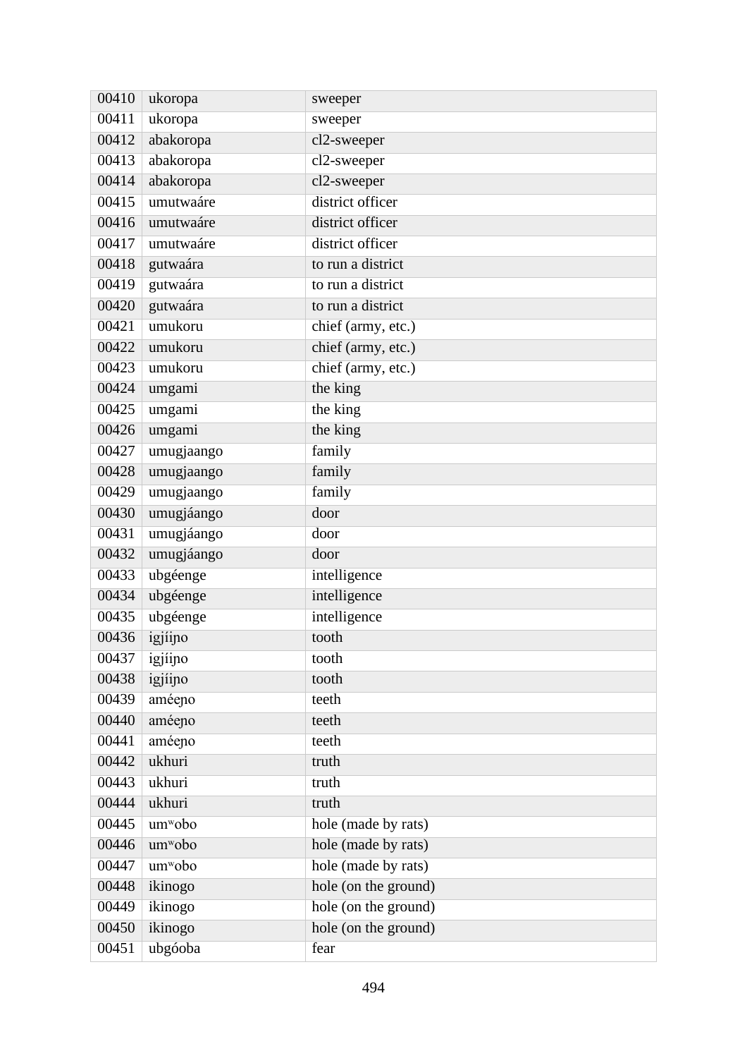| | | |
|---|---|---|
| 00410 | ukoropa | sweeper |
| 00411 | ukoropa | sweeper |
| 00412 | abakoropa | cl2-sweeper |
| 00413 | abakoropa | cl2-sweeper |
| 00414 | abakoropa | cl2-sweeper |
| 00415 | umutwaáre | district officer |
| 00416 | umutwaáre | district officer |
| 00417 | umutwaáre | district officer |
| 00418 | gutwaára | to run a district |
| 00419 | gutwaára | to run a district |
| 00420 | gutwaára | to run a district |
| 00421 | umukoru | chief (army, etc.) |
| 00422 | umukoru | chief (army, etc.) |
| 00423 | umukoru | chief (army, etc.) |
| 00424 | umgami | the king |
| 00425 | umgami | the king |
| 00426 | umgami | the king |
| 00427 | umugjaango | family |
| 00428 | umugjaango | family |
| 00429 | umugjaango | family |
| 00430 | umugjáango | door |
| 00431 | umugjáango | door |
| 00432 | umugjáango | door |
| 00433 | ubgéenge | intelligence |
| 00434 | ubgéenge | intelligence |
| 00435 | ubgéenge | intelligence |
| 00436 | igjíiɲo | tooth |
| 00437 | igjíiɲo | tooth |
| 00438 | igjíiɲo | tooth |
| 00439 | améeɲo | teeth |
| 00440 | améeɲo | teeth |
| 00441 | améeɲo | teeth |
| 00442 | ukhuri | truth |
| 00443 | ukhuri | truth |
| 00444 | ukhuri | truth |
| 00445 | umʷobo | hole (made by rats) |
| 00446 | umʷobo | hole (made by rats) |
| 00447 | umʷobo | hole (made by rats) |
| 00448 | ikinogo | hole (on the ground) |
| 00449 | ikinogo | hole (on the ground) |
| 00450 | ikinogo | hole (on the ground) |
| 00451 | ubgóoba | fear |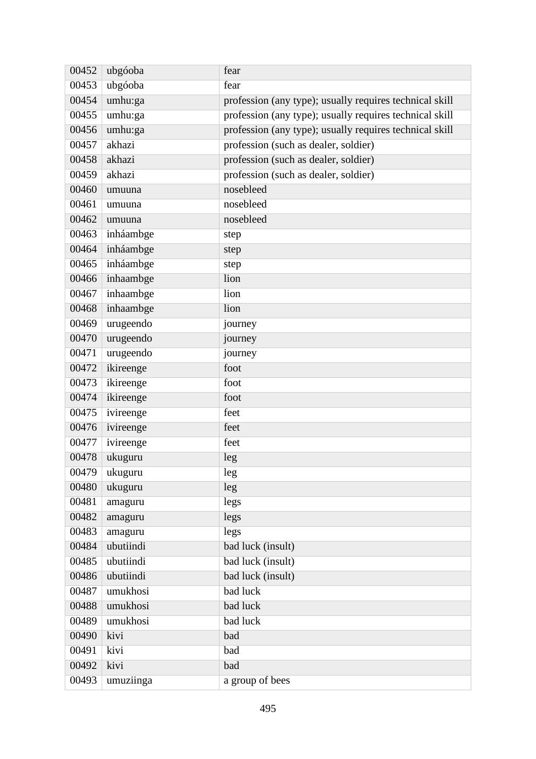| | | |
|---|---|---|
| 00452 | ubgóoba | fear |
| 00453 | ubgóoba | fear |
| 00454 | umhu:ga | profession (any type); usually requires technical skill |
| 00455 | umhu:ga | profession (any type); usually requires technical skill |
| 00456 | umhu:ga | profession (any type); usually requires technical skill |
| 00457 | akhazi | profession (such as dealer, soldier) |
| 00458 | akhazi | profession (such as dealer, soldier) |
| 00459 | akhazi | profession (such as dealer, soldier) |
| 00460 | umuuna | nosebleed |
| 00461 | umuuna | nosebleed |
| 00462 | umuuna | nosebleed |
| 00463 | inháambge | step |
| 00464 | inháambge | step |
| 00465 | inháambge | step |
| 00466 | inhaambge | lion |
| 00467 | inhaambge | lion |
| 00468 | inhaambge | lion |
| 00469 | urugeendo | journey |
| 00470 | urugeendo | journey |
| 00471 | urugeendo | journey |
| 00472 | ikireenge | foot |
| 00473 | ikireenge | foot |
| 00474 | ikireenge | foot |
| 00475 | ivireenge | feet |
| 00476 | ivireenge | feet |
| 00477 | ivireenge | feet |
| 00478 | ukuguru | leg |
| 00479 | ukuguru | leg |
| 00480 | ukuguru | leg |
| 00481 | amaguru | legs |
| 00482 | amaguru | legs |
| 00483 | amaguru | legs |
| 00484 | ubutiindi | bad luck (insult) |
| 00485 | ubutiindi | bad luck (insult) |
| 00486 | ubutiindi | bad luck (insult) |
| 00487 | umukhosi | bad luck |
| 00488 | umukhosi | bad luck |
| 00489 | umukhosi | bad luck |
| 00490 | kivi | bad |
| 00491 | kivi | bad |
| 00492 | kivi | bad |
| 00493 | umuziinga | a group of bees |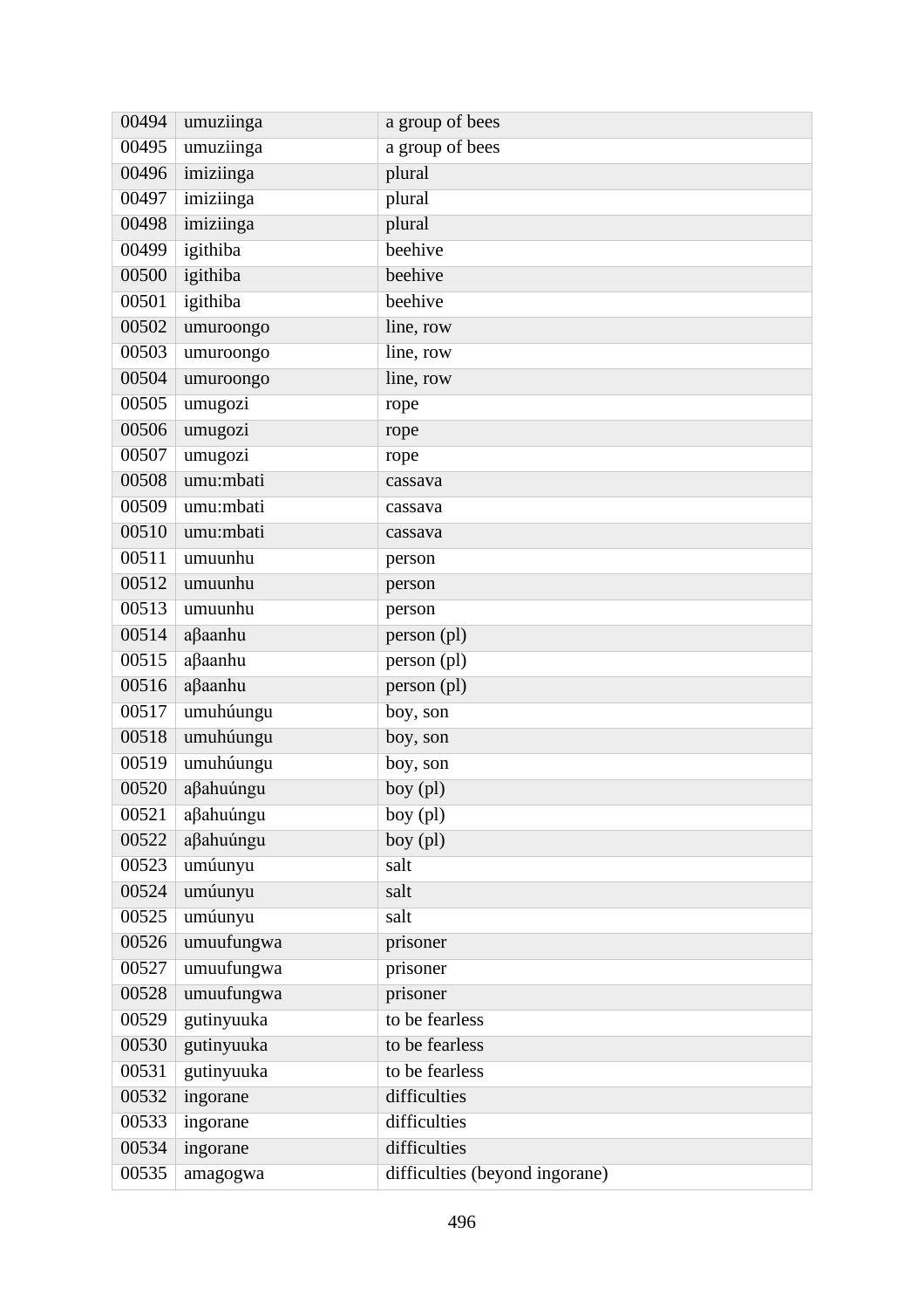| | | |
|---|---|---|
| 00494 | umuziinga | a group of bees |
| 00495 | umuziinga | a group of bees |
| 00496 | imiziinga | plural |
| 00497 | imiziinga | plural |
| 00498 | imiziinga | plural |
| 00499 | igithiba | beehive |
| 00500 | igithiba | beehive |
| 00501 | igithiba | beehive |
| 00502 | umuroongo | line, row |
| 00503 | umuroongo | line, row |
| 00504 | umuroongo | line, row |
| 00505 | umugozi | rope |
| 00506 | umugozi | rope |
| 00507 | umugozi | rope |
| 00508 | umu:mbati | cassava |
| 00509 | umu:mbati | cassava |
| 00510 | umu:mbati | cassava |
| 00511 | umuunhu | person |
| 00512 | umuunhu | person |
| 00513 | umuunhu | person |
| 00514 | aβaanhu | person (pl) |
| 00515 | aβaanhu | person (pl) |
| 00516 | aβaanhu | person (pl) |
| 00517 | umuhúungu | boy, son |
| 00518 | umuhúungu | boy, son |
| 00519 | umuhúungu | boy, son |
| 00520 | aβahuúngu | boy (pl) |
| 00521 | aβahuúngu | boy (pl) |
| 00522 | aβahuúngu | boy (pl) |
| 00523 | umúunyu | salt |
| 00524 | umúunyu | salt |
| 00525 | umúunyu | salt |
| 00526 | umuufungwa | prisoner |
| 00527 | umuufungwa | prisoner |
| 00528 | umuufungwa | prisoner |
| 00529 | gutinyuuka | to be fearless |
| 00530 | gutinyuuka | to be fearless |
| 00531 | gutinyuuka | to be fearless |
| 00532 | ingorane | difficulties |
| 00533 | ingorane | difficulties |
| 00534 | ingorane | difficulties |
| 00535 | amagogwa | difficulties (beyond ingorane) |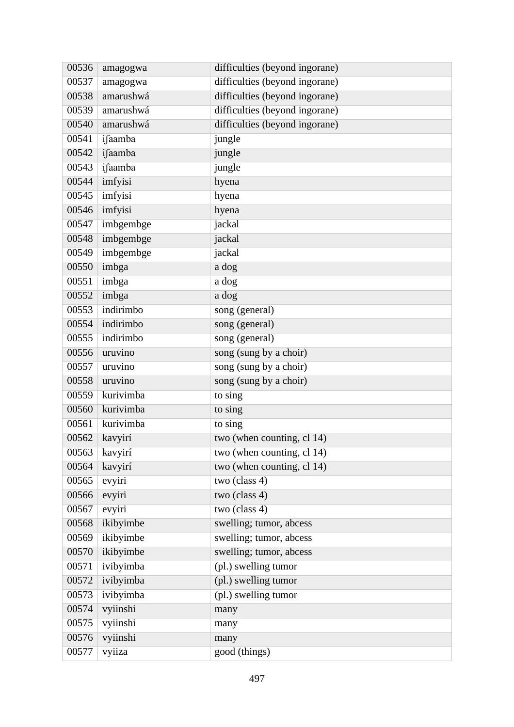| | | |
|---|---|---|
| 00536 | amagogwa | difficulties (beyond ingorane) |
| 00537 | amagogwa | difficulties (beyond ingorane) |
| 00538 | amarushwá | difficulties (beyond ingorane) |
| 00539 | amarushwá | difficulties (beyond ingorane) |
| 00540 | amarushwá | difficulties (beyond ingorane) |
| 00541 | iʃaamba | jungle |
| 00542 | iʃaamba | jungle |
| 00543 | iʃaamba | jungle |
| 00544 | imfyisi | hyena |
| 00545 | imfyisi | hyena |
| 00546 | imfyisi | hyena |
| 00547 | imbgembge | jackal |
| 00548 | imbgembge | jackal |
| 00549 | imbgembge | jackal |
| 00550 | imbga | a dog |
| 00551 | imbga | a dog |
| 00552 | imbga | a dog |
| 00553 | indirimbo | song (general) |
| 00554 | indirimbo | song (general) |
| 00555 | indirimbo | song (general) |
| 00556 | uruvino | song (sung by a choir) |
| 00557 | uruvino | song (sung by a choir) |
| 00558 | uruvino | song (sung by a choir) |
| 00559 | kurivimba | to sing |
| 00560 | kurivimba | to sing |
| 00561 | kurivimba | to sing |
| 00562 | kavyirí | two (when counting, cl 14) |
| 00563 | kavyirí | two (when counting, cl 14) |
| 00564 | kavyirí | two (when counting, cl 14) |
| 00565 | evyiri | two (class 4) |
| 00566 | evyiri | two (class 4) |
| 00567 | evyiri | two (class 4) |
| 00568 | ikibyimbe | swelling; tumor, abcess |
| 00569 | ikibyimbe | swelling; tumor, abcess |
| 00570 | ikibyimbe | swelling; tumor, abcess |
| 00571 | ivibyimba | (pl.) swelling tumor |
| 00572 | ivibyimba | (pl.) swelling tumor |
| 00573 | ivibyimba | (pl.) swelling tumor |
| 00574 | vyiinshi | many |
| 00575 | vyiinshi | many |
| 00576 | vyiinshi | many |
| 00577 | vyiiza | good (things) |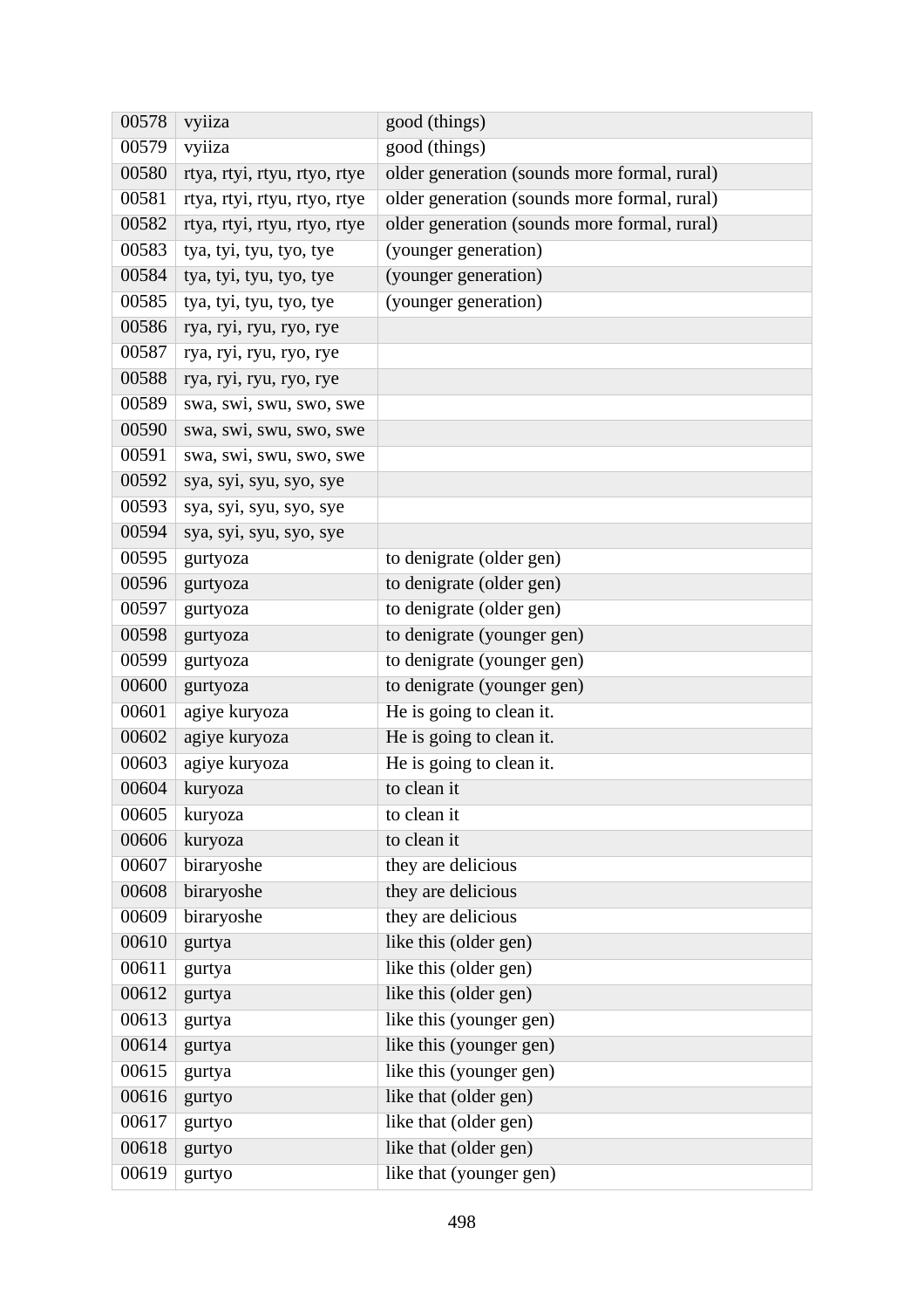| | | |
|---|---|---|
| 00578 | vyiiza | good (things) |
| 00579 | vyiiza | good (things) |
| 00580 | rtya, rtyi, rtyu, rtyo, rtye | older generation (sounds more formal, rural) |
| 00581 | rtya, rtyi, rtyu, rtyo, rtye | older generation (sounds more formal, rural) |
| 00582 | rtya, rtyi, rtyu, rtyo, rtye | older generation (sounds more formal, rural) |
| 00583 | tya, tyi, tyu, tyo, tye | (younger generation) |
| 00584 | tya, tyi, tyu, tyo, tye | (younger generation) |
| 00585 | tya, tyi, tyu, tyo, tye | (younger generation) |
| 00586 | rya, ryi, ryu, ryo, rye | |
| 00587 | rya, ryi, ryu, ryo, rye | |
| 00588 | rya, ryi, ryu, ryo, rye | |
| 00589 | swa, swi, swu, swo, swe | |
| 00590 | swa, swi, swu, swo, swe | |
| 00591 | swa, swi, swu, swo, swe | |
| 00592 | sya, syi, syu, syo, sye | |
| 00593 | sya, syi, syu, syo, sye | |
| 00594 | sya, syi, syu, syo, sye | |
| 00595 | gurtyoza | to denigrate (older gen) |
| 00596 | gurtyoza | to denigrate (older gen) |
| 00597 | gurtyoza | to denigrate (older gen) |
| 00598 | gurtyoza | to denigrate (younger gen) |
| 00599 | gurtyoza | to denigrate (younger gen) |
| 00600 | gurtyoza | to denigrate (younger gen) |
| 00601 | agiye kuryoza | He is going to clean it. |
| 00602 | agiye kuryoza | He is going to clean it. |
| 00603 | agiye kuryoza | He is going to clean it. |
| 00604 | kuryoza | to clean it |
| 00605 | kuryoza | to clean it |
| 00606 | kuryoza | to clean it |
| 00607 | biraryoshe | they are delicious |
| 00608 | biraryoshe | they are delicious |
| 00609 | biraryoshe | they are delicious |
| 00610 | gurtya | like this (older gen) |
| 00611 | gurtya | like this (older gen) |
| 00612 | gurtya | like this (older gen) |
| 00613 | gurtya | like this (younger gen) |
| 00614 | gurtya | like this (younger gen) |
| 00615 | gurtya | like this (younger gen) |
| 00616 | gurtyo | like that (older gen) |
| 00617 | gurtyo | like that (older gen) |
| 00618 | gurtyo | like that (older gen) |
| 00619 | gurtyo | like that (younger gen) |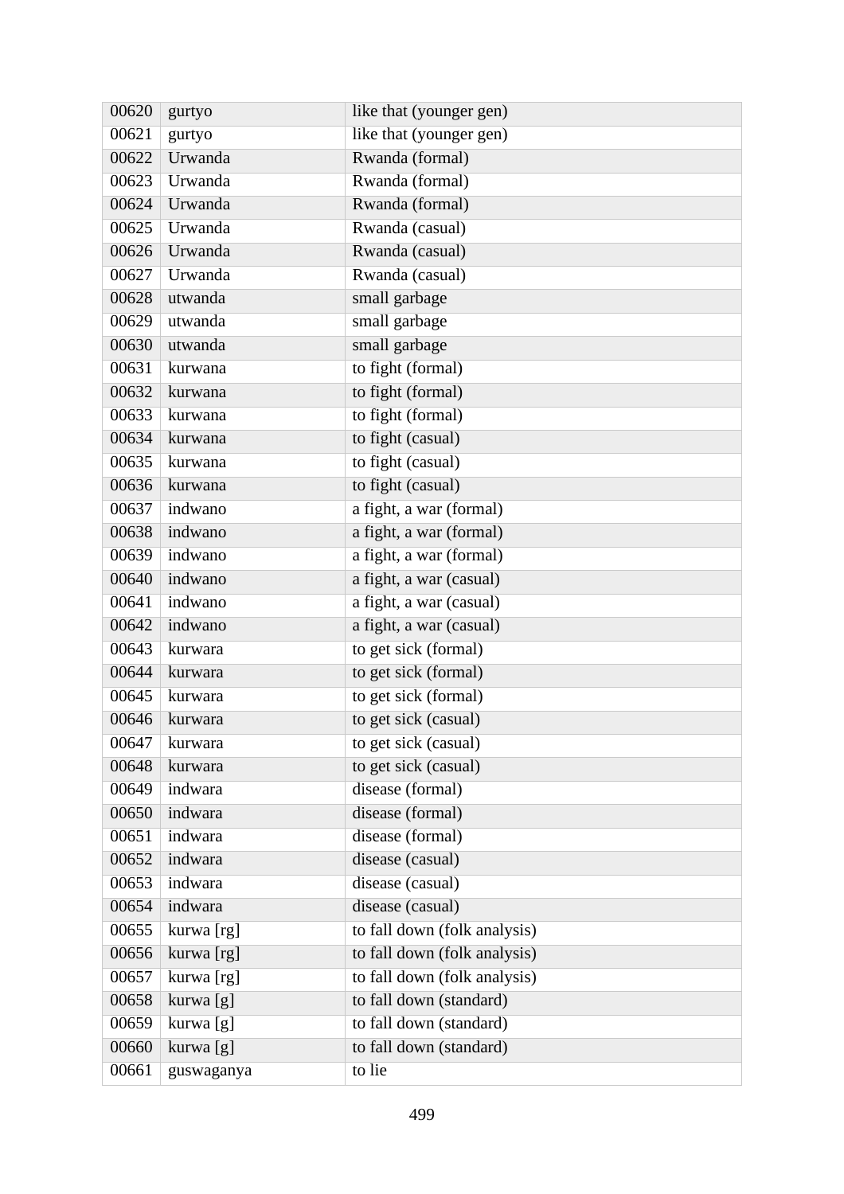| | | |
|---|---|---|
| 00620 | gurtyo | like that (younger gen) |
| 00621 | gurtyo | like that (younger gen) |
| 00622 | Urwanda | Rwanda (formal) |
| 00623 | Urwanda | Rwanda (formal) |
| 00624 | Urwanda | Rwanda (formal) |
| 00625 | Urwanda | Rwanda (casual) |
| 00626 | Urwanda | Rwanda (casual) |
| 00627 | Urwanda | Rwanda (casual) |
| 00628 | utwanda | small garbage |
| 00629 | utwanda | small garbage |
| 00630 | utwanda | small garbage |
| 00631 | kurwana | to fight (formal) |
| 00632 | kurwana | to fight (formal) |
| 00633 | kurwana | to fight (formal) |
| 00634 | kurwana | to fight (casual) |
| 00635 | kurwana | to fight (casual) |
| 00636 | kurwana | to fight (casual) |
| 00637 | indwano | a fight, a war (formal) |
| 00638 | indwano | a fight, a war (formal) |
| 00639 | indwano | a fight, a war (formal) |
| 00640 | indwano | a fight, a war (casual) |
| 00641 | indwano | a fight, a war (casual) |
| 00642 | indwano | a fight, a war (casual) |
| 00643 | kurwara | to get sick (formal) |
| 00644 | kurwara | to get sick (formal) |
| 00645 | kurwara | to get sick (formal) |
| 00646 | kurwara | to get sick (casual) |
| 00647 | kurwara | to get sick (casual) |
| 00648 | kurwara | to get sick (casual) |
| 00649 | indwara | disease (formal) |
| 00650 | indwara | disease (formal) |
| 00651 | indwara | disease (formal) |
| 00652 | indwara | disease (casual) |
| 00653 | indwara | disease (casual) |
| 00654 | indwara | disease (casual) |
| 00655 | kurwa [rg] | to fall down (folk analysis) |
| 00656 | kurwa [rg] | to fall down (folk analysis) |
| 00657 | kurwa [rg] | to fall down (folk analysis) |
| 00658 | kurwa [g] | to fall down (standard) |
| 00659 | kurwa [g] | to fall down (standard) |
| 00660 | kurwa [g] | to fall down (standard) |
| 00661 | guswaganya | to lie |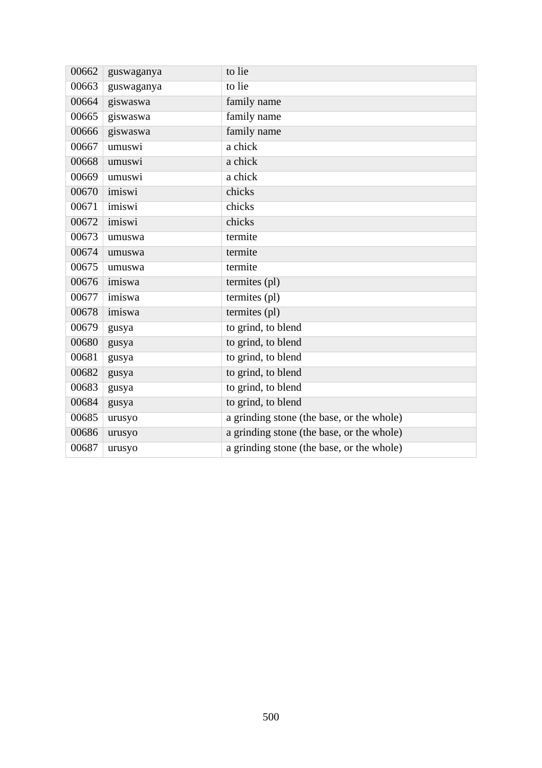| 00662 | guswaganya | to lie |
|---|---|---|
| 00663 | guswaganya | to lie |
| 00664 | giswaswa | family name |
| 00665 | giswaswa | family name |
| 00666 | giswaswa | family name |
| 00667 | umuswi | a chick |
| 00668 | umuswi | a chick |
| 00669 | umuswi | a chick |
| 00670 | imiswi | chicks |
| 00671 | imiswi | chicks |
| 00672 | imiswi | chicks |
| 00673 | umuswa | termite |
| 00674 | umuswa | termite |
| 00675 | umuswa | termite |
| 00676 | imiswa | termites (pl) |
| 00677 | imiswa | termites (pl) |
| 00678 | imiswa | termites (pl) |
| 00679 | gusya | to grind, to blend |
| 00680 | gusya | to grind, to blend |
| 00681 | gusya | to grind, to blend |
| 00682 | gusya | to grind, to blend |
| 00683 | gusya | to grind, to blend |
| 00684 | gusya | to grind, to blend |
| 00685 | urusyo | a grinding stone (the base, or the whole) |
| 00686 | urusyo | a grinding stone (the base, or the whole) |
| 00687 | urusyo | a grinding stone (the base, or the whole) |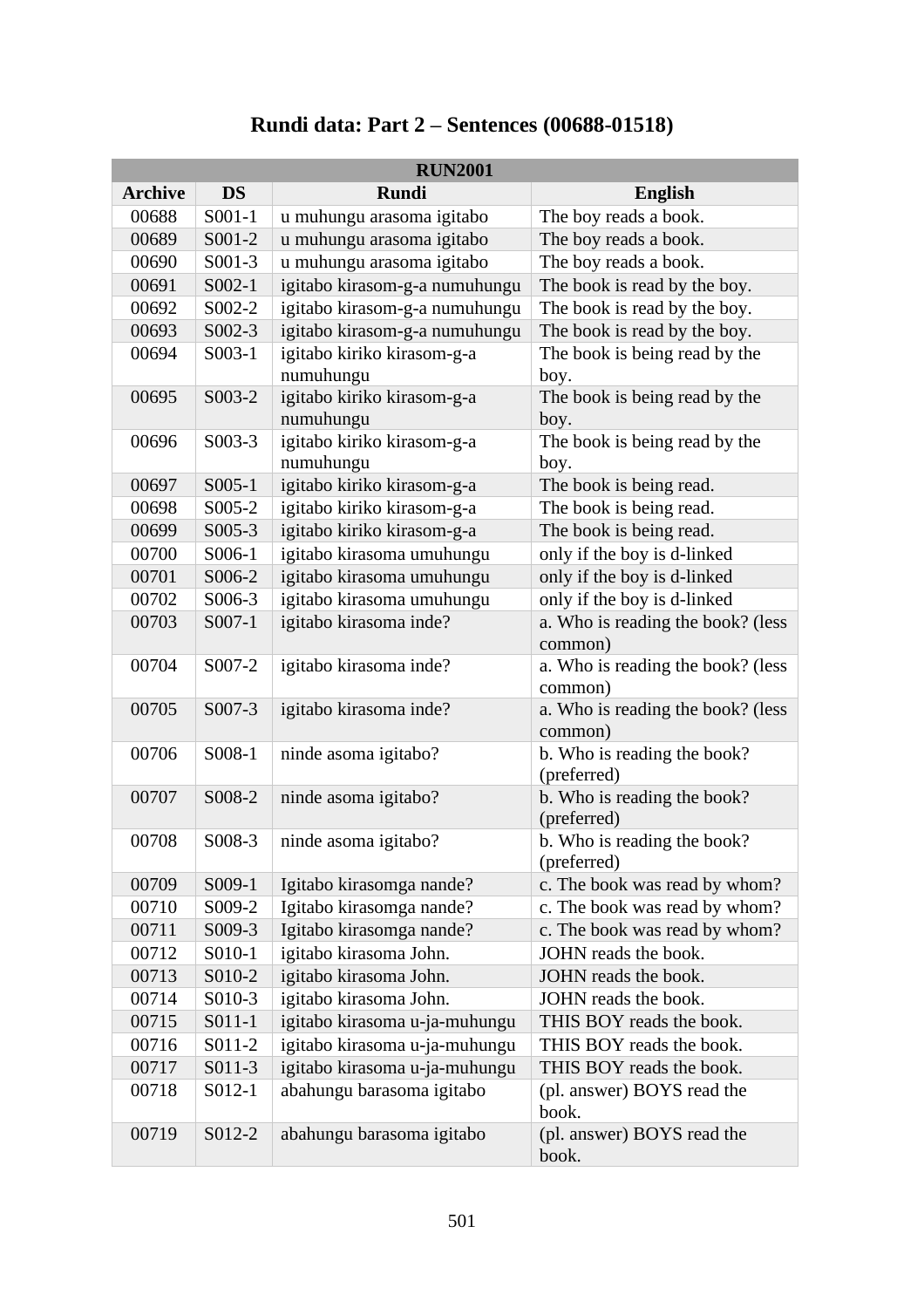# Rundi data: Part 2 – Sentences (00688-01518)

| RUN2001 | | | |
|---|---|---|---|
| **Archive** | **DS** | **Rundi** | **English** |
| 00688 | S001-1 | u muhungu arasoma igitabo | The boy reads a book. |
| 00689 | S001-2 | u muhungu arasoma igitabo | The boy reads a book. |
| 00690 | S001-3 | u muhungu arasoma igitabo | The boy reads a book. |
| 00691 | S002-1 | igitabo kirasom-g-a numuhungu | The book is read by the boy. |
| 00692 | S002-2 | igitabo kirasom-g-a numuhungu | The book is read by the boy. |
| 00693 | S002-3 | igitabo kirasom-g-a numuhungu | The book is read by the boy. |
| 00694 | S003-1 | igitabo kiriko kirasom-g-a numuhungu | The book is being read by the boy. |
| 00695 | S003-2 | igitabo kiriko kirasom-g-a numuhungu | The book is being read by the boy. |
| 00696 | S003-3 | igitabo kiriko kirasom-g-a numuhungu | The book is being read by the boy. |
| 00697 | S005-1 | igitabo kiriko kirasom-g-a | The book is being read. |
| 00698 | S005-2 | igitabo kiriko kirasom-g-a | The book is being read. |
| 00699 | S005-3 | igitabo kiriko kirasom-g-a | The book is being read. |
| 00700 | S006-1 | igitabo kirasoma umuhungu | only if the boy is d-linked |
| 00701 | S006-2 | igitabo kirasoma umuhungu | only if the boy is d-linked |
| 00702 | S006-3 | igitabo kirasoma umuhungu | only if the boy is d-linked |
| 00703 | S007-1 | igitabo kirasoma inde? | a. Who is reading the book? (less common) |
| 00704 | S007-2 | igitabo kirasoma inde? | a. Who is reading the book? (less common) |
| 00705 | S007-3 | igitabo kirasoma inde? | a. Who is reading the book? (less common) |
| 00706 | S008-1 | ninde asoma igitabo? | b. Who is reading the book? (preferred) |
| 00707 | S008-2 | ninde asoma igitabo? | b. Who is reading the book? (preferred) |
| 00708 | S008-3 | ninde asoma igitabo? | b. Who is reading the book? (preferred) |
| 00709 | S009-1 | Igitabo kirasomga nande? | c. The book was read by whom? |
| 00710 | S009-2 | Igitabo kirasomga nande? | c. The book was read by whom? |
| 00711 | S009-3 | Igitabo kirasomga nande? | c. The book was read by whom? |
| 00712 | S010-1 | igitabo kirasoma John. | JOHN reads the book. |
| 00713 | S010-2 | igitabo kirasoma John. | JOHN reads the book. |
| 00714 | S010-3 | igitabo kirasoma John. | JOHN reads the book. |
| 00715 | S011-1 | igitabo kirasoma u-ja-muhungu | THIS BOY reads the book. |
| 00716 | S011-2 | igitabo kirasoma u-ja-muhungu | THIS BOY reads the book. |
| 00717 | S011-3 | igitabo kirasoma u-ja-muhungu | THIS BOY reads the book. |
| 00718 | S012-1 | abahungu barasoma igitabo | (pl. answer) BOYS read the book. |
| 00719 | S012-2 | abahungu barasoma igitabo | (pl. answer) BOYS read the book. |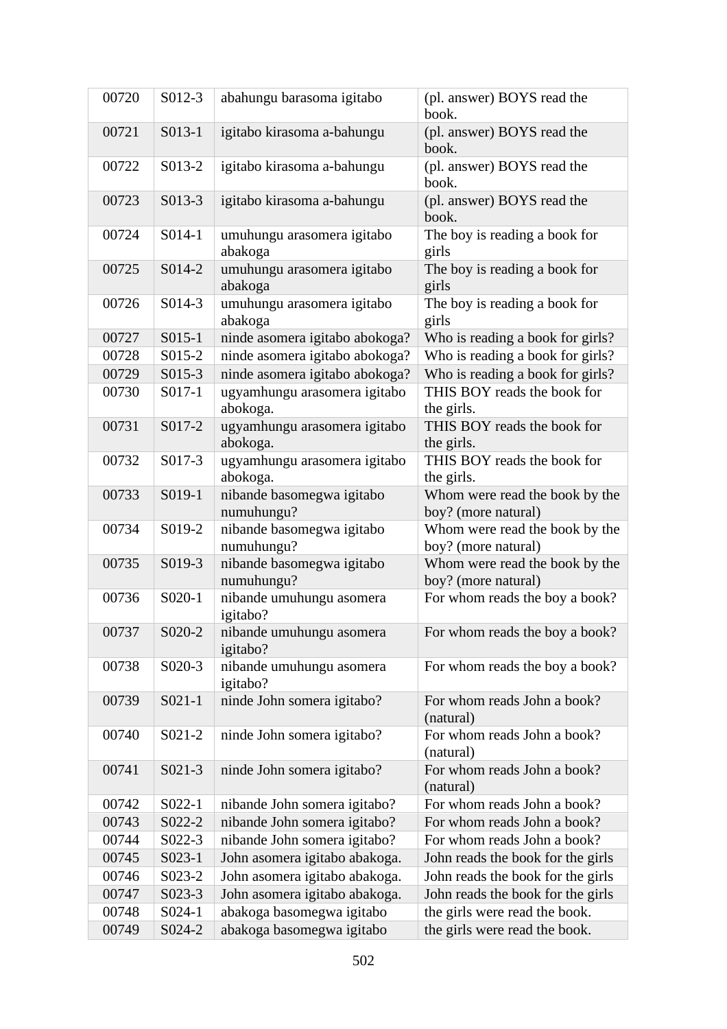| | | | |
|---|---|---|---|
| 00720 | S012-3 | abahungu barasoma igitabo | (pl. answer) BOYS read the book. |
| 00721 | S013-1 | igitabo kirasoma a-bahungu | (pl. answer) BOYS read the book. |
| 00722 | S013-2 | igitabo kirasoma a-bahungu | (pl. answer) BOYS read the book. |
| 00723 | S013-3 | igitabo kirasoma a-bahungu | (pl. answer) BOYS read the book. |
| 00724 | S014-1 | umuhungu arasomera igitabo abakoga | The boy is reading a book for girls |
| 00725 | S014-2 | umuhungu arasomera igitabo abakoga | The boy is reading a book for girls |
| 00726 | S014-3 | umuhungu arasomera igitabo abakoga | The boy is reading a book for girls |
| 00727 | S015-1 | ninde asomera igitabo abokoga? | Who is reading a book for girls? |
| 00728 | S015-2 | ninde asomera igitabo abokoga? | Who is reading a book for girls? |
| 00729 | S015-3 | ninde asomera igitabo abokoga? | Who is reading a book for girls? |
| 00730 | S017-1 | ugyamhungu arasomera igitabo abokoga. | THIS BOY reads the book for the girls. |
| 00731 | S017-2 | ugyamhungu arasomera igitabo abokoga. | THIS BOY reads the book for the girls. |
| 00732 | S017-3 | ugyamhungu arasomera igitabo abokoga. | THIS BOY reads the book for the girls. |
| 00733 | S019-1 | nibande basomegwa igitabo numuhungu? | Whom were read the book by the boy? (more natural) |
| 00734 | S019-2 | nibande basomegwa igitabo numuhungu? | Whom were read the book by the boy? (more natural) |
| 00735 | S019-3 | nibande basomegwa igitabo numuhungu? | Whom were read the book by the boy? (more natural) |
| 00736 | S020-1 | nibande umuhungu asomera igitabo? | For whom reads the boy a book? |
| 00737 | S020-2 | nibande umuhungu asomera igitabo? | For whom reads the boy a book? |
| 00738 | S020-3 | nibande umuhungu asomera igitabo? | For whom reads the boy a book? |
| 00739 | S021-1 | ninde John somera igitabo? | For whom reads John a book? (natural) |
| 00740 | S021-2 | ninde John somera igitabo? | For whom reads John a book? (natural) |
| 00741 | S021-3 | ninde John somera igitabo? | For whom reads John a book? (natural) |
| 00742 | S022-1 | nibande John somera igitabo? | For whom reads John a book? |
| 00743 | S022-2 | nibande John somera igitabo? | For whom reads John a book? |
| 00744 | S022-3 | nibande John somera igitabo? | For whom reads John a book? |
| 00745 | S023-1 | John asomera igitabo abakoga. | John reads the book for the girls |
| 00746 | S023-2 | John asomera igitabo abakoga. | John reads the book for the girls |
| 00747 | S023-3 | John asomera igitabo abakoga. | John reads the book for the girls |
| 00748 | S024-1 | abakoga basomegwa igitabo | the girls were read the book. |
| 00749 | S024-2 | abakoga basomegwa igitabo | the girls were read the book. |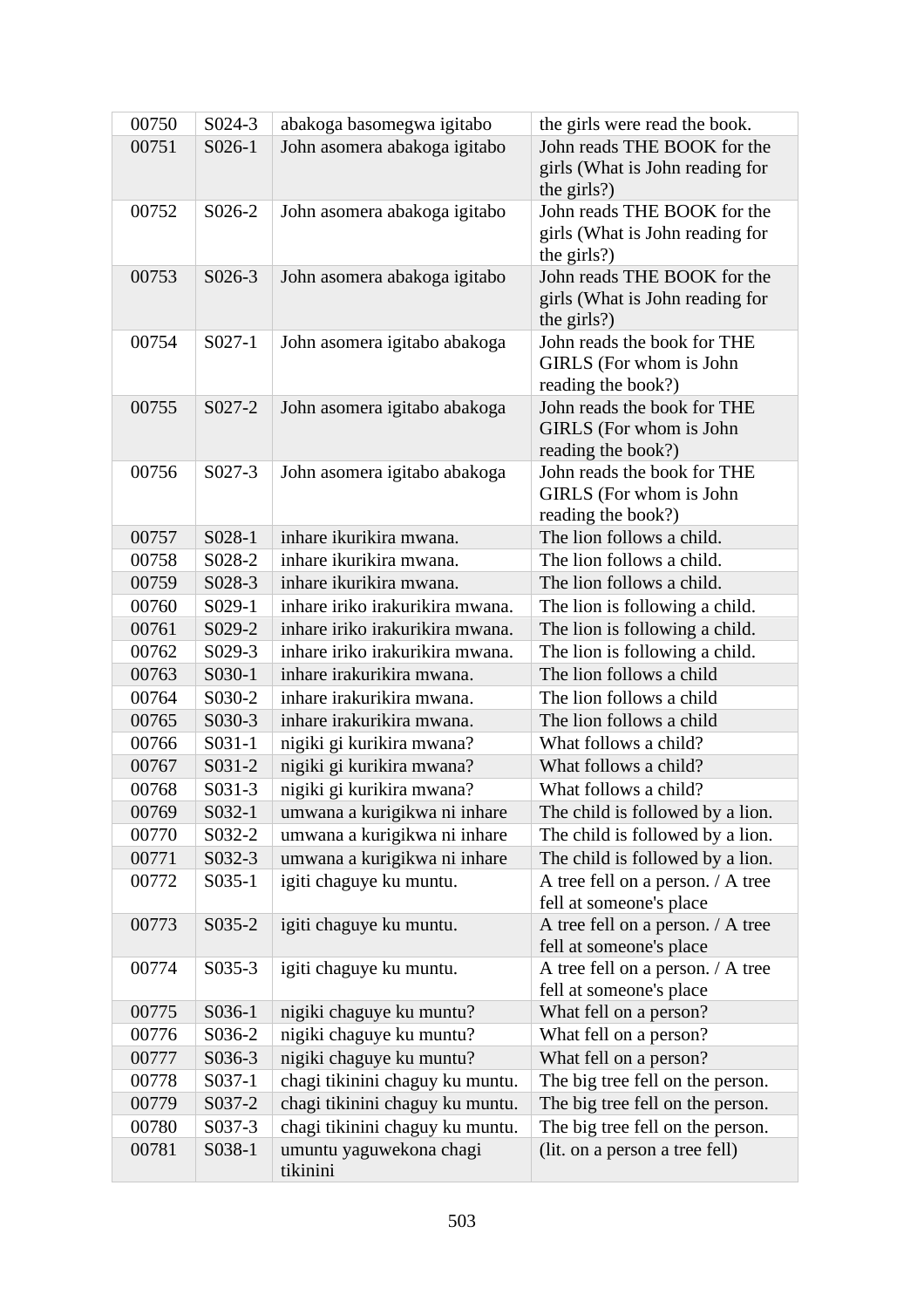| | | | |
|---|---|---|---|
| 00750 | S024-3 | abakoga basomegwa igitabo | the girls were read the book. |
| 00751 | S026-1 | John asomera abakoga igitabo | John reads THE BOOK for the girls (What is John reading for the girls?) |
| 00752 | S026-2 | John asomera abakoga igitabo | John reads THE BOOK for the girls (What is John reading for the girls?) |
| 00753 | S026-3 | John asomera abakoga igitabo | John reads THE BOOK for the girls (What is John reading for the girls?) |
| 00754 | S027-1 | John asomera igitabo abakoga | John reads the book for THE GIRLS (For whom is John reading the book?) |
| 00755 | S027-2 | John asomera igitabo abakoga | John reads the book for THE GIRLS (For whom is John reading the book?) |
| 00756 | S027-3 | John asomera igitabo abakoga | John reads the book for THE GIRLS (For whom is John reading the book?) |
| 00757 | S028-1 | inhare ikurikira mwana. | The lion follows a child. |
| 00758 | S028-2 | inhare ikurikira mwana. | The lion follows a child. |
| 00759 | S028-3 | inhare ikurikira mwana. | The lion follows a child. |
| 00760 | S029-1 | inhare iriko irakurikira mwana. | The lion is following a child. |
| 00761 | S029-2 | inhare iriko irakurikira mwana. | The lion is following a child. |
| 00762 | S029-3 | inhare iriko irakurikira mwana. | The lion is following a child. |
| 00763 | S030-1 | inhare irakurikira mwana. | The lion follows a child |
| 00764 | S030-2 | inhare irakurikira mwana. | The lion follows a child |
| 00765 | S030-3 | inhare irakurikira mwana. | The lion follows a child |
| 00766 | S031-1 | nigiki gi kurikira mwana? | What follows a child? |
| 00767 | S031-2 | nigiki gi kurikira mwana? | What follows a child? |
| 00768 | S031-3 | nigiki gi kurikira mwana? | What follows a child? |
| 00769 | S032-1 | umwana a kurigikwa ni inhare | The child is followed by a lion. |
| 00770 | S032-2 | umwana a kurigikwa ni inhare | The child is followed by a lion. |
| 00771 | S032-3 | umwana a kurigikwa ni inhare | The child is followed by a lion. |
| 00772 | S035-1 | igiti chaguye ku muntu. | A tree fell on a person. / A tree fell at someone's place |
| 00773 | S035-2 | igiti chaguye ku muntu. | A tree fell on a person. / A tree fell at someone's place |
| 00774 | S035-3 | igiti chaguye ku muntu. | A tree fell on a person. / A tree fell at someone's place |
| 00775 | S036-1 | nigiki chaguye ku muntu? | What fell on a person? |
| 00776 | S036-2 | nigiki chaguye ku muntu? | What fell on a person? |
| 00777 | S036-3 | nigiki chaguye ku muntu? | What fell on a person? |
| 00778 | S037-1 | chagi tikinini chaguy ku muntu. | The big tree fell on the person. |
| 00779 | S037-2 | chagi tikinini chaguy ku muntu. | The big tree fell on the person. |
| 00780 | S037-3 | chagi tikinini chaguy ku muntu. | The big tree fell on the person. |
| 00781 | S038-1 | umuntu yaguwekona chagi tikinini | (lit. on a person a tree fell) |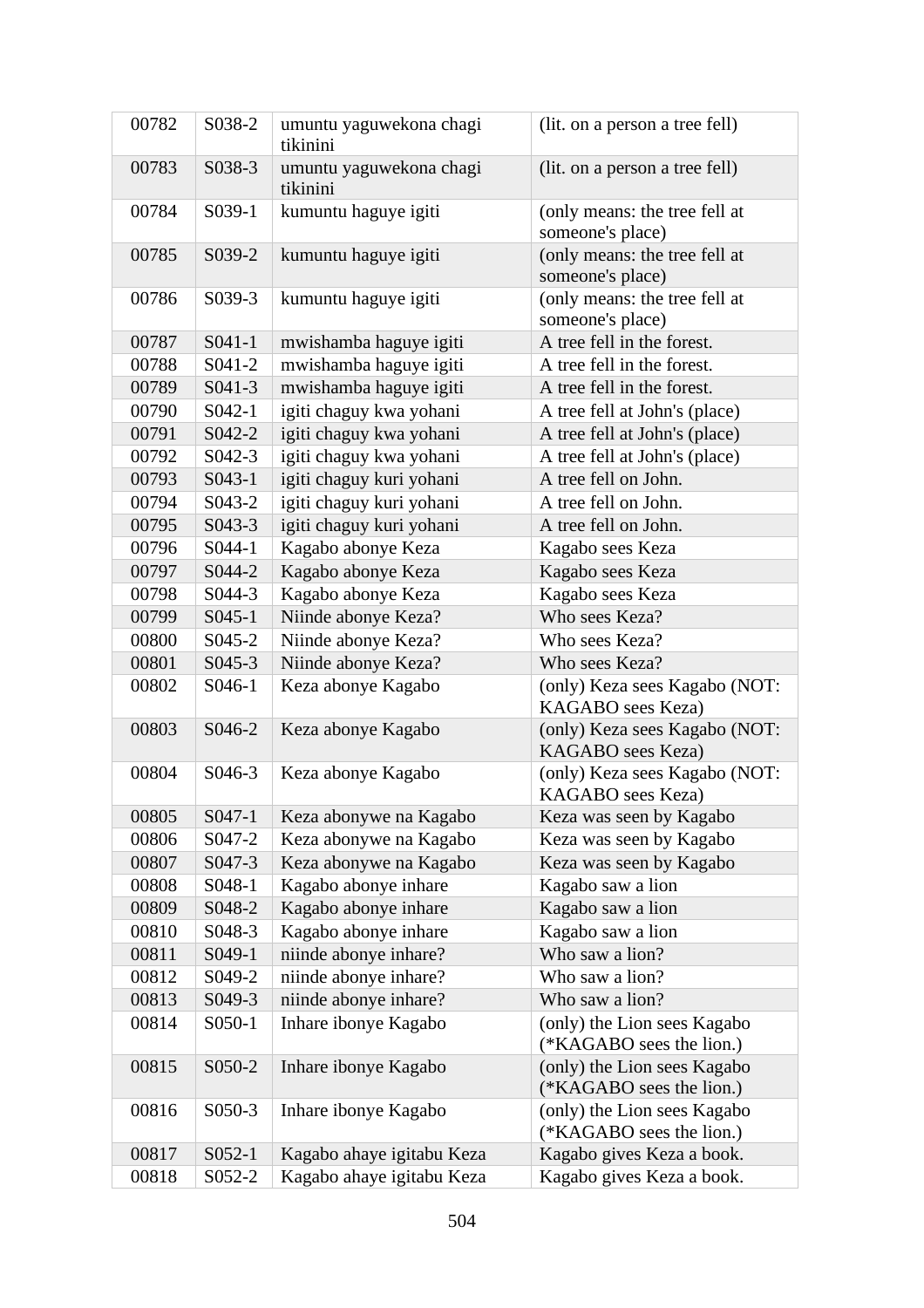| | | | |
|---|---|---|---|
| 00782 | S038-2 | umuntu yaguwekona chagi tikinini | (lit. on a person a tree fell) |
| 00783 | S038-3 | umuntu yaguwekona chagi tikinini | (lit. on a person a tree fell) |
| 00784 | S039-1 | kumuntu haguye igiti | (only means: the tree fell at someone's place) |
| 00785 | S039-2 | kumuntu haguye igiti | (only means: the tree fell at someone's place) |
| 00786 | S039-3 | kumuntu haguye igiti | (only means: the tree fell at someone's place) |
| 00787 | S041-1 | mwishamba haguye igiti | A tree fell in the forest. |
| 00788 | S041-2 | mwishamba haguye igiti | A tree fell in the forest. |
| 00789 | S041-3 | mwishamba haguye igiti | A tree fell in the forest. |
| 00790 | S042-1 | igiti chaguy kwa yohani | A tree fell at John's (place) |
| 00791 | S042-2 | igiti chaguy kwa yohani | A tree fell at John's (place) |
| 00792 | S042-3 | igiti chaguy kwa yohani | A tree fell at John's (place) |
| 00793 | S043-1 | igiti chaguy kuri yohani | A tree fell on John. |
| 00794 | S043-2 | igiti chaguy kuri yohani | A tree fell on John. |
| 00795 | S043-3 | igiti chaguy kuri yohani | A tree fell on John. |
| 00796 | S044-1 | Kagabo abonye Keza | Kagabo sees Keza |
| 00797 | S044-2 | Kagabo abonye Keza | Kagabo sees Keza |
| 00798 | S044-3 | Kagabo abonye Keza | Kagabo sees Keza |
| 00799 | S045-1 | Niinde abonye Keza? | Who sees Keza? |
| 00800 | S045-2 | Niinde abonye Keza? | Who sees Keza? |
| 00801 | S045-3 | Niinde abonye Keza? | Who sees Keza? |
| 00802 | S046-1 | Keza abonye Kagabo | (only) Keza sees Kagabo (NOT: KAGABO sees Keza) |
| 00803 | S046-2 | Keza abonye Kagabo | (only) Keza sees Kagabo (NOT: KAGABO sees Keza) |
| 00804 | S046-3 | Keza abonye Kagabo | (only) Keza sees Kagabo (NOT: KAGABO sees Keza) |
| 00805 | S047-1 | Keza abonywe na Kagabo | Keza was seen by Kagabo |
| 00806 | S047-2 | Keza abonywe na Kagabo | Keza was seen by Kagabo |
| 00807 | S047-3 | Keza abonywe na Kagabo | Keza was seen by Kagabo |
| 00808 | S048-1 | Kagabo abonye inhare | Kagabo saw a lion |
| 00809 | S048-2 | Kagabo abonye inhare | Kagabo saw a lion |
| 00810 | S048-3 | Kagabo abonye inhare | Kagabo saw a lion |
| 00811 | S049-1 | niinde abonye inhare? | Who saw a lion? |
| 00812 | S049-2 | niinde abonye inhare? | Who saw a lion? |
| 00813 | S049-3 | niinde abonye inhare? | Who saw a lion? |
| 00814 | S050-1 | Inhare ibonye Kagabo | (only) the Lion sees Kagabo (*KAGABO sees the lion.) |
| 00815 | S050-2 | Inhare ibonye Kagabo | (only) the Lion sees Kagabo (*KAGABO sees the lion.) |
| 00816 | S050-3 | Inhare ibonye Kagabo | (only) the Lion sees Kagabo (*KAGABO sees the lion.) |
| 00817 | S052-1 | Kagabo ahaye igitabu Keza | Kagabo gives Keza a book. |
| 00818 | S052-2 | Kagabo ahaye igitabu Keza | Kagabo gives Keza a book. |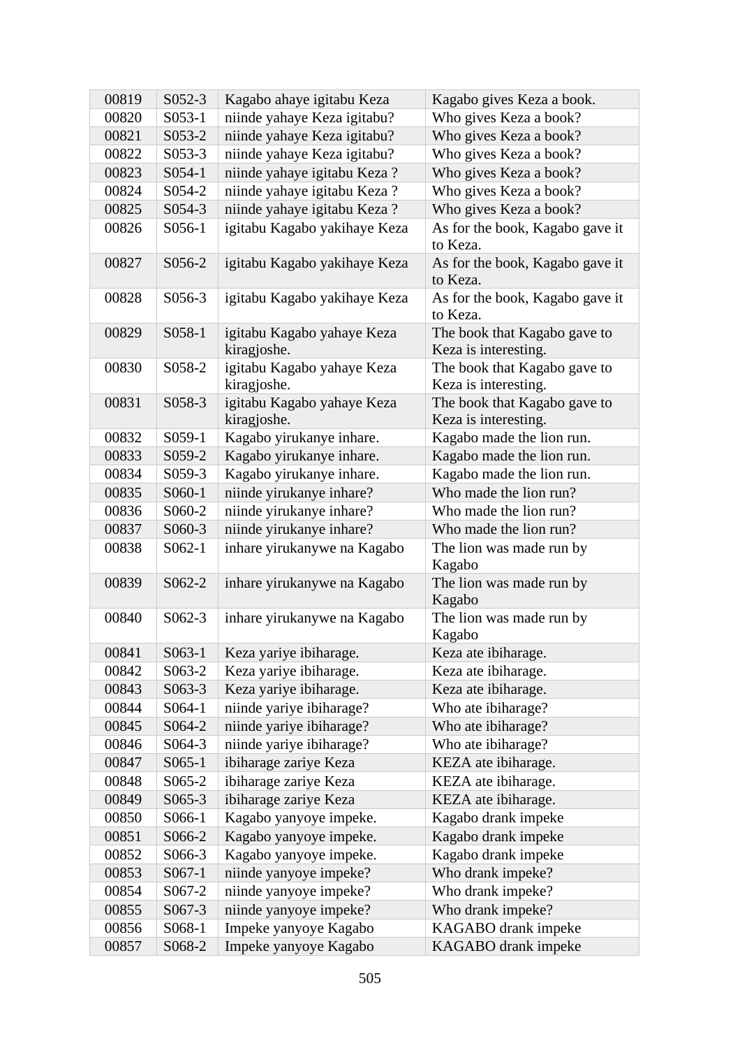| 00819 | S052-3 | Kagabo ahaye igitabu Keza | Kagabo gives Keza a book. |
|---|---|---|---|
| 00820 | S053-1 | niinde yahaye Keza igitabu? | Who gives Keza a book? |
| 00821 | S053-2 | niinde yahaye Keza igitabu? | Who gives Keza a book? |
| 00822 | S053-3 | niinde yahaye Keza igitabu? | Who gives Keza a book? |
| 00823 | S054-1 | niinde yahaye igitabu Keza ? | Who gives Keza a book? |
| 00824 | S054-2 | niinde yahaye igitabu Keza ? | Who gives Keza a book? |
| 00825 | S054-3 | niinde yahaye igitabu Keza ? | Who gives Keza a book? |
| 00826 | S056-1 | igitabu Kagabo yakihaye Keza | As for the book, Kagabo gave it to Keza. |
| 00827 | S056-2 | igitabu Kagabo yakihaye Keza | As for the book, Kagabo gave it to Keza. |
| 00828 | S056-3 | igitabu Kagabo yakihaye Keza | As for the book, Kagabo gave it to Keza. |
| 00829 | S058-1 | igitabu Kagabo yahaye Keza kiragjoshe. | The book that Kagabo gave to Keza is interesting. |
| 00830 | S058-2 | igitabu Kagabo yahaye Keza kiragjoshe. | The book that Kagabo gave to Keza is interesting. |
| 00831 | S058-3 | igitabu Kagabo yahaye Keza kiragjoshe. | The book that Kagabo gave to Keza is interesting. |
| 00832 | S059-1 | Kagabo yirukanye inhare. | Kagabo made the lion run. |
| 00833 | S059-2 | Kagabo yirukanye inhare. | Kagabo made the lion run. |
| 00834 | S059-3 | Kagabo yirukanye inhare. | Kagabo made the lion run. |
| 00835 | S060-1 | niinde yirukanye inhare? | Who made the lion run? |
| 00836 | S060-2 | niinde yirukanye inhare? | Who made the lion run? |
| 00837 | S060-3 | niinde yirukanye inhare? | Who made the lion run? |
| 00838 | S062-1 | inhare yirukanywe na Kagabo | The lion was made run by Kagabo |
| 00839 | S062-2 | inhare yirukanywe na Kagabo | The lion was made run by Kagabo |
| 00840 | S062-3 | inhare yirukanywe na Kagabo | The lion was made run by Kagabo |
| 00841 | S063-1 | Keza yariye ibiharage. | Keza ate ibiharage. |
| 00842 | S063-2 | Keza yariye ibiharage. | Keza ate ibiharage. |
| 00843 | S063-3 | Keza yariye ibiharage. | Keza ate ibiharage. |
| 00844 | S064-1 | niinde yariye ibiharage? | Who ate ibiharage? |
| 00845 | S064-2 | niinde yariye ibiharage? | Who ate ibiharage? |
| 00846 | S064-3 | niinde yariye ibiharage? | Who ate ibiharage? |
| 00847 | S065-1 | ibiharage zariye Keza | KEZA ate ibiharage. |
| 00848 | S065-2 | ibiharage zariye Keza | KEZA ate ibiharage. |
| 00849 | S065-3 | ibiharage zariye Keza | KEZA ate ibiharage. |
| 00850 | S066-1 | Kagabo yanyoye impeke. | Kagabo drank impeke |
| 00851 | S066-2 | Kagabo yanyoye impeke. | Kagabo drank impeke |
| 00852 | S066-3 | Kagabo yanyoye impeke. | Kagabo drank impeke |
| 00853 | S067-1 | niinde yanyoye impeke? | Who drank impeke? |
| 00854 | S067-2 | niinde yanyoye impeke? | Who drank impeke? |
| 00855 | S067-3 | niinde yanyoye impeke? | Who drank impeke? |
| 00856 | S068-1 | Impeke yanyoye Kagabo | KAGABO drank impeke |
| 00857 | S068-2 | Impeke yanyoye Kagabo | KAGABO drank impeke |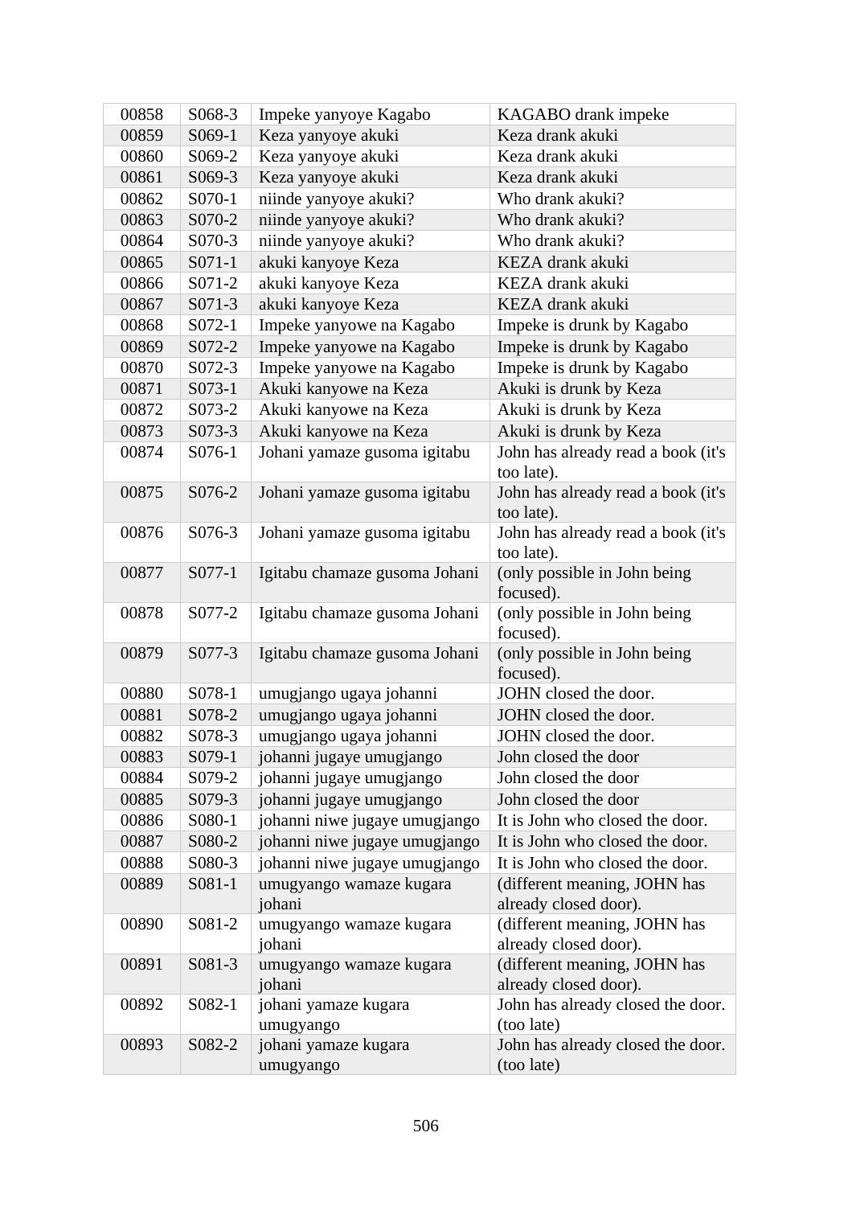| | | | |
|---|---|---|---|
| 00858 | S068-3 | Impeke yanyoye Kagabo | KAGABO drank impeke |
| 00859 | S069-1 | Keza yanyoye akuki | Keza drank akuki |
| 00860 | S069-2 | Keza yanyoye akuki | Keza drank akuki |
| 00861 | S069-3 | Keza yanyoye akuki | Keza drank akuki |
| 00862 | S070-1 | niinde yanyoye akuki? | Who drank akuki? |
| 00863 | S070-2 | niinde yanyoye akuki? | Who drank akuki? |
| 00864 | S070-3 | niinde yanyoye akuki? | Who drank akuki? |
| 00865 | S071-1 | akuki kanyoye Keza | KEZA drank akuki |
| 00866 | S071-2 | akuki kanyoye Keza | KEZA drank akuki |
| 00867 | S071-3 | akuki kanyoye Keza | KEZA drank akuki |
| 00868 | S072-1 | Impeke yanyowe na Kagabo | Impeke is drunk by Kagabo |
| 00869 | S072-2 | Impeke yanyowe na Kagabo | Impeke is drunk by Kagabo |
| 00870 | S072-3 | Impeke yanyowe na Kagabo | Impeke is drunk by Kagabo |
| 00871 | S073-1 | Akuki kanyowe na Keza | Akuki is drunk by Keza |
| 00872 | S073-2 | Akuki kanyowe na Keza | Akuki is drunk by Keza |
| 00873 | S073-3 | Akuki kanyowe na Keza | Akuki is drunk by Keza |
| 00874 | S076-1 | Johani yamaze gusoma igitabu | John has already read a book (it's too late). |
| 00875 | S076-2 | Johani yamaze gusoma igitabu | John has already read a book (it's too late). |
| 00876 | S076-3 | Johani yamaze gusoma igitabu | John has already read a book (it's too late). |
| 00877 | S077-1 | Igitabu chamaze gusoma Johani | (only possible in John being focused). |
| 00878 | S077-2 | Igitabu chamaze gusoma Johani | (only possible in John being focused). |
| 00879 | S077-3 | Igitabu chamaze gusoma Johani | (only possible in John being focused). |
| 00880 | S078-1 | umugjango ugaya johanni | JOHN closed the door. |
| 00881 | S078-2 | umugjango ugaya johanni | JOHN closed the door. |
| 00882 | S078-3 | umugjango ugaya johanni | JOHN closed the door. |
| 00883 | S079-1 | johanni jugaye umugjango | John closed the door |
| 00884 | S079-2 | johanni jugaye umugjango | John closed the door |
| 00885 | S079-3 | johanni jugaye umugjango | John closed the door |
| 00886 | S080-1 | johanni niwe jugaye umugjango | It is John who closed the door. |
| 00887 | S080-2 | johanni niwe jugaye umugjango | It is John who closed the door. |
| 00888 | S080-3 | johanni niwe jugaye umugjango | It is John who closed the door. |
| 00889 | S081-1 | umugyango wamaze kugara johani | (different meaning, JOHN has already closed door). |
| 00890 | S081-2 | umugyango wamaze kugara johani | (different meaning, JOHN has already closed door). |
| 00891 | S081-3 | umugyango wamaze kugara johani | (different meaning, JOHN has already closed door). |
| 00892 | S082-1 | johani yamaze kugara umugyango | John has already closed the door. (too late) |
| 00893 | S082-2 | johani yamaze kugara umugyango | John has already closed the door. (too late) |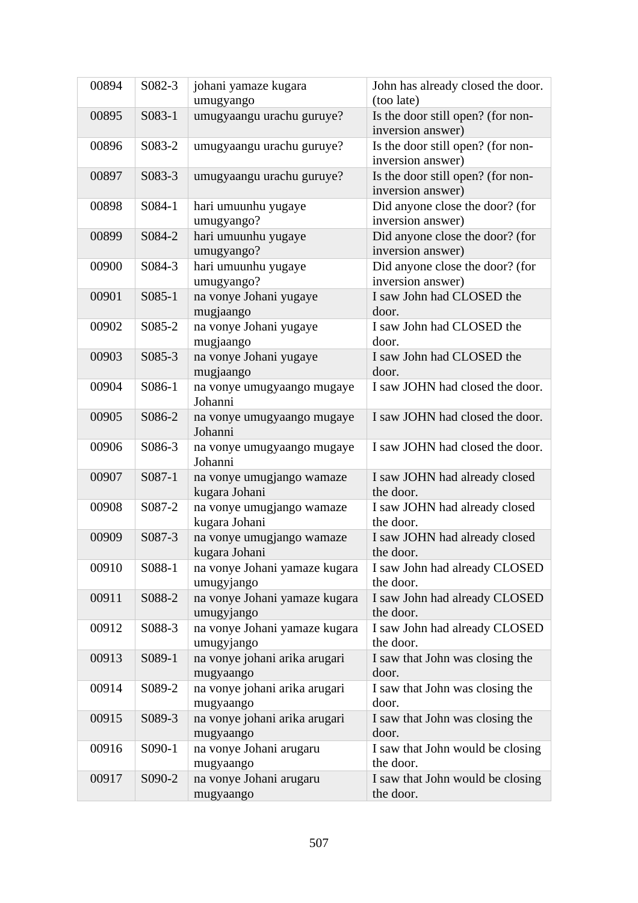| | | | |
|---|---|---|---|
| 00894 | S082-3 | johani yamaze kugara umugyango | John has already closed the door. (too late) |
| 00895 | S083-1 | umugyaangu urachu guruye? | Is the door still open? (for non-inversion answer) |
| 00896 | S083-2 | umugyaangu urachu guruye? | Is the door still open? (for non-inversion answer) |
| 00897 | S083-3 | umugyaangu urachu guruye? | Is the door still open? (for non-inversion answer) |
| 00898 | S084-1 | hari umuunhu yugaye umugyango? | Did anyone close the door? (for inversion answer) |
| 00899 | S084-2 | hari umuunhu yugaye umugyango? | Did anyone close the door? (for inversion answer) |
| 00900 | S084-3 | hari umuunhu yugaye umugyango? | Did anyone close the door? (for inversion answer) |
| 00901 | S085-1 | na vonye Johani yugaye mugjaango | I saw John had CLOSED the door. |
| 00902 | S085-2 | na vonye Johani yugaye mugjaango | I saw John had CLOSED the door. |
| 00903 | S085-3 | na vonye Johani yugaye mugjaango | I saw John had CLOSED the door. |
| 00904 | S086-1 | na vonye umugyaango mugaye Johanni | I saw JOHN had closed the door. |
| 00905 | S086-2 | na vonye umugyaango mugaye Johanni | I saw JOHN had closed the door. |
| 00906 | S086-3 | na vonye umugyaango mugaye Johanni | I saw JOHN had closed the door. |
| 00907 | S087-1 | na vonye umugjango wamaze kugara Johani | I saw JOHN had already closed the door. |
| 00908 | S087-2 | na vonye umugjango wamaze kugara Johani | I saw JOHN had already closed the door. |
| 00909 | S087-3 | na vonye umugjango wamaze kugara Johani | I saw JOHN had already closed the door. |
| 00910 | S088-1 | na vonye Johani yamaze kugara umugyjango | I saw John had already CLOSED the door. |
| 00911 | S088-2 | na vonye Johani yamaze kugara umugyjango | I saw John had already CLOSED the door. |
| 00912 | S088-3 | na vonye Johani yamaze kugara umugyjango | I saw John had already CLOSED the door. |
| 00913 | S089-1 | na vonye johani arika arugari mugyaango | I saw that John was closing the door. |
| 00914 | S089-2 | na vonye johani arika arugari mugyaango | I saw that John was closing the door. |
| 00915 | S089-3 | na vonye johani arika arugari mugyaango | I saw that John was closing the door. |
| 00916 | S090-1 | na vonye Johani arugaru mugyaango | I saw that John would be closing the door. |
| 00917 | S090-2 | na vonye Johani arugaru mugyaango | I saw that John would be closing the door. |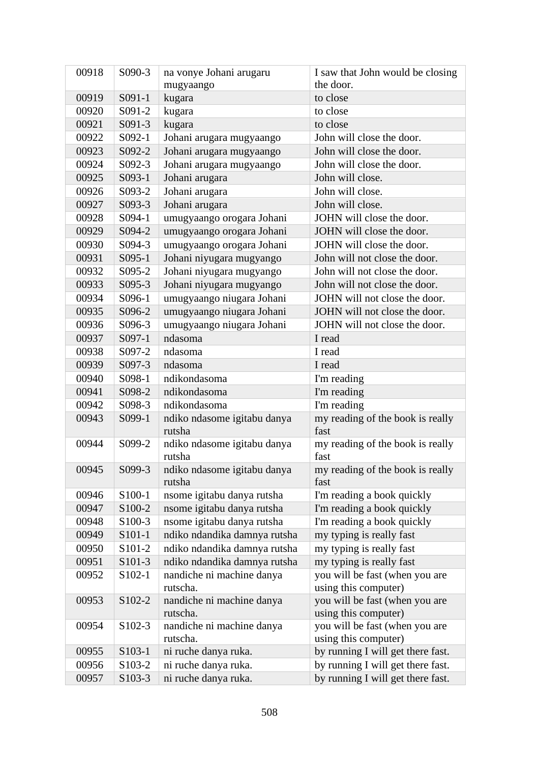| | | | |
|---|---|---|---|
| 00918 | S090-3 | na vonye Johani arugaru mugyaango | I saw that John would be closing the door. |
| 00919 | S091-1 | kugara | to close |
| 00920 | S091-2 | kugara | to close |
| 00921 | S091-3 | kugara | to close |
| 00922 | S092-1 | Johani arugara mugyaango | John will close the door. |
| 00923 | S092-2 | Johani arugara mugyaango | John will close the door. |
| 00924 | S092-3 | Johani arugara mugyaango | John will close the door. |
| 00925 | S093-1 | Johani arugara | John will close. |
| 00926 | S093-2 | Johani arugara | John will close. |
| 00927 | S093-3 | Johani arugara | John will close. |
| 00928 | S094-1 | umugyaango orogara Johani | JOHN will close the door. |
| 00929 | S094-2 | umugyaango orogara Johani | JOHN will close the door. |
| 00930 | S094-3 | umugyaango orogara Johani | JOHN will close the door. |
| 00931 | S095-1 | Johani niyugara mugyango | John will not close the door. |
| 00932 | S095-2 | Johani niyugara mugyango | John will not close the door. |
| 00933 | S095-3 | Johani niyugara mugyango | John will not close the door. |
| 00934 | S096-1 | umugyaango niugara Johani | JOHN will not close the door. |
| 00935 | S096-2 | umugyaango niugara Johani | JOHN will not close the door. |
| 00936 | S096-3 | umugyaango niugara Johani | JOHN will not close the door. |
| 00937 | S097-1 | ndasoma | I read |
| 00938 | S097-2 | ndasoma | I read |
| 00939 | S097-3 | ndasoma | I read |
| 00940 | S098-1 | ndikondasoma | I'm reading |
| 00941 | S098-2 | ndikondasoma | I'm reading |
| 00942 | S098-3 | ndikondasoma | I'm reading |
| 00943 | S099-1 | ndiko ndasome igitabu danya rutsha | my reading of the book is really fast |
| 00944 | S099-2 | ndiko ndasome igitabu danya rutsha | my reading of the book is really fast |
| 00945 | S099-3 | ndiko ndasome igitabu danya rutsha | my reading of the book is really fast |
| 00946 | S100-1 | nsome igitabu danya rutsha | I'm reading a book quickly |
| 00947 | S100-2 | nsome igitabu danya rutsha | I'm reading a book quickly |
| 00948 | S100-3 | nsome igitabu danya rutsha | I'm reading a book quickly |
| 00949 | S101-1 | ndiko ndandika damnya rutsha | my typing is really fast |
| 00950 | S101-2 | ndiko ndandika damnya rutsha | my typing is really fast |
| 00951 | S101-3 | ndiko ndandika damnya rutsha | my typing is really fast |
| 00952 | S102-1 | nandiche ni machine danya rutscha. | you will be fast (when you are using this computer) |
| 00953 | S102-2 | nandiche ni machine danya rutscha. | you will be fast (when you are using this computer) |
| 00954 | S102-3 | nandiche ni machine danya rutscha. | you will be fast (when you are using this computer) |
| 00955 | S103-1 | ni ruche danya ruka. | by running I will get there fast. |
| 00956 | S103-2 | ni ruche danya ruka. | by running I will get there fast. |
| 00957 | S103-3 | ni ruche danya ruka. | by running I will get there fast. |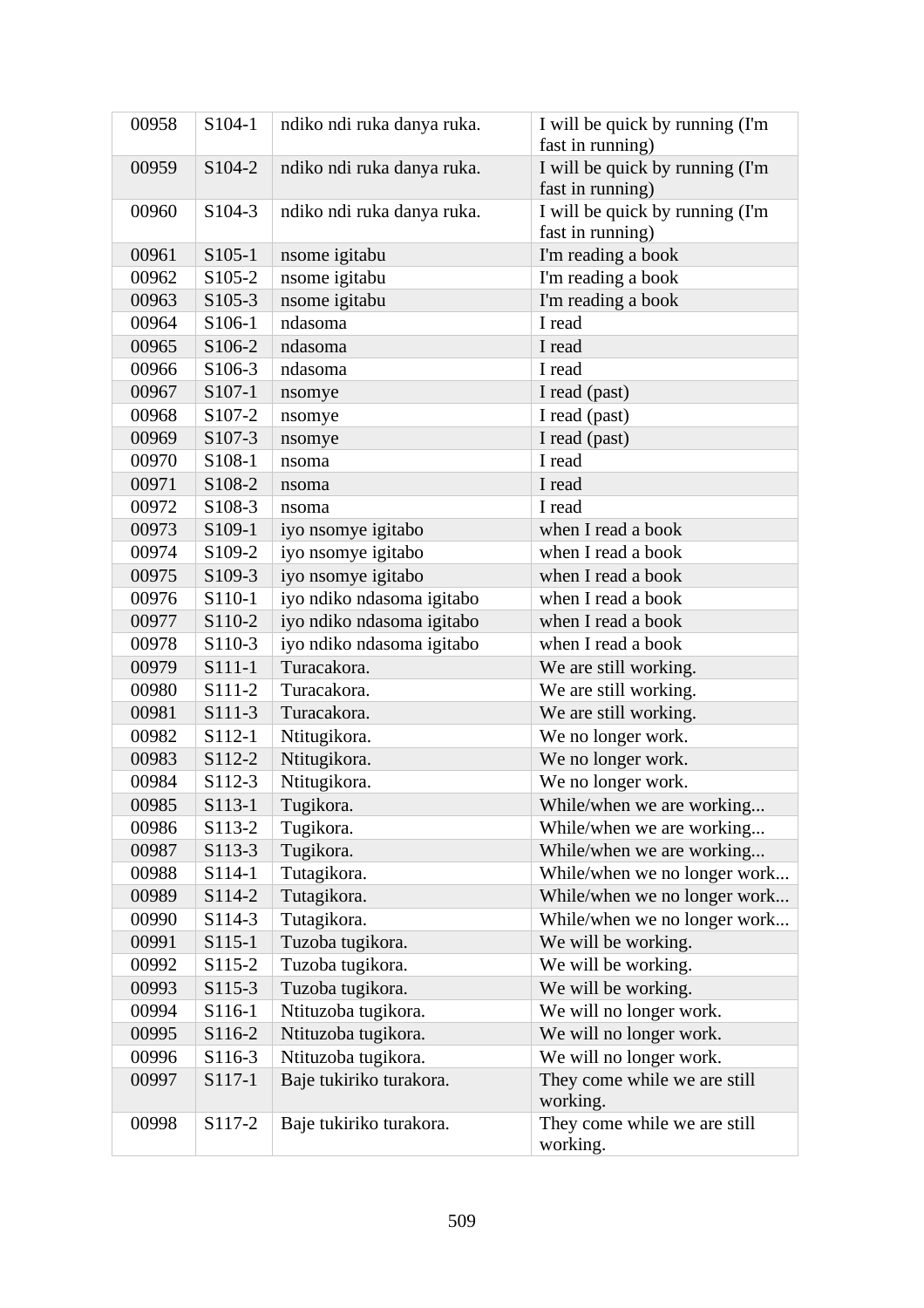| | | | |
|---|---|---|---|
| 00958 | S104-1 | ndiko ndi ruka danya ruka. | I will be quick by running (I'm fast in running) |
| 00959 | S104-2 | ndiko ndi ruka danya ruka. | I will be quick by running (I'm fast in running) |
| 00960 | S104-3 | ndiko ndi ruka danya ruka. | I will be quick by running (I'm fast in running) |
| 00961 | S105-1 | nsome igitabu | I'm reading a book |
| 00962 | S105-2 | nsome igitabu | I'm reading a book |
| 00963 | S105-3 | nsome igitabu | I'm reading a book |
| 00964 | S106-1 | ndasoma | I read |
| 00965 | S106-2 | ndasoma | I read |
| 00966 | S106-3 | ndasoma | I read |
| 00967 | S107-1 | nsomye | I read (past) |
| 00968 | S107-2 | nsomye | I read (past) |
| 00969 | S107-3 | nsomye | I read (past) |
| 00970 | S108-1 | nsoma | I read |
| 00971 | S108-2 | nsoma | I read |
| 00972 | S108-3 | nsoma | I read |
| 00973 | S109-1 | iyo nsomye igitabo | when I read a book |
| 00974 | S109-2 | iyo nsomye igitabo | when I read a book |
| 00975 | S109-3 | iyo nsomye igitabo | when I read a book |
| 00976 | S110-1 | iyo ndiko ndasoma igitabo | when I read a book |
| 00977 | S110-2 | iyo ndiko ndasoma igitabo | when I read a book |
| 00978 | S110-3 | iyo ndiko ndasoma igitabo | when I read a book |
| 00979 | S111-1 | Turacakora. | We are still working. |
| 00980 | S111-2 | Turacakora. | We are still working. |
| 00981 | S111-3 | Turacakora. | We are still working. |
| 00982 | S112-1 | Ntitugikora. | We no longer work. |
| 00983 | S112-2 | Ntitugikora. | We no longer work. |
| 00984 | S112-3 | Ntitugikora. | We no longer work. |
| 00985 | S113-1 | Tugikora. | While/when we are working... |
| 00986 | S113-2 | Tugikora. | While/when we are working... |
| 00987 | S113-3 | Tugikora. | While/when we are working... |
| 00988 | S114-1 | Tutagikora. | While/when we no longer work... |
| 00989 | S114-2 | Tutagikora. | While/when we no longer work... |
| 00990 | S114-3 | Tutagikora. | While/when we no longer work... |
| 00991 | S115-1 | Tuzoba tugikora. | We will be working. |
| 00992 | S115-2 | Tuzoba tugikora. | We will be working. |
| 00993 | S115-3 | Tuzoba tugikora. | We will be working. |
| 00994 | S116-1 | Ntituzoba tugikora. | We will no longer work. |
| 00995 | S116-2 | Ntituzoba tugikora. | We will no longer work. |
| 00996 | S116-3 | Ntituzoba tugikora. | We will no longer work. |
| 00997 | S117-1 | Baje tukiriko turakora. | They come while we are still working. |
| 00998 | S117-2 | Baje tukiriko turakora. | They come while we are still working. |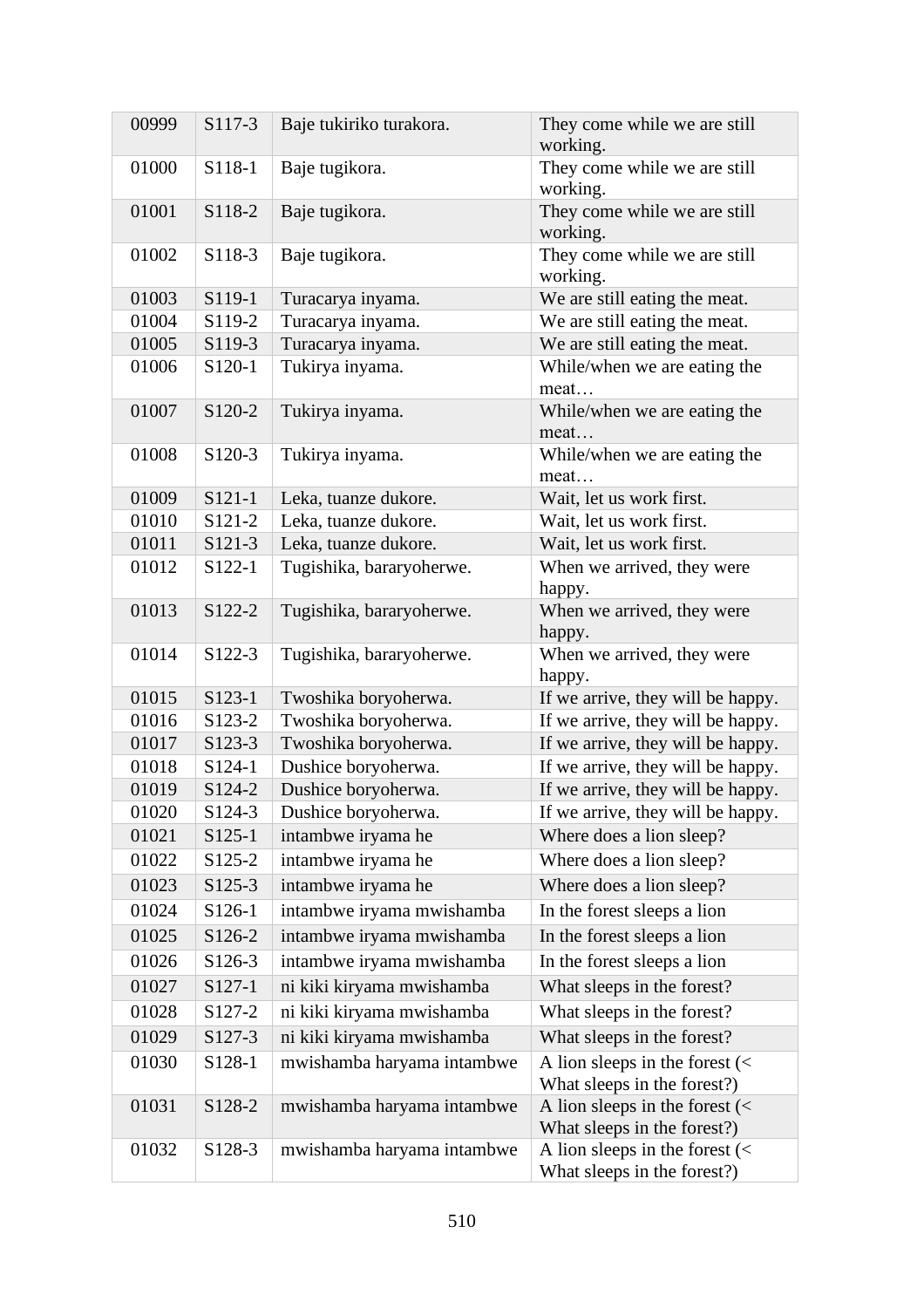| | | | |
|---|---|---|---|
| 00999 | S117-3 | Baje tukiriko turakora. | They come while we are still working. |
| 01000 | S118-1 | Baje tugikora. | They come while we are still working. |
| 01001 | S118-2 | Baje tugikora. | They come while we are still working. |
| 01002 | S118-3 | Baje tugikora. | They come while we are still working. |
| 01003 | S119-1 | Turacarya inyama. | We are still eating the meat. |
| 01004 | S119-2 | Turacarya inyama. | We are still eating the meat. |
| 01005 | S119-3 | Turacarya inyama. | We are still eating the meat. |
| 01006 | S120-1 | Tukirya inyama. | While/when we are eating the meat… |
| 01007 | S120-2 | Tukirya inyama. | While/when we are eating the meat… |
| 01008 | S120-3 | Tukirya inyama. | While/when we are eating the meat… |
| 01009 | S121-1 | Leka, tuanze dukore. | Wait, let us work first. |
| 01010 | S121-2 | Leka, tuanze dukore. | Wait, let us work first. |
| 01011 | S121-3 | Leka, tuanze dukore. | Wait, let us work first. |
| 01012 | S122-1 | Tugishika, bararyoherwe. | When we arrived, they were happy. |
| 01013 | S122-2 | Tugishika, bararyoherwe. | When we arrived, they were happy. |
| 01014 | S122-3 | Tugishika, bararyoherwe. | When we arrived, they were happy. |
| 01015 | S123-1 | Twoshika boryoherwa. | If we arrive, they will be happy. |
| 01016 | S123-2 | Twoshika boryoherwa. | If we arrive, they will be happy. |
| 01017 | S123-3 | Twoshika boryoherwa. | If we arrive, they will be happy. |
| 01018 | S124-1 | Dushice boryoherwa. | If we arrive, they will be happy. |
| 01019 | S124-2 | Dushice boryoherwa. | If we arrive, they will be happy. |
| 01020 | S124-3 | Dushice boryoherwa. | If we arrive, they will be happy. |
| 01021 | S125-1 | intambwe iryama he | Where does a lion sleep? |
| 01022 | S125-2 | intambwe iryama he | Where does a lion sleep? |
| 01023 | S125-3 | intambwe iryama he | Where does a lion sleep? |
| 01024 | S126-1 | intambwe iryama mwishamba | In the forest sleeps a lion |
| 01025 | S126-2 | intambwe iryama mwishamba | In the forest sleeps a lion |
| 01026 | S126-3 | intambwe iryama mwishamba | In the forest sleeps a lion |
| 01027 | S127-1 | ni kiki kiryama mwishamba | What sleeps in the forest? |
| 01028 | S127-2 | ni kiki kiryama mwishamba | What sleeps in the forest? |
| 01029 | S127-3 | ni kiki kiryama mwishamba | What sleeps in the forest? |
| 01030 | S128-1 | mwishamba haryama intambwe | A lion sleeps in the forest (< What sleeps in the forest?) |
| 01031 | S128-2 | mwishamba haryama intambwe | A lion sleeps in the forest (< What sleeps in the forest?) |
| 01032 | S128-3 | mwishamba haryama intambwe | A lion sleeps in the forest (< What sleeps in the forest?) |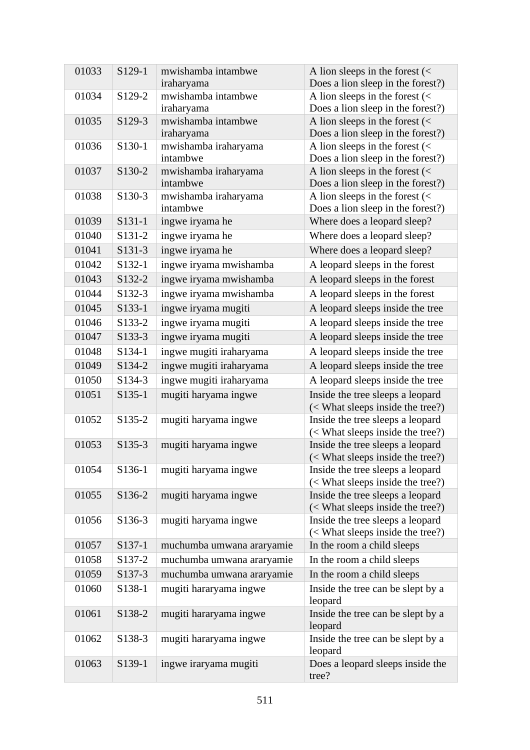| | | | |
|---|---|---|---|
| 01033 | S129-1 | mwishamba intambwe iraharyama | A lion sleeps in the forest (< Does a lion sleep in the forest?) |
| 01034 | S129-2 | mwishamba intambwe iraharyama | A lion sleeps in the forest (< Does a lion sleep in the forest?) |
| 01035 | S129-3 | mwishamba intambwe iraharyama | A lion sleeps in the forest (< Does a lion sleep in the forest?) |
| 01036 | S130-1 | mwishamba iraharyama intambwe | A lion sleeps in the forest (< Does a lion sleep in the forest?) |
| 01037 | S130-2 | mwishamba iraharyama intambwe | A lion sleeps in the forest (< Does a lion sleep in the forest?) |
| 01038 | S130-3 | mwishamba iraharyama intambwe | A lion sleeps in the forest (< Does a lion sleep in the forest?) |
| 01039 | S131-1 | ingwe iryama he | Where does a leopard sleep? |
| 01040 | S131-2 | ingwe iryama he | Where does a leopard sleep? |
| 01041 | S131-3 | ingwe iryama he | Where does a leopard sleep? |
| 01042 | S132-1 | ingwe iryama mwishamba | A leopard sleeps in the forest |
| 01043 | S132-2 | ingwe iryama mwishamba | A leopard sleeps in the forest |
| 01044 | S132-3 | ingwe iryama mwishamba | A leopard sleeps in the forest |
| 01045 | S133-1 | ingwe iryama mugiti | A leopard sleeps inside the tree |
| 01046 | S133-2 | ingwe iryama mugiti | A leopard sleeps inside the tree |
| 01047 | S133-3 | ingwe iryama mugiti | A leopard sleeps inside the tree |
| 01048 | S134-1 | ingwe mugiti iraharyama | A leopard sleeps inside the tree |
| 01049 | S134-2 | ingwe mugiti iraharyama | A leopard sleeps inside the tree |
| 01050 | S134-3 | ingwe mugiti iraharyama | A leopard sleeps inside the tree |
| 01051 | S135-1 | mugiti haryama ingwe | Inside the tree sleeps a leopard (< What sleeps inside the tree?) |
| 01052 | S135-2 | mugiti haryama ingwe | Inside the tree sleeps a leopard (< What sleeps inside the tree?) |
| 01053 | S135-3 | mugiti haryama ingwe | Inside the tree sleeps a leopard (< What sleeps inside the tree?) |
| 01054 | S136-1 | mugiti haryama ingwe | Inside the tree sleeps a leopard (< What sleeps inside the tree?) |
| 01055 | S136-2 | mugiti haryama ingwe | Inside the tree sleeps a leopard (< What sleeps inside the tree?) |
| 01056 | S136-3 | mugiti haryama ingwe | Inside the tree sleeps a leopard (< What sleeps inside the tree?) |
| 01057 | S137-1 | muchumba umwana araryamie | In the room a child sleeps |
| 01058 | S137-2 | muchumba umwana araryamie | In the room a child sleeps |
| 01059 | S137-3 | muchumba umwana araryamie | In the room a child sleeps |
| 01060 | S138-1 | mugiti hararyama ingwe | Inside the tree can be slept by a leopard |
| 01061 | S138-2 | mugiti hararyama ingwe | Inside the tree can be slept by a leopard |
| 01062 | S138-3 | mugiti hararyama ingwe | Inside the tree can be slept by a leopard |
| 01063 | S139-1 | ingwe iraryama mugiti | Does a leopard sleeps inside the tree? |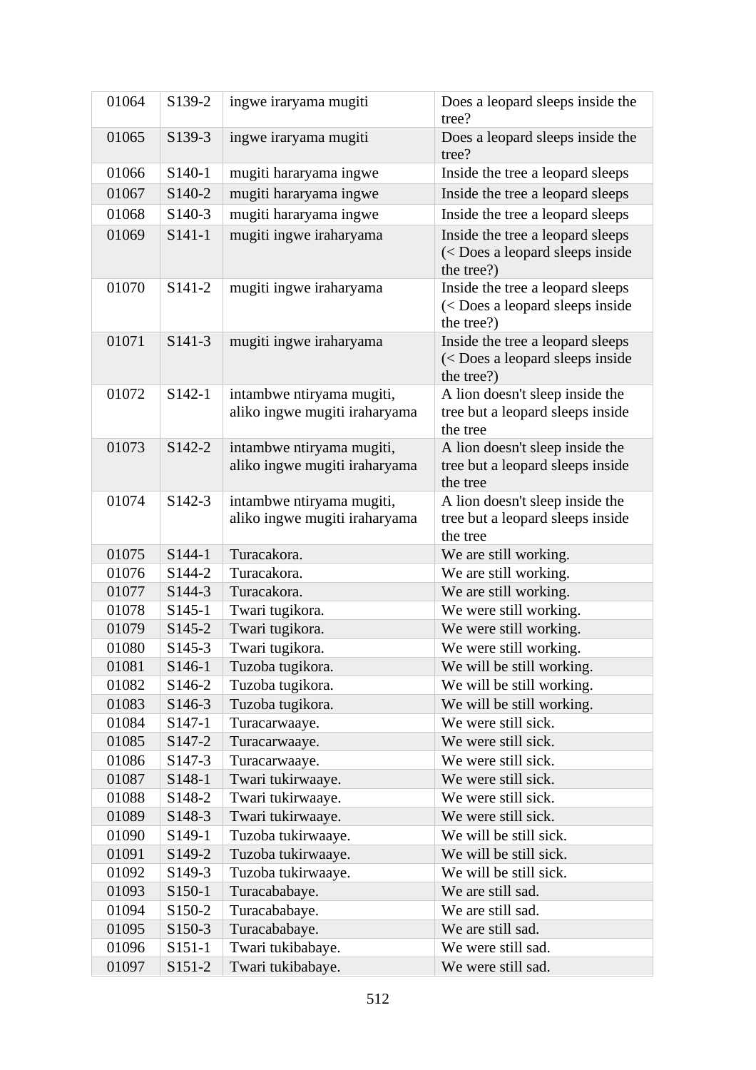| | | | |
|---|---|---|---|
| 01064 | S139-2 | ingwe iraryama mugiti | Does a leopard sleeps inside the tree? |
| 01065 | S139-3 | ingwe iraryama mugiti | Does a leopard sleeps inside the tree? |
| 01066 | S140-1 | mugiti hararyama ingwe | Inside the tree a leopard sleeps |
| 01067 | S140-2 | mugiti hararyama ingwe | Inside the tree a leopard sleeps |
| 01068 | S140-3 | mugiti hararyama ingwe | Inside the tree a leopard sleeps |
| 01069 | S141-1 | mugiti ingwe iraharyama | Inside the tree a leopard sleeps (< Does a leopard sleeps inside the tree?) |
| 01070 | S141-2 | mugiti ingwe iraharyama | Inside the tree a leopard sleeps (< Does a leopard sleeps inside the tree?) |
| 01071 | S141-3 | mugiti ingwe iraharyama | Inside the tree a leopard sleeps (< Does a leopard sleeps inside the tree?) |
| 01072 | S142-1 | intambwe ntiryama mugiti, aliko ingwe mugiti iraharyama | A lion doesn't sleep inside the tree but a leopard sleeps inside the tree |
| 01073 | S142-2 | intambwe ntiryama mugiti, aliko ingwe mugiti iraharyama | A lion doesn't sleep inside the tree but a leopard sleeps inside the tree |
| 01074 | S142-3 | intambwe ntiryama mugiti, aliko ingwe mugiti iraharyama | A lion doesn't sleep inside the tree but a leopard sleeps inside the tree |
| 01075 | S144-1 | Turacakora. | We are still working. |
| 01076 | S144-2 | Turacakora. | We are still working. |
| 01077 | S144-3 | Turacakora. | We are still working. |
| 01078 | S145-1 | Twari tugikora. | We were still working. |
| 01079 | S145-2 | Twari tugikora. | We were still working. |
| 01080 | S145-3 | Twari tugikora. | We were still working. |
| 01081 | S146-1 | Tuzoba tugikora. | We will be still working. |
| 01082 | S146-2 | Tuzoba tugikora. | We will be still working. |
| 01083 | S146-3 | Tuzoba tugikora. | We will be still working. |
| 01084 | S147-1 | Turacarwaaye. | We were still sick. |
| 01085 | S147-2 | Turacarwaaye. | We were still sick. |
| 01086 | S147-3 | Turacarwaaye. | We were still sick. |
| 01087 | S148-1 | Twari tukirwaaye. | We were still sick. |
| 01088 | S148-2 | Twari tukirwaaye. | We were still sick. |
| 01089 | S148-3 | Twari tukirwaaye. | We were still sick. |
| 01090 | S149-1 | Tuzoba tukirwaaye. | We will be still sick. |
| 01091 | S149-2 | Tuzoba tukirwaaye. | We will be still sick. |
| 01092 | S149-3 | Tuzoba tukirwaaye. | We will be still sick. |
| 01093 | S150-1 | Turacababaye. | We are still sad. |
| 01094 | S150-2 | Turacababaye. | We are still sad. |
| 01095 | S150-3 | Turacababaye. | We are still sad. |
| 01096 | S151-1 | Twari tukibabaye. | We were still sad. |
| 01097 | S151-2 | Twari tukibabaye. | We were still sad. |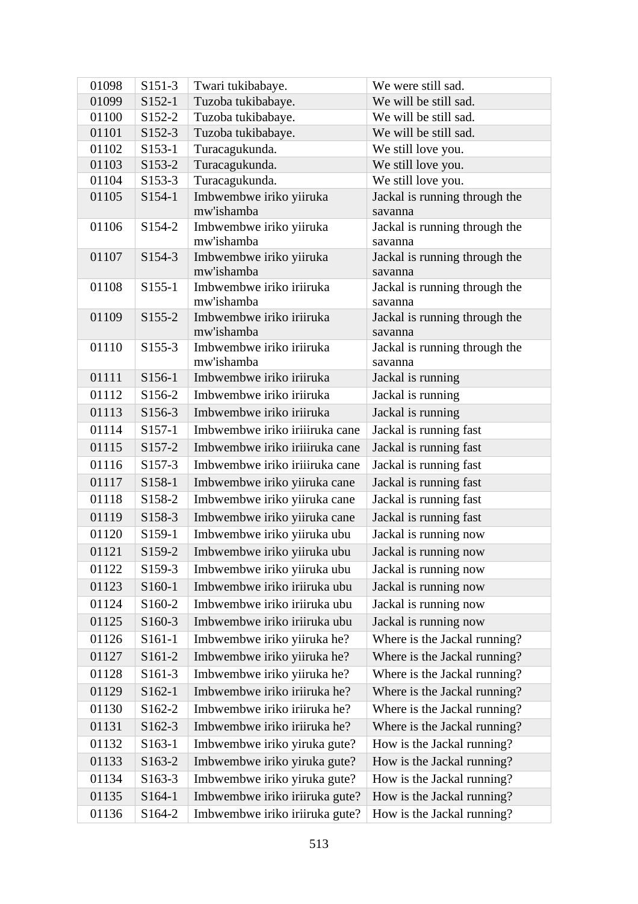| | | | |
|---|---|---|---|
| 01098 | S151-3 | Twari tukibabaye. | We were still sad. |
| 01099 | S152-1 | Tuzoba tukibabaye. | We will be still sad. |
| 01100 | S152-2 | Tuzoba tukibabaye. | We will be still sad. |
| 01101 | S152-3 | Tuzoba tukibabaye. | We will be still sad. |
| 01102 | S153-1 | Turacagukunda. | We still love you. |
| 01103 | S153-2 | Turacagukunda. | We still love you. |
| 01104 | S153-3 | Turacagukunda. | We still love you. |
| 01105 | S154-1 | Imbwembwe iriko yiiruka mw'ishamba | Jackal is running through the savanna |
| 01106 | S154-2 | Imbwembwe iriko yiiruka mw'ishamba | Jackal is running through the savanna |
| 01107 | S154-3 | Imbwembwe iriko yiiruka mw'ishamba | Jackal is running through the savanna |
| 01108 | S155-1 | Imbwembwe iriko iriiruka mw'ishamba | Jackal is running through the savanna |
| 01109 | S155-2 | Imbwembwe iriko iriiruka mw'ishamba | Jackal is running through the savanna |
| 01110 | S155-3 | Imbwembwe iriko iriiruka mw'ishamba | Jackal is running through the savanna |
| 01111 | S156-1 | Imbwembwe iriko iriiruka | Jackal is running |
| 01112 | S156-2 | Imbwembwe iriko iriiruka | Jackal is running |
| 01113 | S156-3 | Imbwembwe iriko iriiruka | Jackal is running |
| 01114 | S157-1 | Imbwembwe iriko iriiiruka cane | Jackal is running fast |
| 01115 | S157-2 | Imbwembwe iriko iriiiruka cane | Jackal is running fast |
| 01116 | S157-3 | Imbwembwe iriko iriiiruka cane | Jackal is running fast |
| 01117 | S158-1 | Imbwembwe iriko yiiruka cane | Jackal is running fast |
| 01118 | S158-2 | Imbwembwe iriko yiiruka cane | Jackal is running fast |
| 01119 | S158-3 | Imbwembwe iriko yiiruka cane | Jackal is running fast |
| 01120 | S159-1 | Imbwembwe iriko yiiruka ubu | Jackal is running now |
| 01121 | S159-2 | Imbwembwe iriko yiiruka ubu | Jackal is running now |
| 01122 | S159-3 | Imbwembwe iriko yiiruka ubu | Jackal is running now |
| 01123 | S160-1 | Imbwembwe iriko iriiruka ubu | Jackal is running now |
| 01124 | S160-2 | Imbwembwe iriko iriiruka ubu | Jackal is running now |
| 01125 | S160-3 | Imbwembwe iriko iriiruka ubu | Jackal is running now |
| 01126 | S161-1 | Imbwembwe iriko yiiruka he? | Where is the Jackal running? |
| 01127 | S161-2 | Imbwembwe iriko yiiruka he? | Where is the Jackal running? |
| 01128 | S161-3 | Imbwembwe iriko yiiruka he? | Where is the Jackal running? |
| 01129 | S162-1 | Imbwembwe iriko iriiruka he? | Where is the Jackal running? |
| 01130 | S162-2 | Imbwembwe iriko iriiruka he? | Where is the Jackal running? |
| 01131 | S162-3 | Imbwembwe iriko iriiruka he? | Where is the Jackal running? |
| 01132 | S163-1 | Imbwembwe iriko yiruka gute? | How is the Jackal running? |
| 01133 | S163-2 | Imbwembwe iriko yiruka gute? | How is the Jackal running? |
| 01134 | S163-3 | Imbwembwe iriko yiruka gute? | How is the Jackal running? |
| 01135 | S164-1 | Imbwembwe iriko iriiruka gute? | How is the Jackal running? |
| 01136 | S164-2 | Imbwembwe iriko iriiruka gute? | How is the Jackal running? |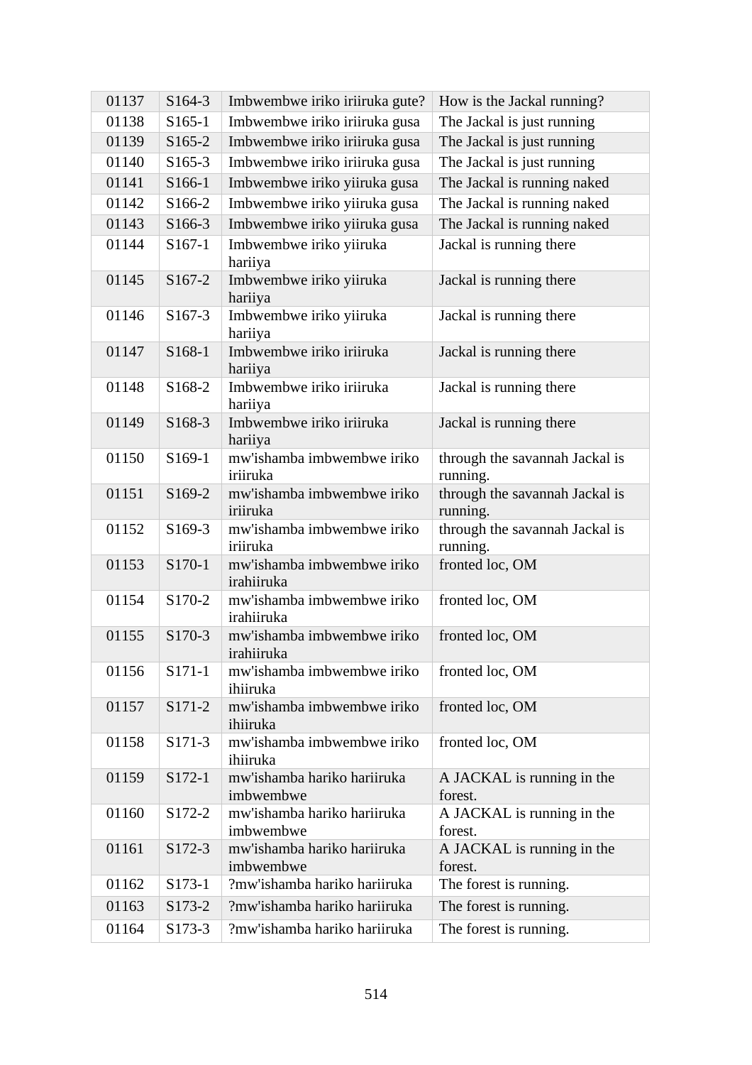| 01137 | S164-3 | Imbwembwe iriko iriiruka gute? | How is the Jackal running? |
|---|---|---|---|
| 01138 | S165-1 | Imbwembwe iriko iriiruka gusa | The Jackal is just running |
| 01139 | S165-2 | Imbwembwe iriko iriiruka gusa | The Jackal is just running |
| 01140 | S165-3 | Imbwembwe iriko iriiruka gusa | The Jackal is just running |
| 01141 | S166-1 | Imbwembwe iriko yiiruka gusa | The Jackal is running naked |
| 01142 | S166-2 | Imbwembwe iriko yiiruka gusa | The Jackal is running naked |
| 01143 | S166-3 | Imbwembwe iriko yiiruka gusa | The Jackal is running naked |
| 01144 | S167-1 | Imbwembwe iriko yiiruka hariiya | Jackal is running there |
| 01145 | S167-2 | Imbwembwe iriko yiiruka hariiya | Jackal is running there |
| 01146 | S167-3 | Imbwembwe iriko yiiruka hariiya | Jackal is running there |
| 01147 | S168-1 | Imbwembwe iriko iriiruka hariiya | Jackal is running there |
| 01148 | S168-2 | Imbwembwe iriko iriiruka hariiya | Jackal is running there |
| 01149 | S168-3 | Imbwembwe iriko iriiruka hariiya | Jackal is running there |
| 01150 | S169-1 | mw'ishamba imbwembwe iriko iriiruka | through the savannah Jackal is running. |
| 01151 | S169-2 | mw'ishamba imbwembwe iriko iriiruka | through the savannah Jackal is running. |
| 01152 | S169-3 | mw'ishamba imbwembwe iriko iriiruka | through the savannah Jackal is running. |
| 01153 | S170-1 | mw'ishamba imbwembwe iriko irahiiruka | fronted loc, OM |
| 01154 | S170-2 | mw'ishamba imbwembwe iriko irahiiruka | fronted loc, OM |
| 01155 | S170-3 | mw'ishamba imbwembwe iriko irahiiruka | fronted loc, OM |
| 01156 | S171-1 | mw'ishamba imbwembwe iriko ihiiruka | fronted loc, OM |
| 01157 | S171-2 | mw'ishamba imbwembwe iriko ihiiruka | fronted loc, OM |
| 01158 | S171-3 | mw'ishamba imbwembwe iriko ihiiruka | fronted loc, OM |
| 01159 | S172-1 | mw'ishamba hariko hariiruka imbwembwe | A JACKAL is running in the forest. |
| 01160 | S172-2 | mw'ishamba hariko hariiruka imbwembwe | A JACKAL is running in the forest. |
| 01161 | S172-3 | mw'ishamba hariko hariiruka imbwembwe | A JACKAL is running in the forest. |
| 01162 | S173-1 | ?mw'ishamba hariko hariiruka | The forest is running. |
| 01163 | S173-2 | ?mw'ishamba hariko hariiruka | The forest is running. |
| 01164 | S173-3 | ?mw'ishamba hariko hariiruka | The forest is running. |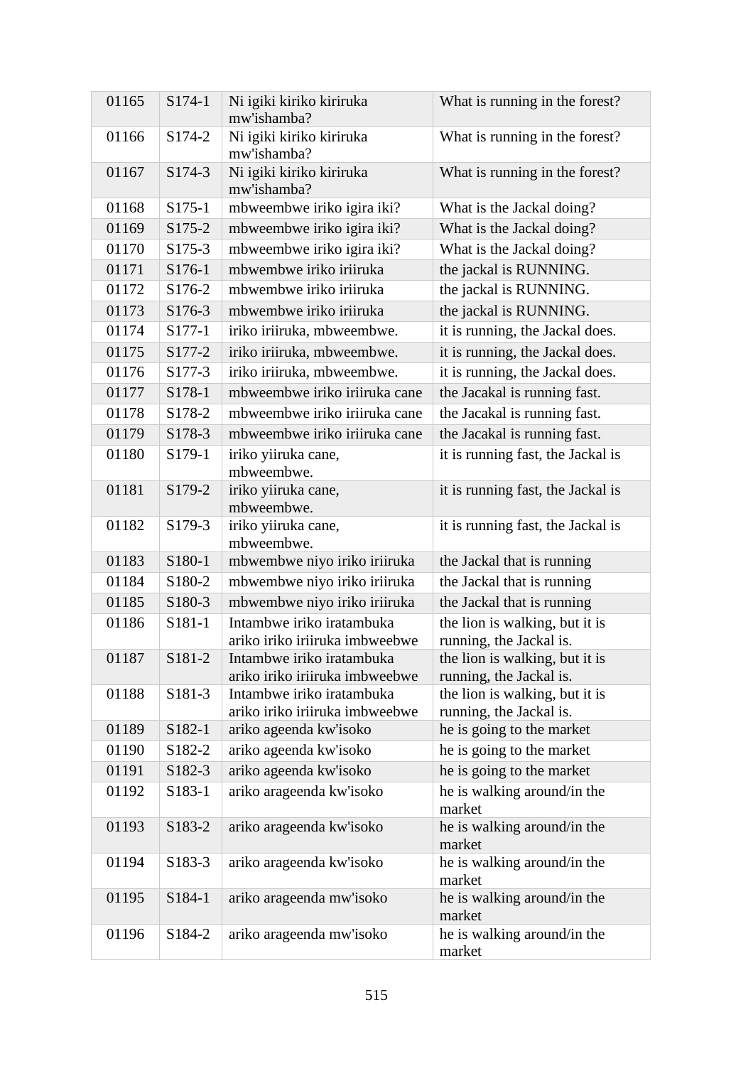| | | | |
|---|---|---|---|
| 01165 | S174-1 | Ni igiki kiriko kiriruka mw'ishamba? | What is running in the forest? |
| 01166 | S174-2 | Ni igiki kiriko kiriruka mw'ishamba? | What is running in the forest? |
| 01167 | S174-3 | Ni igiki kiriko kiriruka mw'ishamba? | What is running in the forest? |
| 01168 | S175-1 | mbweembwe iriko igira iki? | What is the Jackal doing? |
| 01169 | S175-2 | mbweembwe iriko igira iki? | What is the Jackal doing? |
| 01170 | S175-3 | mbweembwe iriko igira iki? | What is the Jackal doing? |
| 01171 | S176-1 | mbwembwe iriko iriiruka | the jackal is RUNNING. |
| 01172 | S176-2 | mbwembwe iriko iriiruka | the jackal is RUNNING. |
| 01173 | S176-3 | mbwembwe iriko iriiruka | the jackal is RUNNING. |
| 01174 | S177-1 | iriko iriiruka, mbweembwe. | it is running, the Jackal does. |
| 01175 | S177-2 | iriko iriiruka, mbweembwe. | it is running, the Jackal does. |
| 01176 | S177-3 | iriko iriiruka, mbweembwe. | it is running, the Jackal does. |
| 01177 | S178-1 | mbweembwe iriko iriiruka cane | the Jacakal is running fast. |
| 01178 | S178-2 | mbweembwe iriko iriiruka cane | the Jacakal is running fast. |
| 01179 | S178-3 | mbweembwe iriko iriiruka cane | the Jacakal is running fast. |
| 01180 | S179-1 | iriko yiiruka cane, mbweembwe. | it is running fast, the Jackal is |
| 01181 | S179-2 | iriko yiiruka cane, mbweembwe. | it is running fast, the Jackal is |
| 01182 | S179-3 | iriko yiiruka cane, mbweembwe. | it is running fast, the Jackal is |
| 01183 | S180-1 | mbwembwe niyo iriko iriiruka | the Jackal that is running |
| 01184 | S180-2 | mbwembwe niyo iriko iriiruka | the Jackal that is running |
| 01185 | S180-3 | mbwembwe niyo iriko iriiruka | the Jackal that is running |
| 01186 | S181-1 | Intambwe iriko iratambuka ariko iriko iriiruka imbweebwe | the lion is walking, but it is running, the Jackal is. |
| 01187 | S181-2 | Intambwe iriko iratambuka ariko iriko iriiruka imbweebwe | the lion is walking, but it is running, the Jackal is. |
| 01188 | S181-3 | Intambwe iriko iratambuka ariko iriko iriiruka imbweebwe | the lion is walking, but it is running, the Jackal is. |
| 01189 | S182-1 | ariko ageenda kw'isoko | he is going to the market |
| 01190 | S182-2 | ariko ageenda kw'isoko | he is going to the market |
| 01191 | S182-3 | ariko ageenda kw'isoko | he is going to the market |
| 01192 | S183-1 | ariko arageenda kw'isoko | he is walking around/in the market |
| 01193 | S183-2 | ariko arageenda kw'isoko | he is walking around/in the market |
| 01194 | S183-3 | ariko arageenda kw'isoko | he is walking around/in the market |
| 01195 | S184-1 | ariko arageenda mw'isoko | he is walking around/in the market |
| 01196 | S184-2 | ariko arageenda mw'isoko | he is walking around/in the market |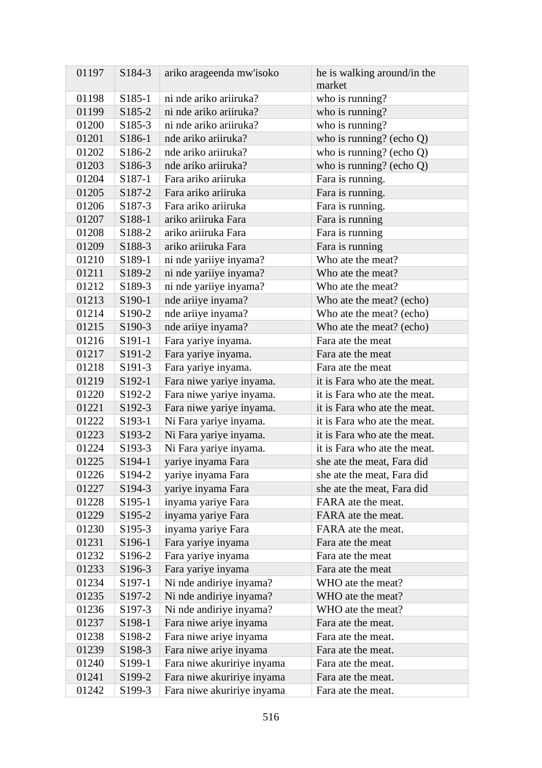| | | | |
|---|---|---|---|
| 01197 | S184-3 | ariko arageenda mw'isoko | he is walking around/in the market |
| 01198 | S185-1 | ni nde ariko ariiruka? | who is running? |
| 01199 | S185-2 | ni nde ariko ariiruka? | who is running? |
| 01200 | S185-3 | ni nde ariko ariiruka? | who is running? |
| 01201 | S186-1 | nde ariko ariiruka? | who is running? (echo Q) |
| 01202 | S186-2 | nde ariko ariiruka? | who is running? (echo Q) |
| 01203 | S186-3 | nde ariko ariiruka? | who is running? (echo Q) |
| 01204 | S187-1 | Fara ariko ariiruka | Fara is running. |
| 01205 | S187-2 | Fara ariko ariiruka | Fara is running. |
| 01206 | S187-3 | Fara ariko ariiruka | Fara is running. |
| 01207 | S188-1 | ariko ariiruka Fara | Fara is running |
| 01208 | S188-2 | ariko ariiruka Fara | Fara is running |
| 01209 | S188-3 | ariko ariiruka Fara | Fara is running |
| 01210 | S189-1 | ni nde yariiye inyama? | Who ate the meat? |
| 01211 | S189-2 | ni nde yariiye inyama? | Who ate the meat? |
| 01212 | S189-3 | ni nde yariiye inyama? | Who ate the meat? |
| 01213 | S190-1 | nde ariiye inyama? | Who ate the meat? (echo) |
| 01214 | S190-2 | nde ariiye inyama? | Who ate the meat? (echo) |
| 01215 | S190-3 | nde ariiye inyama? | Who ate the meat? (echo) |
| 01216 | S191-1 | Fara yariye inyama. | Fara ate the meat |
| 01217 | S191-2 | Fara yariye inyama. | Fara ate the meat |
| 01218 | S191-3 | Fara yariye inyama. | Fara ate the meat |
| 01219 | S192-1 | Fara niwe yariye inyama. | it is Fara who ate the meat. |
| 01220 | S192-2 | Fara niwe yariye inyama. | it is Fara who ate the meat. |
| 01221 | S192-3 | Fara niwe yariye inyama. | it is Fara who ate the meat. |
| 01222 | S193-1 | Ni Fara yariye inyama. | it is Fara who ate the meat. |
| 01223 | S193-2 | Ni Fara yariye inyama. | it is Fara who ate the meat. |
| 01224 | S193-3 | Ni Fara yariye inyama. | it is Fara who ate the meat. |
| 01225 | S194-1 | yariye inyama Fara | she ate the meat, Fara did |
| 01226 | S194-2 | yariye inyama Fara | she ate the meat, Fara did |
| 01227 | S194-3 | yariye inyama Fara | she ate the meat, Fara did |
| 01228 | S195-1 | inyama yariye Fara | FARA ate the meat. |
| 01229 | S195-2 | inyama yariye Fara | FARA ate the meat. |
| 01230 | S195-3 | inyama yariye Fara | FARA ate the meat. |
| 01231 | S196-1 | Fara yariye inyama | Fara ate the meat |
| 01232 | S196-2 | Fara yariye inyama | Fara ate the meat |
| 01233 | S196-3 | Fara yariye inyama | Fara ate the meat |
| 01234 | S197-1 | Ni nde andiriye inyama? | WHO ate the meat? |
| 01235 | S197-2 | Ni nde andiriye inyama? | WHO ate the meat? |
| 01236 | S197-3 | Ni nde andiriye inyama? | WHO ate the meat? |
| 01237 | S198-1 | Fara niwe ariye inyama | Fara ate the meat. |
| 01238 | S198-2 | Fara niwe ariye inyama | Fara ate the meat. |
| 01239 | S198-3 | Fara niwe ariye inyama | Fara ate the meat. |
| 01240 | S199-1 | Fara niwe akuririye inyama | Fara ate the meat. |
| 01241 | S199-2 | Fara niwe akuririye inyama | Fara ate the meat. |
| 01242 | S199-3 | Fara niwe akuririye inyama | Fara ate the meat. |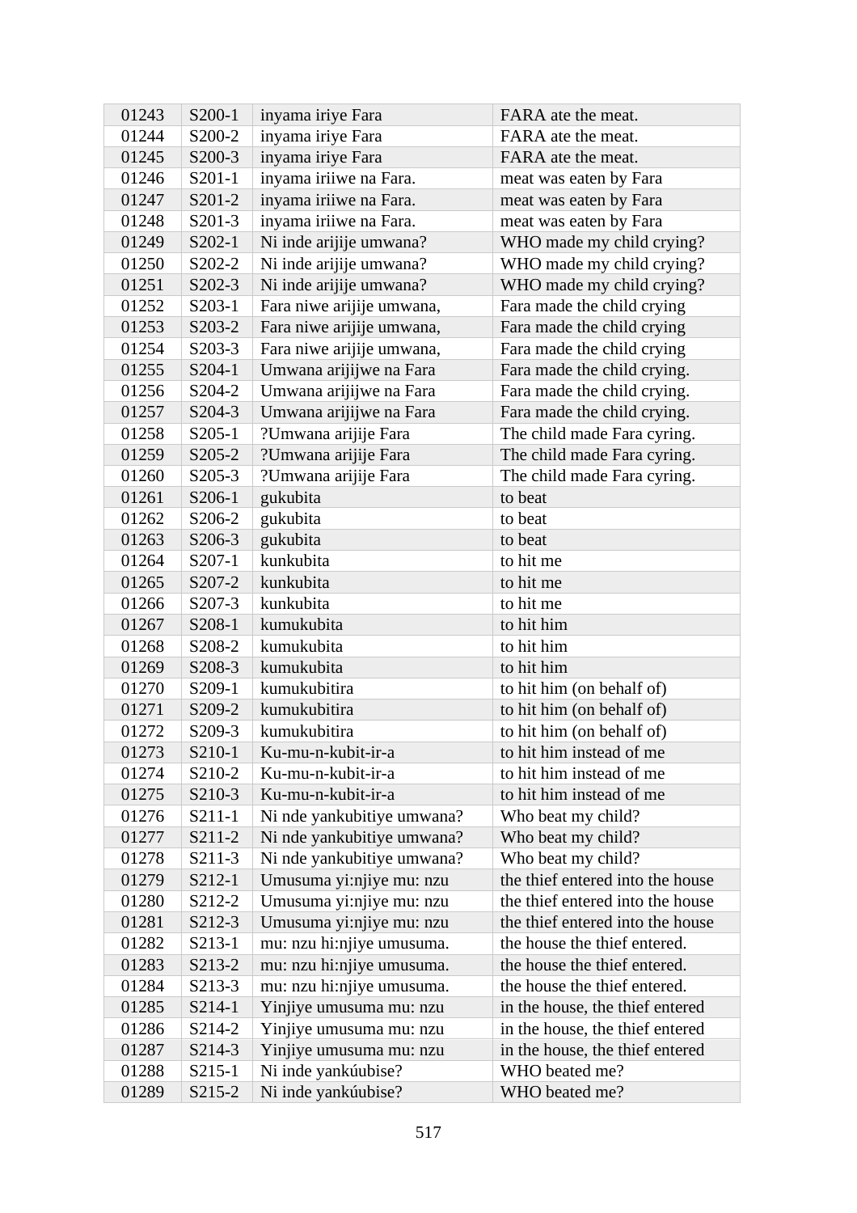| | | | |
|---|---|---|---|
| 01243 | S200-1 | inyama iriye Fara | FARA ate the meat. |
| 01244 | S200-2 | inyama iriye Fara | FARA ate the meat. |
| 01245 | S200-3 | inyama iriye Fara | FARA ate the meat. |
| 01246 | S201-1 | inyama iriiwe na Fara. | meat was eaten by Fara |
| 01247 | S201-2 | inyama iriiwe na Fara. | meat was eaten by Fara |
| 01248 | S201-3 | inyama iriiwe na Fara. | meat was eaten by Fara |
| 01249 | S202-1 | Ni inde arijije umwana? | WHO made my child crying? |
| 01250 | S202-2 | Ni inde arijije umwana? | WHO made my child crying? |
| 01251 | S202-3 | Ni inde arijije umwana? | WHO made my child crying? |
| 01252 | S203-1 | Fara niwe arijije umwana, | Fara made the child crying |
| 01253 | S203-2 | Fara niwe arijije umwana, | Fara made the child crying |
| 01254 | S203-3 | Fara niwe arijije umwana, | Fara made the child crying |
| 01255 | S204-1 | Umwana arijijwe na Fara | Fara made the child crying. |
| 01256 | S204-2 | Umwana arijijwe na Fara | Fara made the child crying. |
| 01257 | S204-3 | Umwana arijijwe na Fara | Fara made the child crying. |
| 01258 | S205-1 | ?Umwana arijije Fara | The child made Fara crying. |
| 01259 | S205-2 | ?Umwana arijije Fara | The child made Fara cyring. |
| 01260 | S205-3 | ?Umwana arijije Fara | The child made Fara cyring. |
| 01261 | S206-1 | gukubita | to beat |
| 01262 | S206-2 | gukubita | to beat |
| 01263 | S206-3 | gukubita | to beat |
| 01264 | S207-1 | kunkubita | to hit me |
| 01265 | S207-2 | kunkubita | to hit me |
| 01266 | S207-3 | kunkubita | to hit me |
| 01267 | S208-1 | kumukubita | to hit him |
| 01268 | S208-2 | kumukubita | to hit him |
| 01269 | S208-3 | kumukubita | to hit him |
| 01270 | S209-1 | kumukubitira | to hit him (on behalf of) |
| 01271 | S209-2 | kumukubitira | to hit him (on behalf of) |
| 01272 | S209-3 | kumukubitira | to hit him (on behalf of) |
| 01273 | S210-1 | Ku-mu-n-kubit-ir-a | to hit him instead of me |
| 01274 | S210-2 | Ku-mu-n-kubit-ir-a | to hit him instead of me |
| 01275 | S210-3 | Ku-mu-n-kubit-ir-a | to hit him instead of me |
| 01276 | S211-1 | Ni nde yankubitiye umwana? | Who beat my child? |
| 01277 | S211-2 | Ni nde yankubitiye umwana? | Who beat my child? |
| 01278 | S211-3 | Ni nde yankubitiye umwana? | Who beat my child? |
| 01279 | S212-1 | Umusuma yi:njiye mu: nzu | the thief entered into the house |
| 01280 | S212-2 | Umusuma yi:njiye mu: nzu | the thief entered into the house |
| 01281 | S212-3 | Umusuma yi:njiye mu: nzu | the thief entered into the house |
| 01282 | S213-1 | mu: nzu hi:njiye umusuma. | the house the thief entered. |
| 01283 | S213-2 | mu: nzu hi:njiye umusuma. | the house the thief entered. |
| 01284 | S213-3 | mu: nzu hi:njiye umusuma. | the house the thief entered. |
| 01285 | S214-1 | Yinjiye umusuma mu: nzu | in the house, the thief entered |
| 01286 | S214-2 | Yinjiye umusuma mu: nzu | in the house, the thief entered |
| 01287 | S214-3 | Yinjiye umusuma mu: nzu | in the house, the thief entered |
| 01288 | S215-1 | Ni inde yankúubise? | WHO beated me? |
| 01289 | S215-2 | Ni inde yankúubise? | WHO beated me? |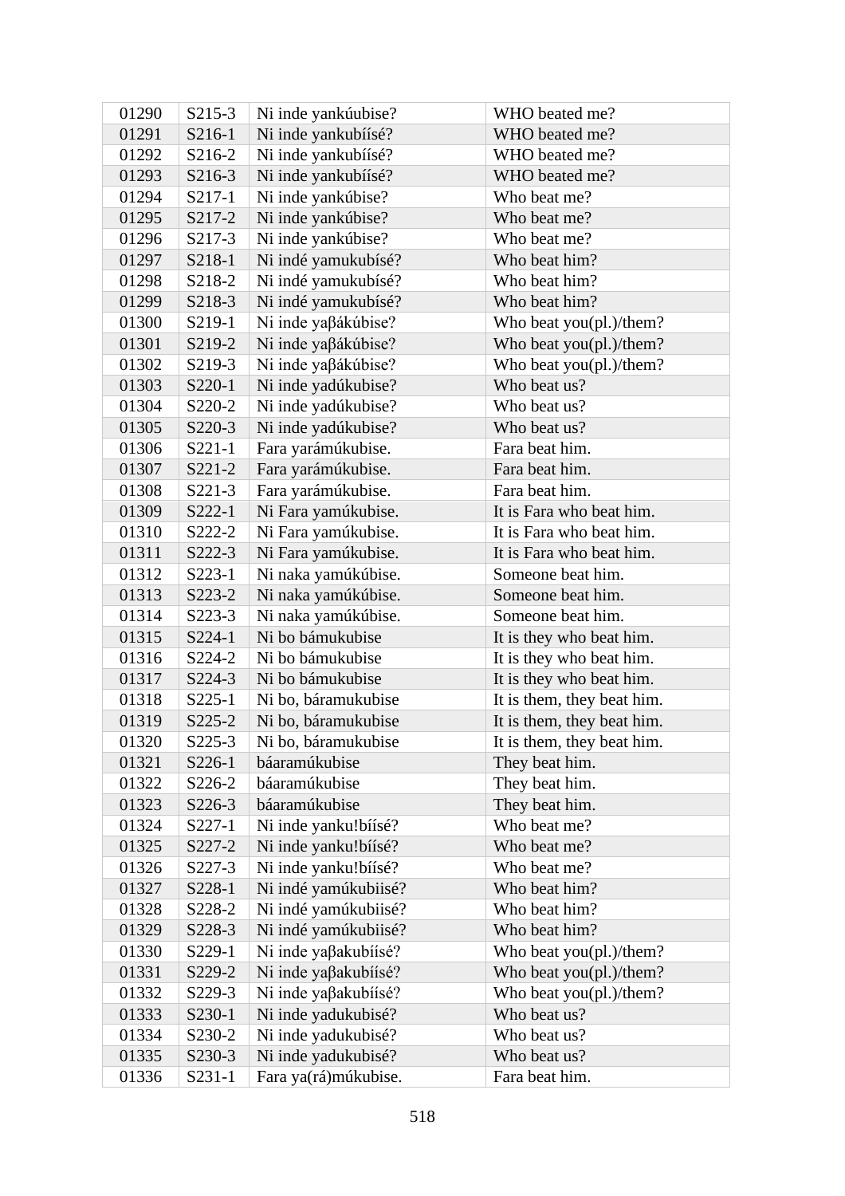| | | | |
|---|---|---|---|
| 01290 | S215-3 | Ni inde yankúubise? | WHO beated me? |
| 01291 | S216-1 | Ni inde yankubíísé? | WHO beated me? |
| 01292 | S216-2 | Ni inde yankubíísé? | WHO beated me? |
| 01293 | S216-3 | Ni inde yankubíísé? | WHO beated me? |
| 01294 | S217-1 | Ni inde yankúbise? | Who beat me? |
| 01295 | S217-2 | Ni inde yankúbise? | Who beat me? |
| 01296 | S217-3 | Ni inde yankúbise? | Who beat me? |
| 01297 | S218-1 | Ni indé yamukubísé? | Who beat him? |
| 01298 | S218-2 | Ni indé yamukubísé? | Who beat him? |
| 01299 | S218-3 | Ni indé yamukubísé? | Who beat him? |
| 01300 | S219-1 | Ni inde yaβákúbise? | Who beat you(pl.)/them? |
| 01301 | S219-2 | Ni inde yaβákúbise? | Who beat you(pl.)/them? |
| 01302 | S219-3 | Ni inde yaβákúbise? | Who beat you(pl.)/them? |
| 01303 | S220-1 | Ni inde yadúkubise? | Who beat us? |
| 01304 | S220-2 | Ni inde yadúkubise? | Who beat us? |
| 01305 | S220-3 | Ni inde yadúkubise? | Who beat us? |
| 01306 | S221-1 | Fara yarámúkubise. | Fara beat him. |
| 01307 | S221-2 | Fara yarámúkubise. | Fara beat him. |
| 01308 | S221-3 | Fara yarámúkubise. | Fara beat him. |
| 01309 | S222-1 | Ni Fara yamúkubise. | It is Fara who beat him. |
| 01310 | S222-2 | Ni Fara yamúkubise. | It is Fara who beat him. |
| 01311 | S222-3 | Ni Fara yamúkubise. | It is Fara who beat him. |
| 01312 | S223-1 | Ni naka yamúkúbise. | Someone beat him. |
| 01313 | S223-2 | Ni naka yamúkúbise. | Someone beat him. |
| 01314 | S223-3 | Ni naka yamúkúbise. | Someone beat him. |
| 01315 | S224-1 | Ni bo bámukubise | It is they who beat him. |
| 01316 | S224-2 | Ni bo bámukubise | It is they who beat him. |
| 01317 | S224-3 | Ni bo bámukubise | It is they who beat him. |
| 01318 | S225-1 | Ni bo, báramukubise | It is them, they beat him. |
| 01319 | S225-2 | Ni bo, báramukubise | It is them, they beat him. |
| 01320 | S225-3 | Ni bo, báramukubise | It is them, they beat him. |
| 01321 | S226-1 | báaramúkubise | They beat him. |
| 01322 | S226-2 | báaramúkubise | They beat him. |
| 01323 | S226-3 | báaramúkubise | They beat him. |
| 01324 | S227-1 | Ni inde yanku!bíísé? | Who beat me? |
| 01325 | S227-2 | Ni inde yanku!bíísé? | Who beat me? |
| 01326 | S227-3 | Ni inde yanku!bíísé? | Who beat me? |
| 01327 | S228-1 | Ni indé yamúkubiisé? | Who beat him? |
| 01328 | S228-2 | Ni indé yamúkubiisé? | Who beat him? |
| 01329 | S228-3 | Ni indé yamúkubiisé? | Who beat him? |
| 01330 | S229-1 | Ni inde yaβakubíísé? | Who beat you(pl.)/them? |
| 01331 | S229-2 | Ni inde yaβakubíísé? | Who beat you(pl.)/them? |
| 01332 | S229-3 | Ni inde yaβakubíísé? | Who beat you(pl.)/them? |
| 01333 | S230-1 | Ni inde yadukubisé? | Who beat us? |
| 01334 | S230-2 | Ni inde yadukubisé? | Who beat us? |
| 01335 | S230-3 | Ni inde yadukubisé? | Who beat us? |
| 01336 | S231-1 | Fara ya(rá)múkubise. | Fara beat him. |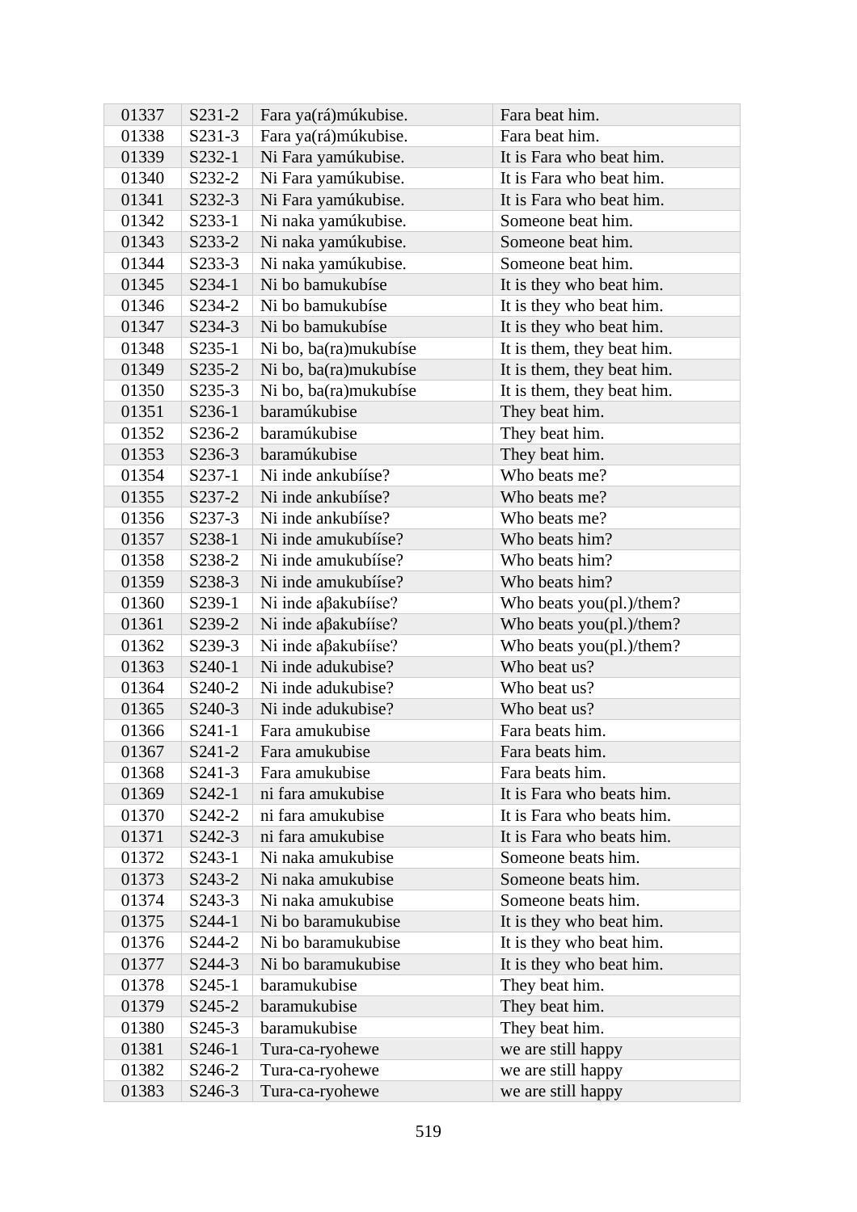| | | | |
|---|---|---|---|
| 01337 | S231-2 | Fara ya(rá)múkubise. | Fara beat him. |
| 01338 | S231-3 | Fara ya(rá)múkubise. | Fara beat him. |
| 01339 | S232-1 | Ni Fara yamúkubise. | It is Fara who beat him. |
| 01340 | S232-2 | Ni Fara yamúkubise. | It is Fara who beat him. |
| 01341 | S232-3 | Ni Fara yamúkubise. | It is Fara who beat him. |
| 01342 | S233-1 | Ni naka yamúkubise. | Someone beat him. |
| 01343 | S233-2 | Ni naka yamúkubise. | Someone beat him. |
| 01344 | S233-3 | Ni naka yamúkubise. | Someone beat him. |
| 01345 | S234-1 | Ni bo bamukubíse | It is they who beat him. |
| 01346 | S234-2 | Ni bo bamukubíse | It is they who beat him. |
| 01347 | S234-3 | Ni bo bamukubíse | It is they who beat him. |
| 01348 | S235-1 | Ni bo, ba(ra)mukubíse | It is them, they beat him. |
| 01349 | S235-2 | Ni bo, ba(ra)mukubíse | It is them, they beat him. |
| 01350 | S235-3 | Ni bo, ba(ra)mukubíse | It is them, they beat him. |
| 01351 | S236-1 | baramúkubise | They beat him. |
| 01352 | S236-2 | baramúkubise | They beat him. |
| 01353 | S236-3 | baramúkubise | They beat him. |
| 01354 | S237-1 | Ni inde ankubííse? | Who beats me? |
| 01355 | S237-2 | Ni inde ankubííse? | Who beats me? |
| 01356 | S237-3 | Ni inde ankubííse? | Who beats me? |
| 01357 | S238-1 | Ni inde amukubííse? | Who beats him? |
| 01358 | S238-2 | Ni inde amukubííse? | Who beats him? |
| 01359 | S238-3 | Ni inde amukubííse? | Who beats him? |
| 01360 | S239-1 | Ni inde aβakubíísė? | Who beats you(pl.)/them? |
| 01361 | S239-2 | Ni inde aβakubíísė? | Who beats you(pl.)/them? |
| 01362 | S239-3 | Ni inde aβakubíísė? | Who beats you(pl.)/them? |
| 01363 | S240-1 | Ni inde adukubise? | Who beat us? |
| 01364 | S240-2 | Ni inde adukubise? | Who beat us? |
| 01365 | S240-3 | Ni inde adukubise? | Who beat us? |
| 01366 | S241-1 | Fara amukubise | Fara beats him. |
| 01367 | S241-2 | Fara amukubise | Fara beats him. |
| 01368 | S241-3 | Fara amukubise | Fara beats him. |
| 01369 | S242-1 | ni fara amukubise | It is Fara who beats him. |
| 01370 | S242-2 | ni fara amukubise | It is Fara who beats him. |
| 01371 | S242-3 | ni fara amukubise | It is Fara who beats him. |
| 01372 | S243-1 | Ni naka amukubise | Someone beats him. |
| 01373 | S243-2 | Ni naka amukubise | Someone beats him. |
| 01374 | S243-3 | Ni naka amukubise | Someone beats him. |
| 01375 | S244-1 | Ni bo baramukubise | It is they who beat him. |
| 01376 | S244-2 | Ni bo baramukubise | It is they who beat him. |
| 01377 | S244-3 | Ni bo baramukubise | It is they who beat him. |
| 01378 | S245-1 | baramukubise | They beat him. |
| 01379 | S245-2 | baramukubise | They beat him. |
| 01380 | S245-3 | baramukubise | They beat him. |
| 01381 | S246-1 | Tura-ca-ryohewe | we are still happy |
| 01382 | S246-2 | Tura-ca-ryohewe | we are still happy |
| 01383 | S246-3 | Tura-ca-ryohewe | we are still happy |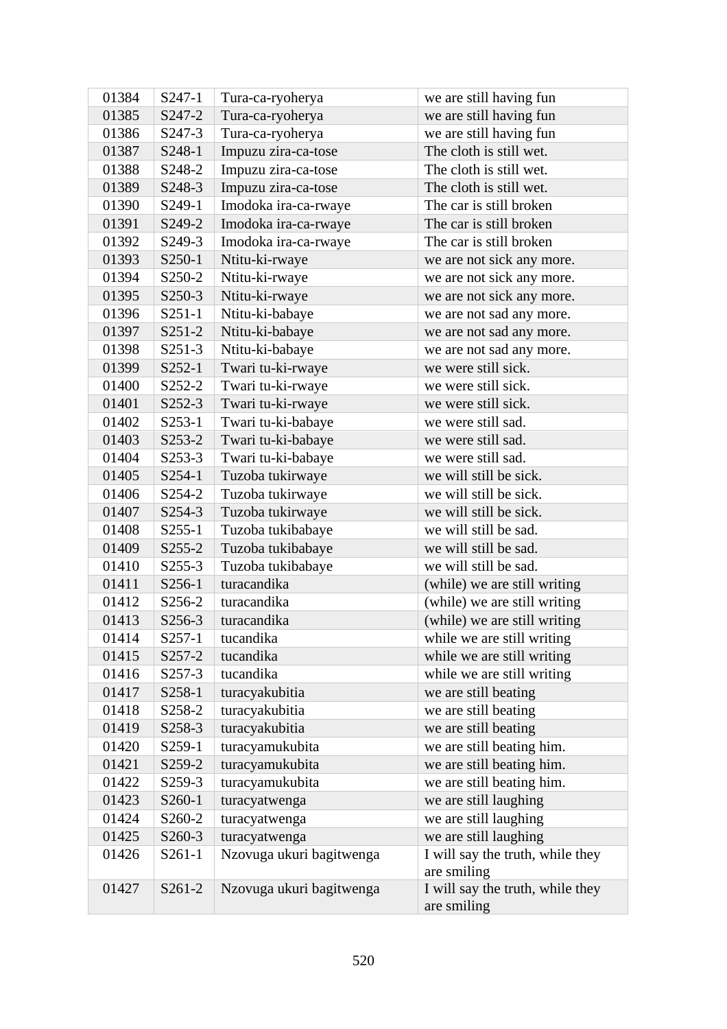| | | | |
|---|---|---|---|
| 01384 | S247-1 | Tura-ca-ryoherya | we are still having fun |
| 01385 | S247-2 | Tura-ca-ryoherya | we are still having fun |
| 01386 | S247-3 | Tura-ca-ryoherya | we are still having fun |
| 01387 | S248-1 | Impuzu zira-ca-tose | The cloth is still wet. |
| 01388 | S248-2 | Impuzu zira-ca-tose | The cloth is still wet. |
| 01389 | S248-3 | Impuzu zira-ca-tose | The cloth is still wet. |
| 01390 | S249-1 | Imodoka ira-ca-rwaye | The car is still broken |
| 01391 | S249-2 | Imodoka ira-ca-rwaye | The car is still broken |
| 01392 | S249-3 | Imodoka ira-ca-rwaye | The car is still broken |
| 01393 | S250-1 | Ntitu-ki-rwaye | we are not sick any more. |
| 01394 | S250-2 | Ntitu-ki-rwaye | we are not sick any more. |
| 01395 | S250-3 | Ntitu-ki-rwaye | we are not sick any more. |
| 01396 | S251-1 | Ntitu-ki-babaye | we are not sad any more. |
| 01397 | S251-2 | Ntitu-ki-babaye | we are not sad any more. |
| 01398 | S251-3 | Ntitu-ki-babaye | we are not sad any more. |
| 01399 | S252-1 | Twari tu-ki-rwaye | we were still sick. |
| 01400 | S252-2 | Twari tu-ki-rwaye | we were still sick. |
| 01401 | S252-3 | Twari tu-ki-rwaye | we were still sick. |
| 01402 | S253-1 | Twari tu-ki-babaye | we were still sad. |
| 01403 | S253-2 | Twari tu-ki-babaye | we were still sad. |
| 01404 | S253-3 | Twari tu-ki-babaye | we were still sad. |
| 01405 | S254-1 | Tuzoba tukirwaye | we will still be sick. |
| 01406 | S254-2 | Tuzoba tukirwaye | we will still be sick. |
| 01407 | S254-3 | Tuzoba tukirwaye | we will still be sick. |
| 01408 | S255-1 | Tuzoba tukibabaye | we will still be sad. |
| 01409 | S255-2 | Tuzoba tukibabaye | we will still be sad. |
| 01410 | S255-3 | Tuzoba tukibabaye | we will still be sad. |
| 01411 | S256-1 | turacandika | (while) we are still writing |
| 01412 | S256-2 | turacandika | (while) we are still writing |
| 01413 | S256-3 | turacandika | (while) we are still writing |
| 01414 | S257-1 | tucandika | while we are still writing |
| 01415 | S257-2 | tucandika | while we are still writing |
| 01416 | S257-3 | tucandika | while we are still writing |
| 01417 | S258-1 | turacyakubitia | we are still beating |
| 01418 | S258-2 | turacyakubitia | we are still beating |
| 01419 | S258-3 | turacyakubitia | we are still beating |
| 01420 | S259-1 | turacyamukubita | we are still beating him. |
| 01421 | S259-2 | turacyamukubita | we are still beating him. |
| 01422 | S259-3 | turacyamukubita | we are still beating him. |
| 01423 | S260-1 | turacyatwenga | we are still laughing |
| 01424 | S260-2 | turacyatwenga | we are still laughing |
| 01425 | S260-3 | turacyatwenga | we are still laughing |
| 01426 | S261-1 | Nzovuga ukuri bagitwenga | I will say the truth, while they are smiling |
| 01427 | S261-2 | Nzovuga ukuri bagitwenga | I will say the truth, while they are smiling |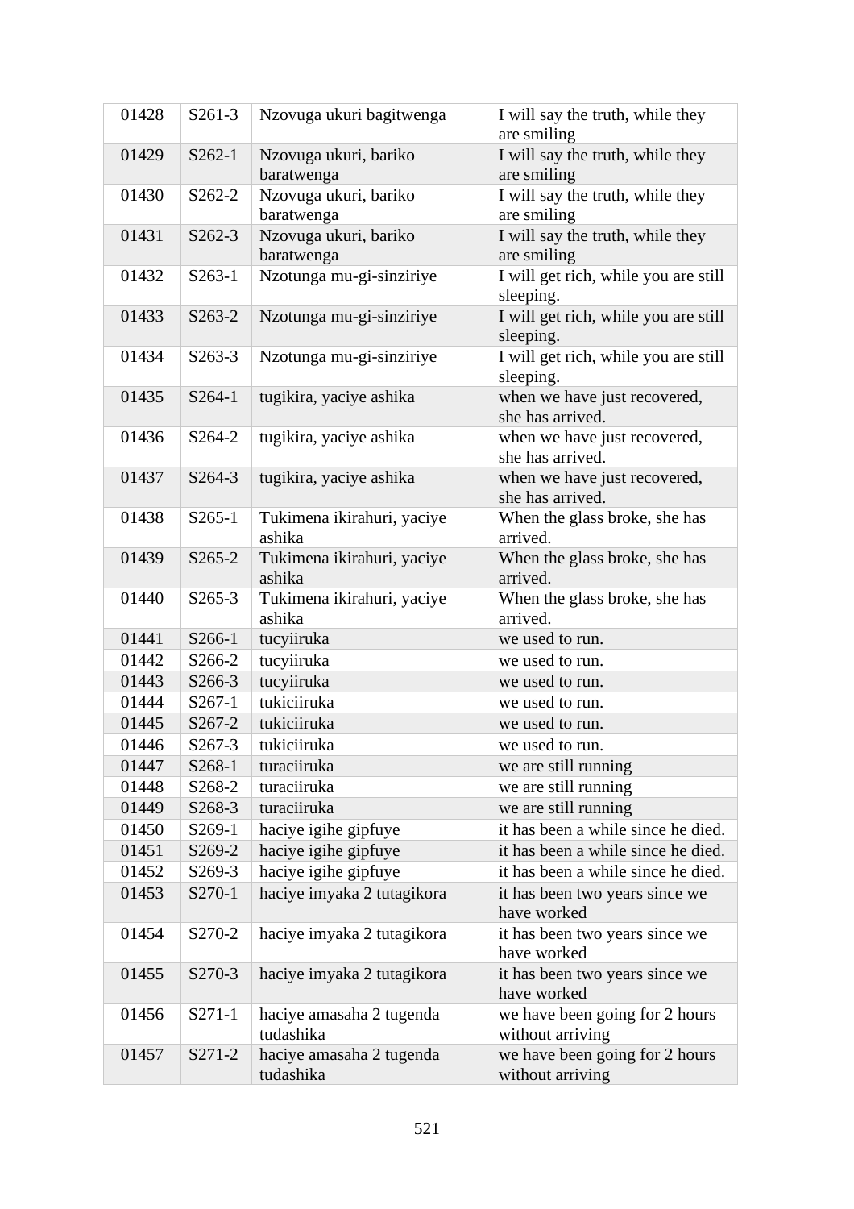| | | | |
|---|---|---|---|
| 01428 | S261-3 | Nzovuga ukuri bagitwenga | I will say the truth, while they are smiling |
| 01429 | S262-1 | Nzovuga ukuri, bariko baratwenga | I will say the truth, while they are smiling |
| 01430 | S262-2 | Nzovuga ukuri, bariko baratwenga | I will say the truth, while they are smiling |
| 01431 | S262-3 | Nzovuga ukuri, bariko baratwenga | I will say the truth, while they are smiling |
| 01432 | S263-1 | Nzotunga mu-gi-sinziriye | I will get rich, while you are still sleeping. |
| 01433 | S263-2 | Nzotunga mu-gi-sinziriye | I will get rich, while you are still sleeping. |
| 01434 | S263-3 | Nzotunga mu-gi-sinziriye | I will get rich, while you are still sleeping. |
| 01435 | S264-1 | tugikira, yaciye ashika | when we have just recovered, she has arrived. |
| 01436 | S264-2 | tugikira, yaciye ashika | when we have just recovered, she has arrived. |
| 01437 | S264-3 | tugikira, yaciye ashika | when we have just recovered, she has arrived. |
| 01438 | S265-1 | Tukimena ikirahuri, yaciye ashika | When the glass broke, she has arrived. |
| 01439 | S265-2 | Tukimena ikirahuri, yaciye ashika | When the glass broke, she has arrived. |
| 01440 | S265-3 | Tukimena ikirahuri, yaciye ashika | When the glass broke, she has arrived. |
| 01441 | S266-1 | tucyiiruka | we used to run. |
| 01442 | S266-2 | tucyiiruka | we used to run. |
| 01443 | S266-3 | tucyiiruka | we used to run. |
| 01444 | S267-1 | tukiciiruka | we used to run. |
| 01445 | S267-2 | tukiciiruka | we used to run. |
| 01446 | S267-3 | tukiciiruka | we used to run. |
| 01447 | S268-1 | turaciiruka | we are still running |
| 01448 | S268-2 | turaciiruka | we are still running |
| 01449 | S268-3 | turaciiruka | we are still running |
| 01450 | S269-1 | haciye igihe gipfuye | it has been a while since he died. |
| 01451 | S269-2 | haciye igihe gipfuye | it has been a while since he died. |
| 01452 | S269-3 | haciye igihe gipfuye | it has been a while since he died. |
| 01453 | S270-1 | haciye imyaka 2 tutagikora | it has been two years since we have worked |
| 01454 | S270-2 | haciye imyaka 2 tutagikora | it has been two years since we have worked |
| 01455 | S270-3 | haciye imyaka 2 tutagikora | it has been two years since we have worked |
| 01456 | S271-1 | haciye amasaha 2 tugenda tudashika | we have been going for 2 hours without arriving |
| 01457 | S271-2 | haciye amasaha 2 tugenda tudashika | we have been going for 2 hours without arriving |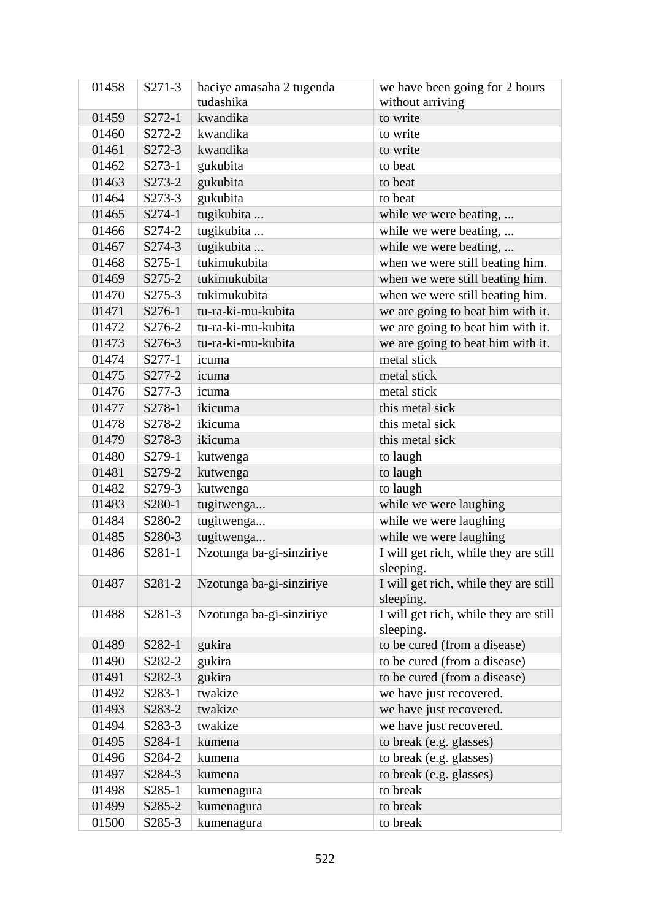| | | | |
|---|---|---|---|
| 01458 | S271-3 | haciye amasaha 2 tugenda tudashika | we have been going for 2 hours without arriving |
| 01459 | S272-1 | kwandika | to write |
| 01460 | S272-2 | kwandika | to write |
| 01461 | S272-3 | kwandika | to write |
| 01462 | S273-1 | gukubita | to beat |
| 01463 | S273-2 | gukubita | to beat |
| 01464 | S273-3 | gukubita | to beat |
| 01465 | S274-1 | tugikubita ... | while we were beating, ... |
| 01466 | S274-2 | tugikubita ... | while we were beating, ... |
| 01467 | S274-3 | tugikubita ... | while we were beating, ... |
| 01468 | S275-1 | tukimukubita | when we were still beating him. |
| 01469 | S275-2 | tukimukubita | when we were still beating him. |
| 01470 | S275-3 | tukimukubita | when we were still beating him. |
| 01471 | S276-1 | tu-ra-ki-mu-kubita | we are going to beat him with it. |
| 01472 | S276-2 | tu-ra-ki-mu-kubita | we are going to beat him with it. |
| 01473 | S276-3 | tu-ra-ki-mu-kubita | we are going to beat him with it. |
| 01474 | S277-1 | icuma | metal stick |
| 01475 | S277-2 | icuma | metal stick |
| 01476 | S277-3 | icuma | metal stick |
| 01477 | S278-1 | ikicuma | this metal sick |
| 01478 | S278-2 | ikicuma | this metal sick |
| 01479 | S278-3 | ikicuma | this metal sick |
| 01480 | S279-1 | kutwenga | to laugh |
| 01481 | S279-2 | kutwenga | to laugh |
| 01482 | S279-3 | kutwenga | to laugh |
| 01483 | S280-1 | tugitwenga... | while we were laughing |
| 01484 | S280-2 | tugitwenga... | while we were laughing |
| 01485 | S280-3 | tugitwenga... | while we were laughing |
| 01486 | S281-1 | Nzotunga ba-gi-sinziriye | I will get rich, while they are still sleeping. |
| 01487 | S281-2 | Nzotunga ba-gi-sinziriye | I will get rich, while they are still sleeping. |
| 01488 | S281-3 | Nzotunga ba-gi-sinziriye | I will get rich, while they are still sleeping. |
| 01489 | S282-1 | gukira | to be cured (from a disease) |
| 01490 | S282-2 | gukira | to be cured (from a disease) |
| 01491 | S282-3 | gukira | to be cured (from a disease) |
| 01492 | S283-1 | twakize | we have just recovered. |
| 01493 | S283-2 | twakize | we have just recovered. |
| 01494 | S283-3 | twakize | we have just recovered. |
| 01495 | S284-1 | kumena | to break (e.g. glasses) |
| 01496 | S284-2 | kumena | to break (e.g. glasses) |
| 01497 | S284-3 | kumena | to break (e.g. glasses) |
| 01498 | S285-1 | kumenagura | to break |
| 01499 | S285-2 | kumenagura | to break |
| 01500 | S285-3 | kumenagura | to break |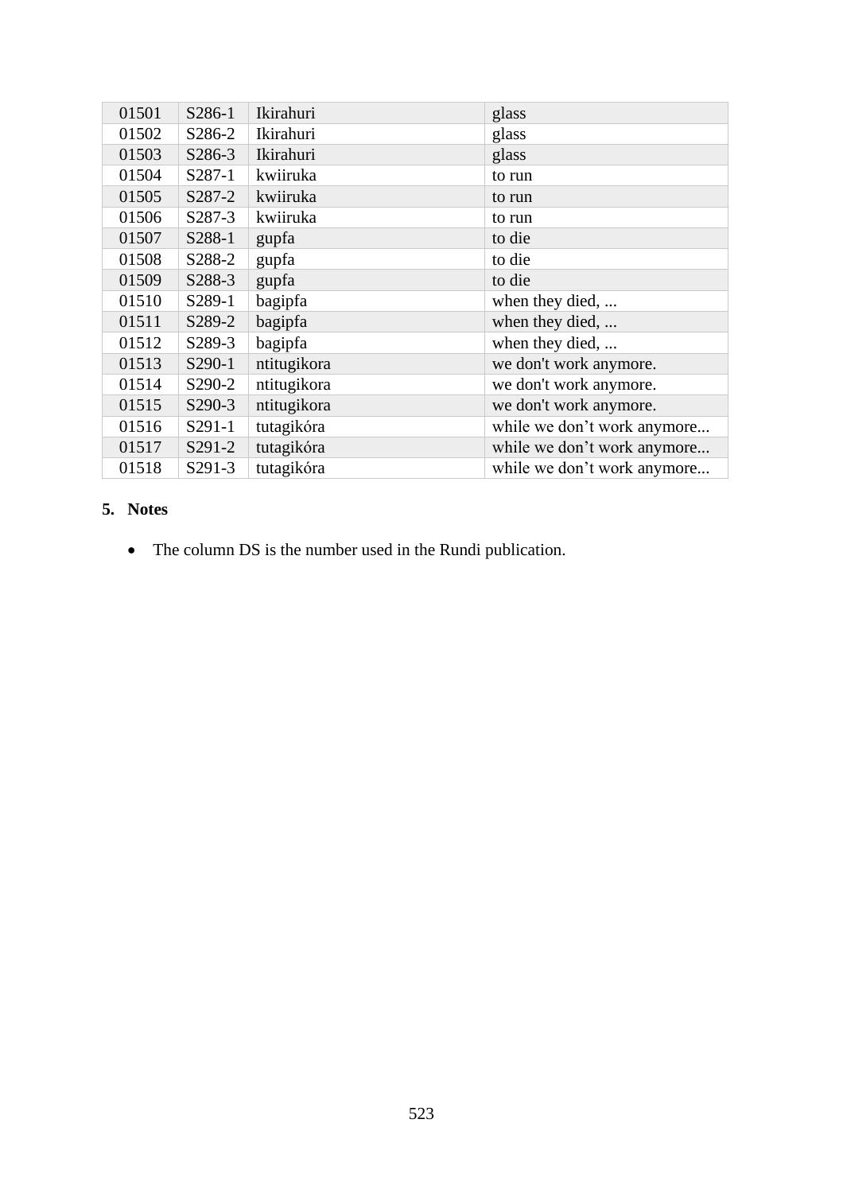| | | | |
|---|---|---|---|
| 01501 | S286-1 | Ikirahuri | glass |
| 01502 | S286-2 | Ikirahuri | glass |
| 01503 | S286-3 | Ikirahuri | glass |
| 01504 | S287-1 | kwiiruka | to run |
| 01505 | S287-2 | kwiiruka | to run |
| 01506 | S287-3 | kwiiruka | to run |
| 01507 | S288-1 | gupfa | to die |
| 01508 | S288-2 | gupfa | to die |
| 01509 | S288-3 | gupfa | to die |
| 01510 | S289-1 | bagipfa | when they died, ... |
| 01511 | S289-2 | bagipfa | when they died, ... |
| 01512 | S289-3 | bagipfa | when they died, ... |
| 01513 | S290-1 | ntitugikora | we don't work anymore. |
| 01514 | S290-2 | ntitugikora | we don't work anymore. |
| 01515 | S290-3 | ntitugikora | we don't work anymore. |
| 01516 | S291-1 | tutagikóra | while we don’t work anymore... |
| 01517 | S291-2 | tutagikóra | while we don’t work anymore... |
| 01518 | S291-3 | tutagikóra | while we don’t work anymore... |

## 5. Notes

- The column DS is the number used in the Rundi publication.